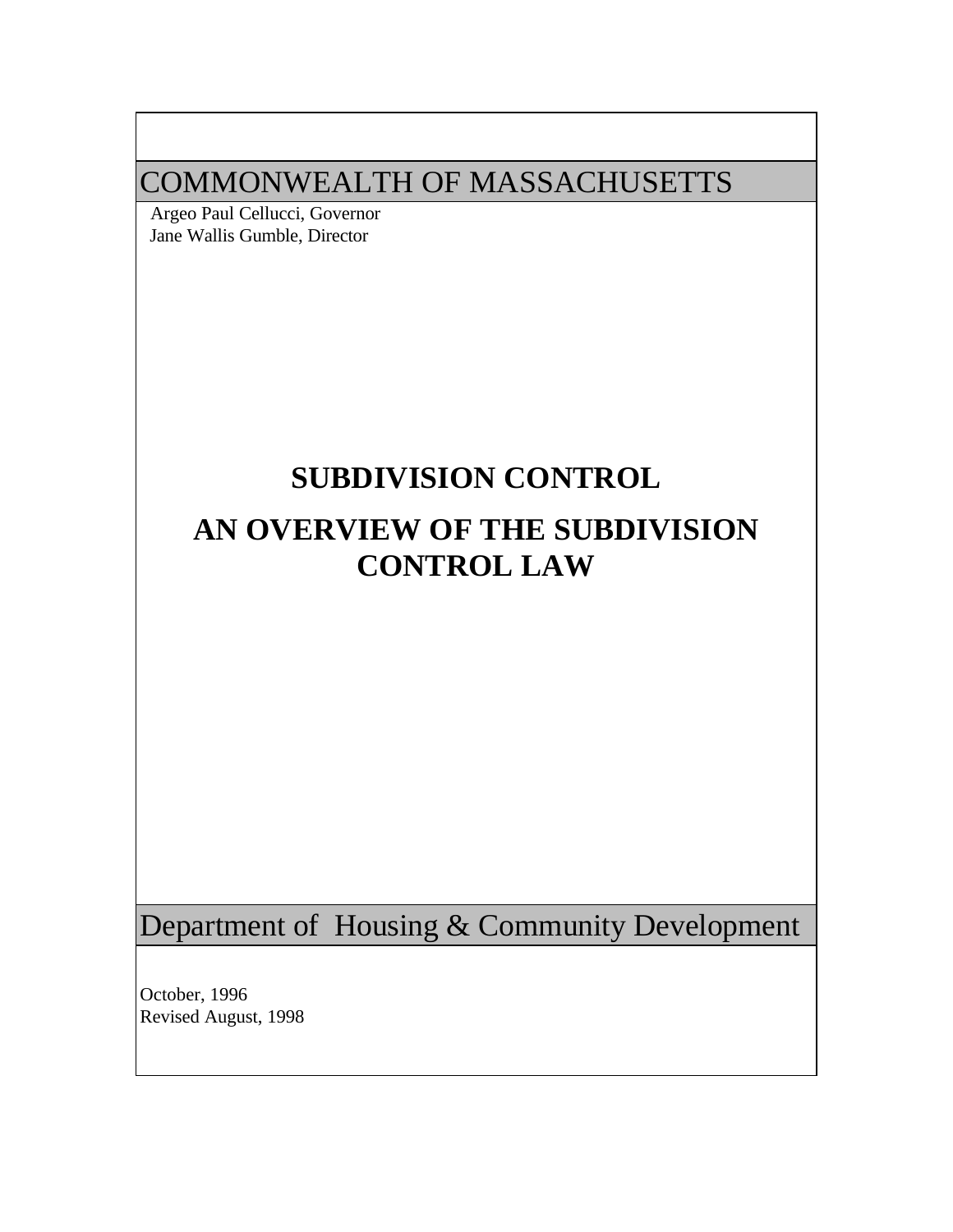COMMONWEALTH OF MASSACHUSETTS

Argeo Paul Cellucci, Governor
Jane Wallis Gumble, Director

# SUBDIVISION CONTROL

# AN OVERVIEW OF THE SUBDIVISION CONTROL LAW

Department of Housing & Community Development

October, 1996
Revised August, 1998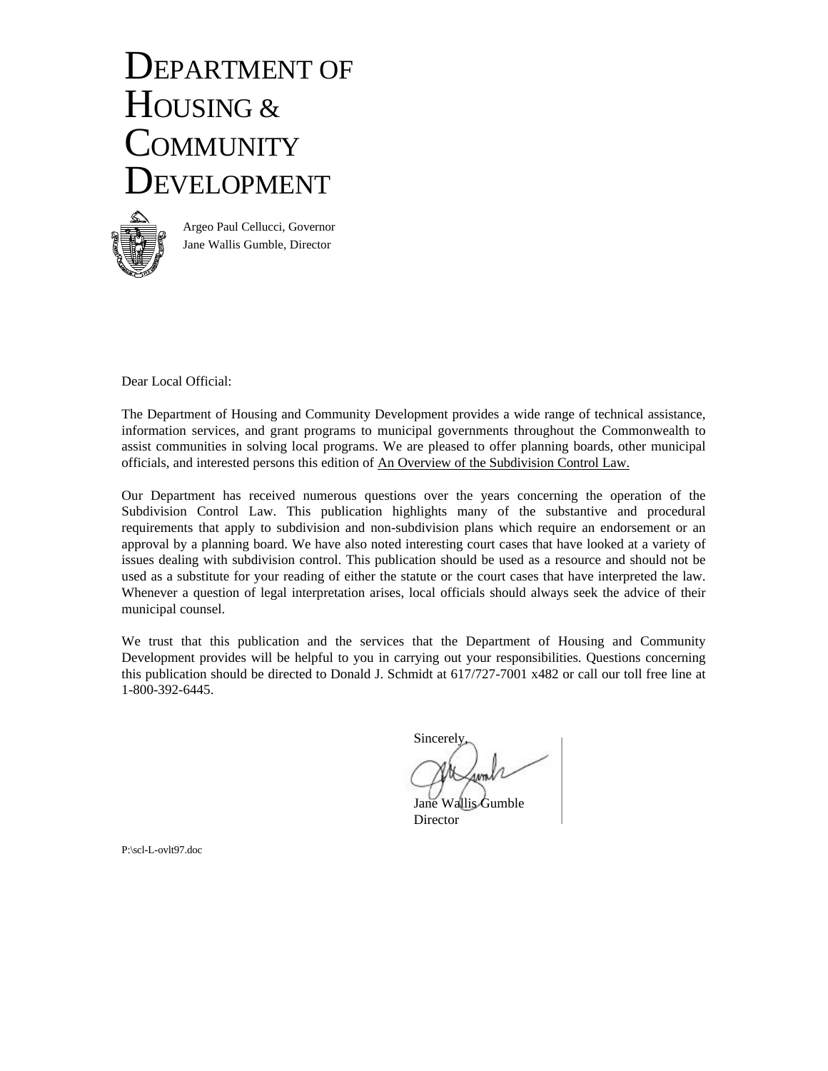# DEPARTMENT OF HOUSING & COMMUNITY DEVELOPMENT

Argeo Paul Cellucci, Governor
Jane Wallis Gumble, Director

Dear Local Official:

The Department of Housing and Community Development provides a wide range of technical assistance, information services, and grant programs to municipal governments throughout the Commonwealth to assist communities in solving local programs. We are pleased to offer planning boards, other municipal officials, and interested persons this edition of An Overview of the Subdivision Control Law.

Our Department has received numerous questions over the years concerning the operation of the Subdivision Control Law. This publication highlights many of the substantive and procedural requirements that apply to subdivision and non-subdivision plans which require an endorsement or an approval by a planning board. We have also noted interesting court cases that have looked at a variety of issues dealing with subdivision control. This publication should be used as a resource and should not be used as a substitute for your reading of either the statute or the court cases that have interpreted the law. Whenever a question of legal interpretation arises, local officials should always seek the advice of their municipal counsel.

We trust that this publication and the services that the Department of Housing and Community Development provides will be helpful to you in carrying out your responsibilities. Questions concerning this publication should be directed to Donald J. Schmidt at 617/727-7001 x482 or call our toll free line at 1-800-392-6445.

Sincerely,

Jane Wallis Gumble
Director

P:\scl-L-ovlt97.doc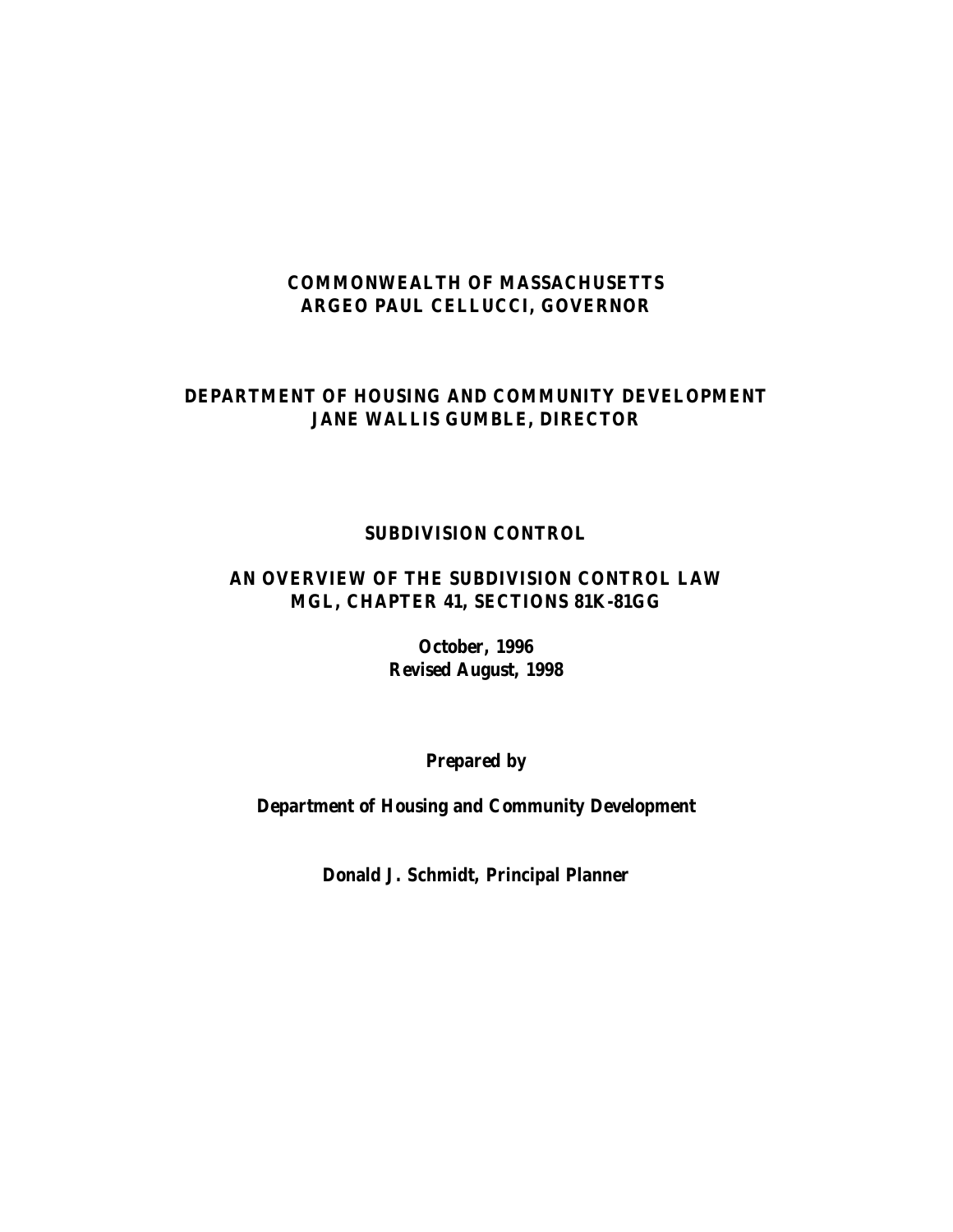**COMMONWEALTH OF MASSACHUSETTS**
**ARGEO PAUL CELLUCCI, GOVERNOR**

**DEPARTMENT OF HOUSING AND COMMUNITY DEVELOPMENT**
**JANE WALLIS GUMBLE, DIRECTOR**

# SUBDIVISION CONTROL

## AN OVERVIEW OF THE SUBDIVISION CONTROL LAW MGL, CHAPTER 41, SECTIONS 81K-81GG

**October, 1996**
**Revised August, 1998**

**Prepared by**

**Department of Housing and Community Development**

**Donald J. Schmidt, Principal Planner**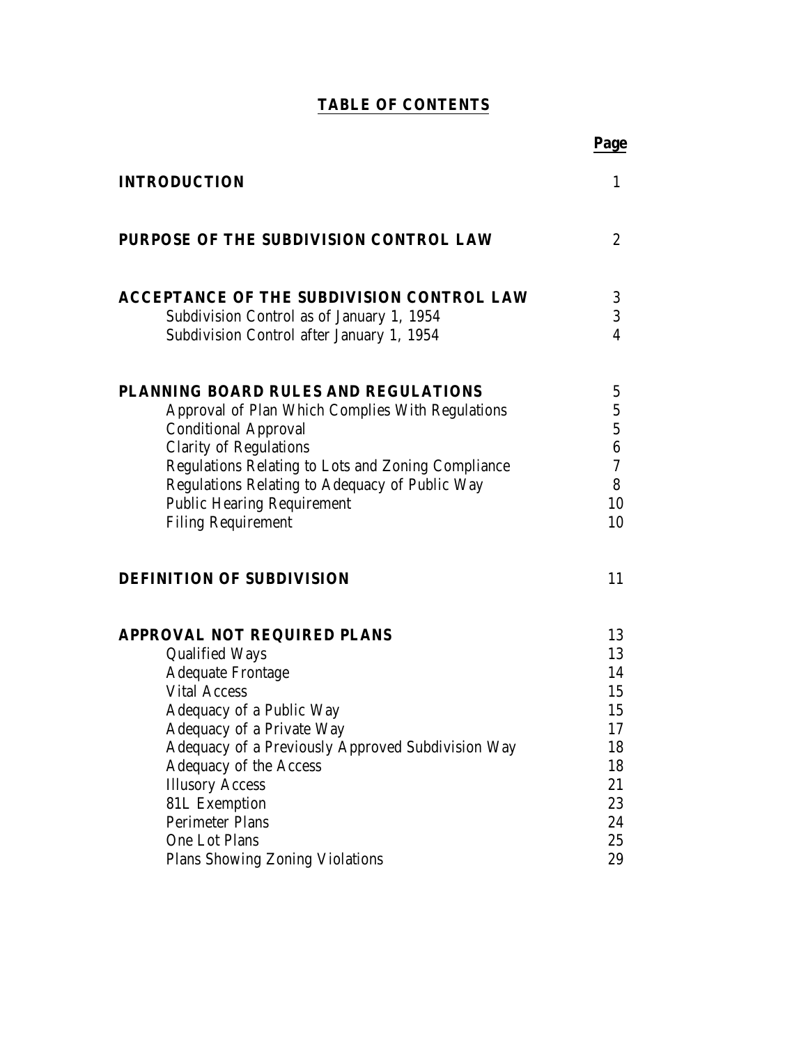# TABLE OF CONTENTS

| | Page |
|---|---|
| **INTRODUCTION** | 1 |
| **PURPOSE OF THE SUBDIVISION CONTROL LAW** | 2 |
| **ACCEPTANCE OF THE SUBDIVISION CONTROL LAW** | 3 |
| Subdivision Control as of January 1, 1954 | 3 |
| Subdivision Control after January 1, 1954 | 4 |
| **PLANNING BOARD RULES AND REGULATIONS** | 5 |
| Approval of Plan Which Complies With Regulations | 5 |
| Conditional Approval | 5 |
| Clarity of Regulations | 6 |
| Regulations Relating to Lots and Zoning Compliance | 7 |
| Regulations Relating to Adequacy of Public Way | 8 |
| Public Hearing Requirement | 10 |
| Filing Requirement | 10 |
| **DEFINITION OF SUBDIVISION** | 11 |
| **APPROVAL NOT REQUIRED PLANS** | 13 |
| Qualified Ways | 13 |
| Adequate Frontage | 14 |
| Vital Access | 15 |
| Adequacy of a Public Way | 15 |
| Adequacy of a Private Way | 17 |
| Adequacy of a Previously Approved Subdivision Way | 18 |
| Adequacy of the Access | 18 |
| Illusory Access | 21 |
| 81L Exemption | 23 |
| Perimeter Plans | 24 |
| One Lot Plans | 25 |
| Plans Showing Zoning Violations | 29 |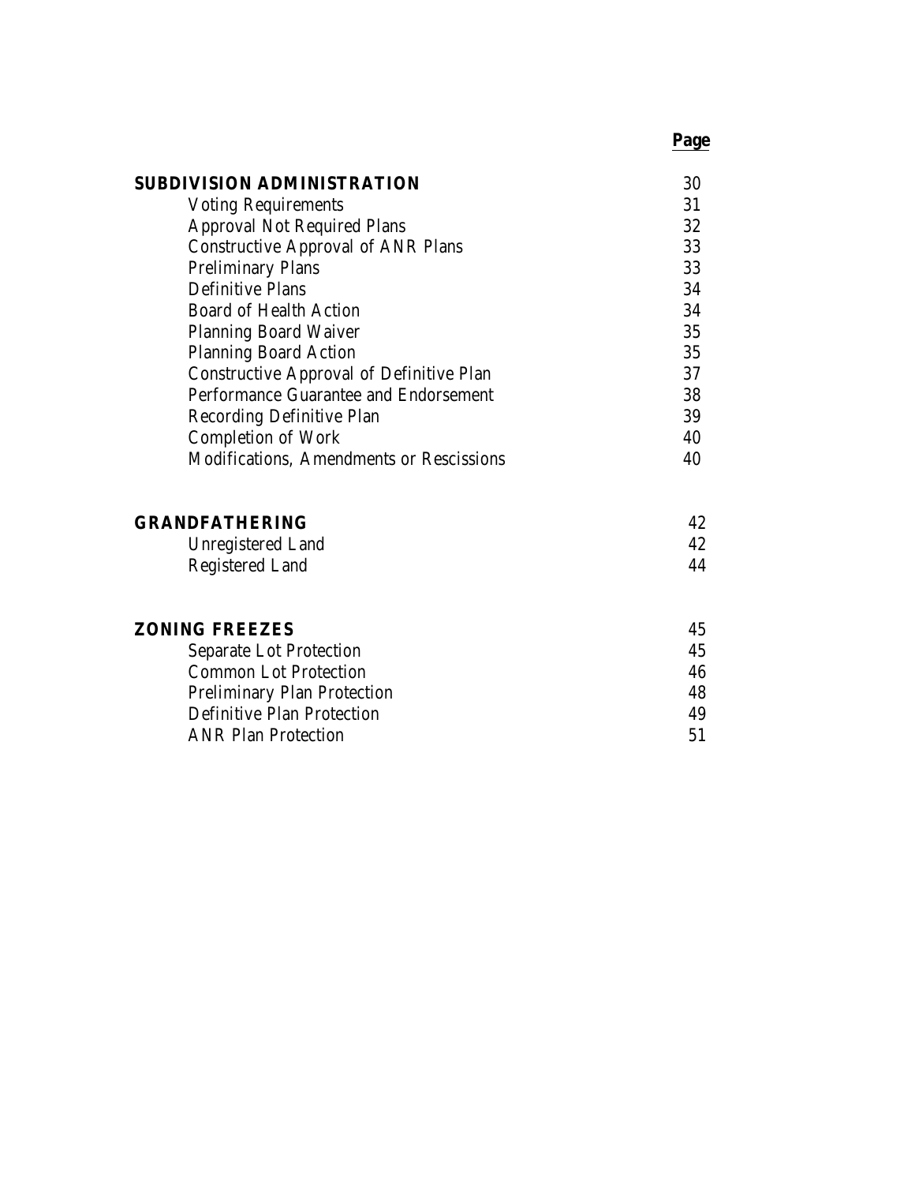| | **Page** |
|---|---|
| **SUBDIVISION ADMINISTRATION** | 30 |
| Voting Requirements | 31 |
| Approval Not Required Plans | 32 |
| Constructive Approval of ANR Plans | 33 |
| Preliminary Plans | 33 |
| Definitive Plans | 34 |
| Board of Health Action | 34 |
| Planning Board Waiver | 35 |
| Planning Board Action | 35 |
| Constructive Approval of Definitive Plan | 37 |
| Performance Guarantee and Endorsement | 38 |
| Recording Definitive Plan | 39 |
| Completion of Work | 40 |
| Modifications, Amendments or Rescissions | 40 |
| | |
| **GRANDFATHERING** | 42 |
| Unregistered Land | 42 |
| Registered Land | 44 |
| | |
| **ZONING FREEZES** | 45 |
| Separate Lot Protection | 45 |
| Common Lot Protection | 46 |
| Preliminary Plan Protection | 48 |
| Definitive Plan Protection | 49 |
| ANR Plan Protection | 51 |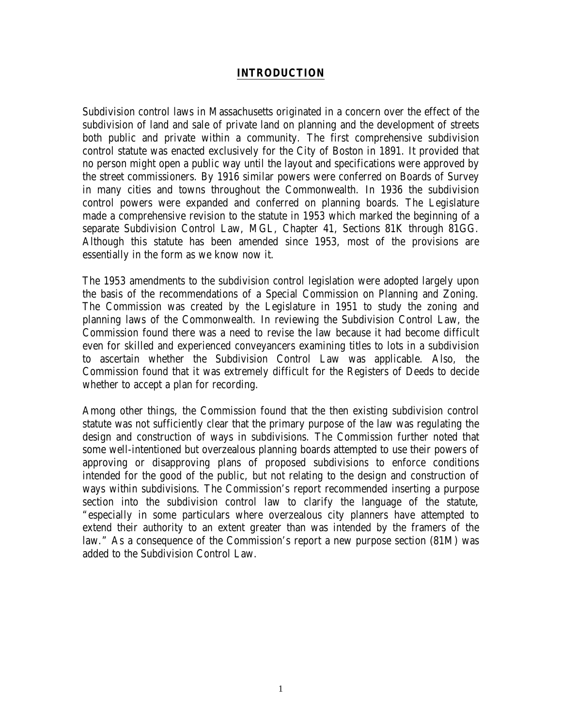# INTRODUCTION

Subdivision control laws in Massachusetts originated in a concern over the effect of the subdivision of land and sale of private land on planning and the development of streets both public and private within a community. The first comprehensive subdivision control statute was enacted exclusively for the City of Boston in 1891. It provided that no person might open a public way until the layout and specifications were approved by the street commissioners. By 1916 similar powers were conferred on Boards of Survey in many cities and towns throughout the Commonwealth. In 1936 the subdivision control powers were expanded and conferred on planning boards. The Legislature made a comprehensive revision to the statute in 1953 which marked the beginning of a separate Subdivision Control Law, MGL, Chapter 41, Sections 81K through 81GG. Although this statute has been amended since 1953, most of the provisions are essentially in the form as we know now it.

The 1953 amendments to the subdivision control legislation were adopted largely upon the basis of the recommendations of a Special Commission on Planning and Zoning. The Commission was created by the Legislature in 1951 to study the zoning and planning laws of the Commonwealth. In reviewing the Subdivision Control Law, the Commission found there was a need to revise the law because it had become difficult even for skilled and experienced conveyancers examining titles to lots in a subdivision to ascertain whether the Subdivision Control Law was applicable. Also, the Commission found that it was extremely difficult for the Registers of Deeds to decide whether to accept a plan for recording.

Among other things, the Commission found that the then existing subdivision control statute was not sufficiently clear that the primary purpose of the law was regulating the design and construction of ways in subdivisions. The Commission further noted that some well-intentioned but overzealous planning boards attempted to use their powers of approving or disapproving plans of proposed subdivisions to enforce conditions intended for the good of the public, but not relating to the design and construction of ways within subdivisions. The Commission's report recommended inserting a purpose section into the subdivision control law to clarify the language of the statute, "especially in some particulars where overzealous city planners have attempted to extend their authority to an extent greater than was intended by the framers of the law." As a consequence of the Commission's report a new purpose section (81M) was added to the Subdivision Control Law.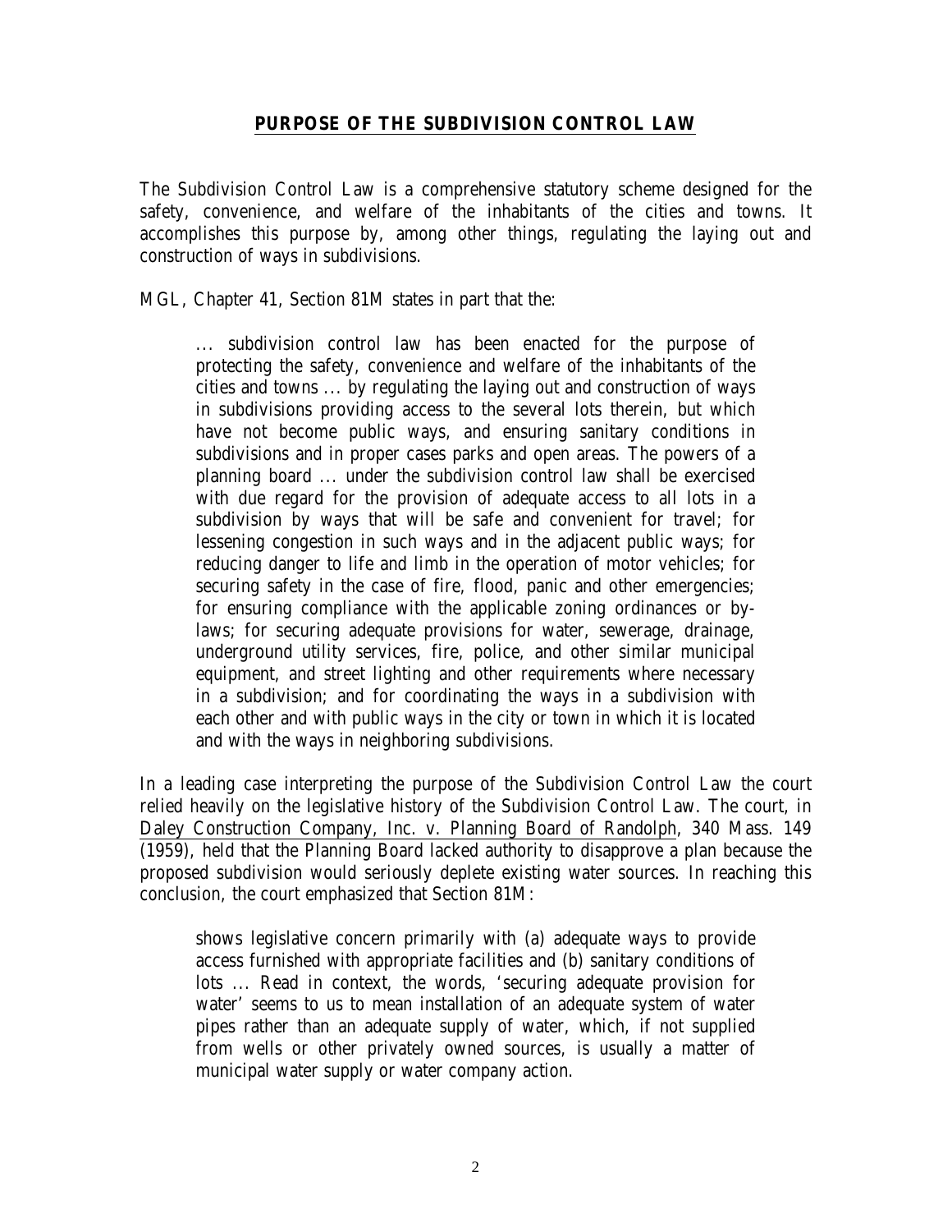## **PURPOSE OF THE SUBDIVISION CONTROL LAW**

The Subdivision Control Law is a comprehensive statutory scheme designed for the safety, convenience, and welfare of the inhabitants of the cities and towns. It accomplishes this purpose by, among other things, regulating the laying out and construction of ways in subdivisions.

MGL, Chapter 41, Section 81M states in part that the:

> ... subdivision control law has been enacted for the purpose of protecting the safety, convenience and welfare of the inhabitants of the cities and towns ... by regulating the laying out and construction of ways in subdivisions providing access to the several lots therein, but which have not become public ways, and ensuring sanitary conditions in subdivisions and in proper cases parks and open areas. The powers of a planning board ... under the subdivision control law shall be exercised with due regard for the provision of adequate access to all lots in a subdivision by ways that will be safe and convenient for travel; for lessening congestion in such ways and in the adjacent public ways; for reducing danger to life and limb in the operation of motor vehicles; for securing safety in the case of fire, flood, panic and other emergencies; for ensuring compliance with the applicable zoning ordinances or by-laws; for securing adequate provisions for water, sewerage, drainage, underground utility services, fire, police, and other similar municipal equipment, and street lighting and other requirements where necessary in a subdivision; and for coordinating the ways in a subdivision with each other and with public ways in the city or town in which it is located and with the ways in neighboring subdivisions.

In a leading case interpreting the purpose of the Subdivision Control Law the court relied heavily on the legislative history of the Subdivision Control Law. The court, in Daley Construction Company, Inc. v. Planning Board of Randolph, 340 Mass. 149 (1959), held that the Planning Board lacked authority to disapprove a plan because the proposed subdivision would seriously deplete existing water sources. In reaching this conclusion, the court emphasized that Section 81M:

> shows legislative concern primarily with (a) adequate ways to provide access furnished with appropriate facilities and (b) sanitary conditions of lots ... Read in context, the words, 'securing adequate provision for water' seems to us to mean installation of an adequate system of water pipes rather than an adequate supply of water, which, if not supplied from wells or other privately owned sources, is usually a matter of municipal water supply or water company action.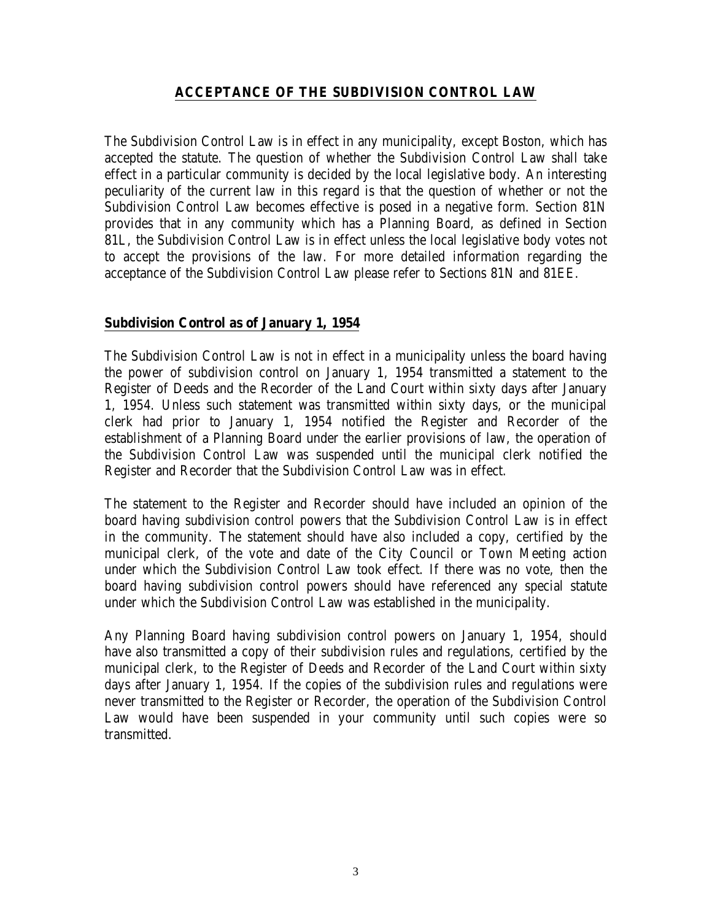## ACCEPTANCE OF THE SUBDIVISION CONTROL LAW

The Subdivision Control Law is in effect in any municipality, except Boston, which has accepted the statute. The question of whether the Subdivision Control Law shall take effect in a particular community is decided by the local legislative body. An interesting peculiarity of the current law in this regard is that the question of whether or not the Subdivision Control Law becomes effective is posed in a negative form. Section 81N provides that in any community which has a Planning Board, as defined in Section 81L, the Subdivision Control Law is in effect unless the local legislative body votes not to accept the provisions of the law. For more detailed information regarding the acceptance of the Subdivision Control Law please refer to Sections 81N and 81EE.

### Subdivision Control as of January 1, 1954

The Subdivision Control Law is not in effect in a municipality unless the board having the power of subdivision control on January 1, 1954 transmitted a statement to the Register of Deeds and the Recorder of the Land Court within sixty days after January 1, 1954. Unless such statement was transmitted within sixty days, or the municipal clerk had prior to January 1, 1954 notified the Register and Recorder of the establishment of a Planning Board under the earlier provisions of law, the operation of the Subdivision Control Law was suspended until the municipal clerk notified the Register and Recorder that the Subdivision Control Law was in effect.

The statement to the Register and Recorder should have included an opinion of the board having subdivision control powers that the Subdivision Control Law is in effect in the community. The statement should have also included a copy, certified by the municipal clerk, of the vote and date of the City Council or Town Meeting action under which the Subdivision Control Law took effect. If there was no vote, then the board having subdivision control powers should have referenced any special statute under which the Subdivision Control Law was established in the municipality.

Any Planning Board having subdivision control powers on January 1, 1954, should have also transmitted a copy of their subdivision rules and regulations, certified by the municipal clerk, to the Register of Deeds and Recorder of the Land Court within sixty days after January 1, 1954. If the copies of the subdivision rules and regulations were never transmitted to the Register or Recorder, the operation of the Subdivision Control Law would have been suspended in your community until such copies were so transmitted.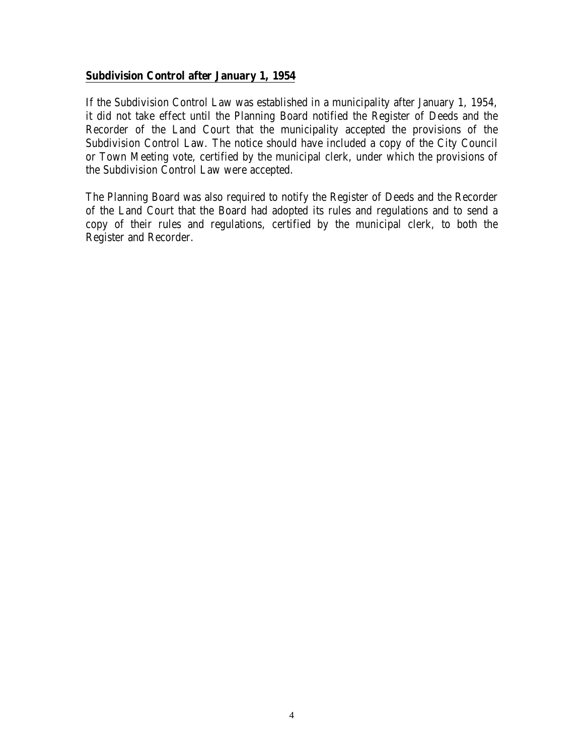## Subdivision Control after January 1, 1954

If the Subdivision Control Law was established in a municipality after January 1, 1954, it did not take effect until the Planning Board notified the Register of Deeds and the Recorder of the Land Court that the municipality accepted the provisions of the Subdivision Control Law. The notice should have included a copy of the City Council or Town Meeting vote, certified by the municipal clerk, under which the provisions of the Subdivision Control Law were accepted.

The Planning Board was also required to notify the Register of Deeds and the Recorder of the Land Court that the Board had adopted its rules and regulations and to send a copy of their rules and regulations, certified by the municipal clerk, to both the Register and Recorder.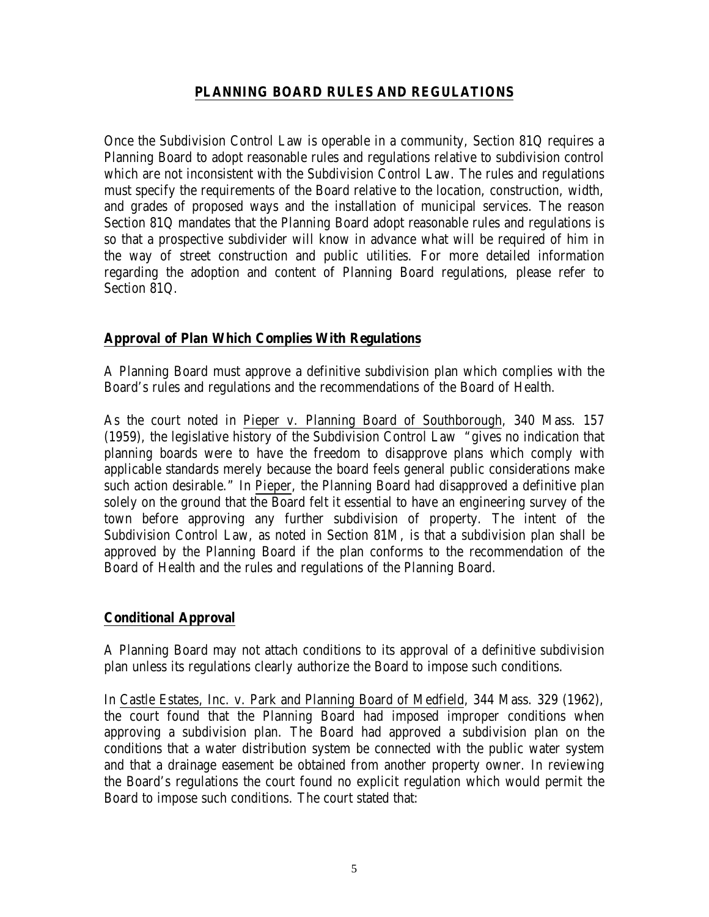## PLANNING BOARD RULES AND REGULATIONS

Once the Subdivision Control Law is operable in a community, Section 81Q requires a Planning Board to adopt reasonable rules and regulations relative to subdivision control which are not inconsistent with the Subdivision Control Law. The rules and regulations must specify the requirements of the Board relative to the location, construction, width, and grades of proposed ways and the installation of municipal services. The reason Section 81Q mandates that the Planning Board adopt reasonable rules and regulations is so that a prospective subdivider will know in advance what will be required of him in the way of street construction and public utilities. For more detailed information regarding the adoption and content of Planning Board regulations, please refer to Section 81Q.

### Approval of Plan Which Complies With Regulations

A Planning Board must approve a definitive subdivision plan which complies with the Board's rules and regulations and the recommendations of the Board of Health.

As the court noted in Pieper v. Planning Board of Southborough, 340 Mass. 157 (1959), the legislative history of the Subdivision Control Law "gives no indication that planning boards were to have the freedom to disapprove plans which comply with applicable standards merely because the board feels general public considerations make such action desirable." In Pieper, the Planning Board had disapproved a definitive plan solely on the ground that the Board felt it essential to have an engineering survey of the town before approving any further subdivision of property. The intent of the Subdivision Control Law, as noted in Section 81M, is that a subdivision plan shall be approved by the Planning Board if the plan conforms to the recommendation of the Board of Health and the rules and regulations of the Planning Board.

### Conditional Approval

A Planning Board may not attach conditions to its approval of a definitive subdivision plan unless its regulations clearly authorize the Board to impose such conditions.

In Castle Estates, Inc. v. Park and Planning Board of Medfield, 344 Mass. 329 (1962), the court found that the Planning Board had imposed improper conditions when approving a subdivision plan. The Board had approved a subdivision plan on the conditions that a water distribution system be connected with the public water system and that a drainage easement be obtained from another property owner. In reviewing the Board's regulations the court found no explicit regulation which would permit the Board to impose such conditions. The court stated that: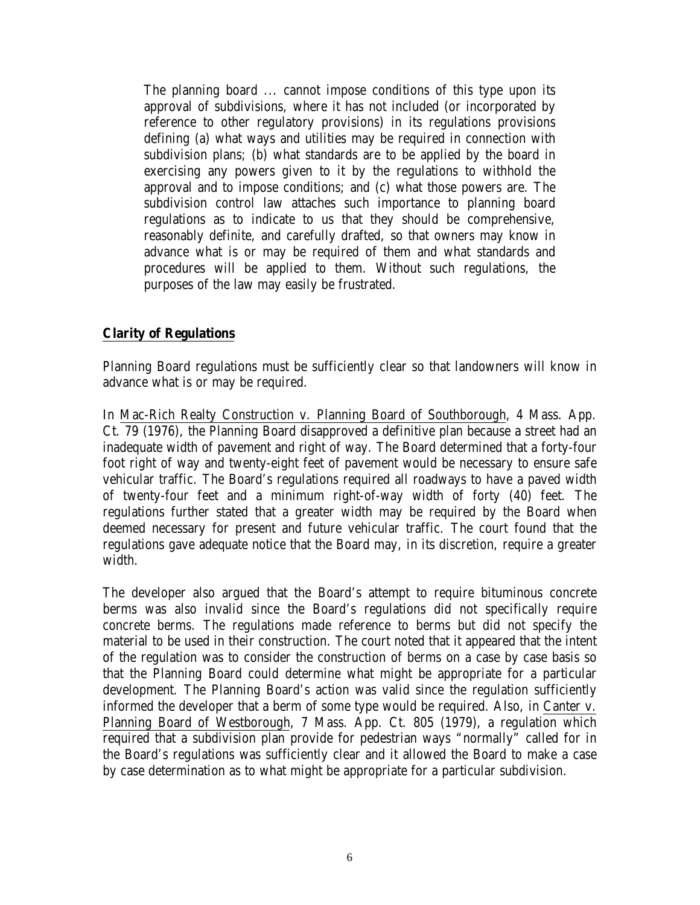> The planning board ... cannot impose conditions of this type upon its approval of subdivisions, where it has not included (or incorporated by reference to other regulatory provisions) in its regulations provisions defining (a) what ways and utilities may be required in connection with subdivision plans; (b) what standards are to be applied by the board in exercising any powers given to it by the regulations to withhold the approval and to impose conditions; and (c) what those powers are. The subdivision control law attaches such importance to planning board regulations as to indicate to us that they should be comprehensive, reasonably definite, and carefully drafted, so that owners may know in advance what is or may be required of them and what standards and procedures will be applied to them. Without such regulations, the purposes of the law may easily be frustrated.

## Clarity of Regulations

Planning Board regulations must be sufficiently clear so that landowners will know in advance what is or may be required.

In Mac-Rich Realty Construction v. Planning Board of Southborough, 4 Mass. App. Ct. 79 (1976), the Planning Board disapproved a definitive plan because a street had an inadequate width of pavement and right of way. The Board determined that a forty-four foot right of way and twenty-eight feet of pavement would be necessary to ensure safe vehicular traffic. The Board's regulations required all roadways to have a paved width of twenty-four feet and a minimum right-of-way width of forty (40) feet. The regulations further stated that a greater width may be required by the Board when deemed necessary for present and future vehicular traffic. The court found that the regulations gave adequate notice that the Board may, in its discretion, require a greater width.

The developer also argued that the Board's attempt to require bituminous concrete berms was also invalid since the Board's regulations did not specifically require concrete berms. The regulations made reference to berms but did not specify the material to be used in their construction. The court noted that it appeared that the intent of the regulation was to consider the construction of berms on a case by case basis so that the Planning Board could determine what might be appropriate for a particular development. The Planning Board's action was valid since the regulation sufficiently informed the developer that a berm of some type would be required. Also, in Canter v. Planning Board of Westborough, 7 Mass. App. Ct. 805 (1979), a regulation which required that a subdivision plan provide for pedestrian ways "normally" called for in the Board's regulations was sufficiently clear and it allowed the Board to make a case by case determination as to what might be appropriate for a particular subdivision.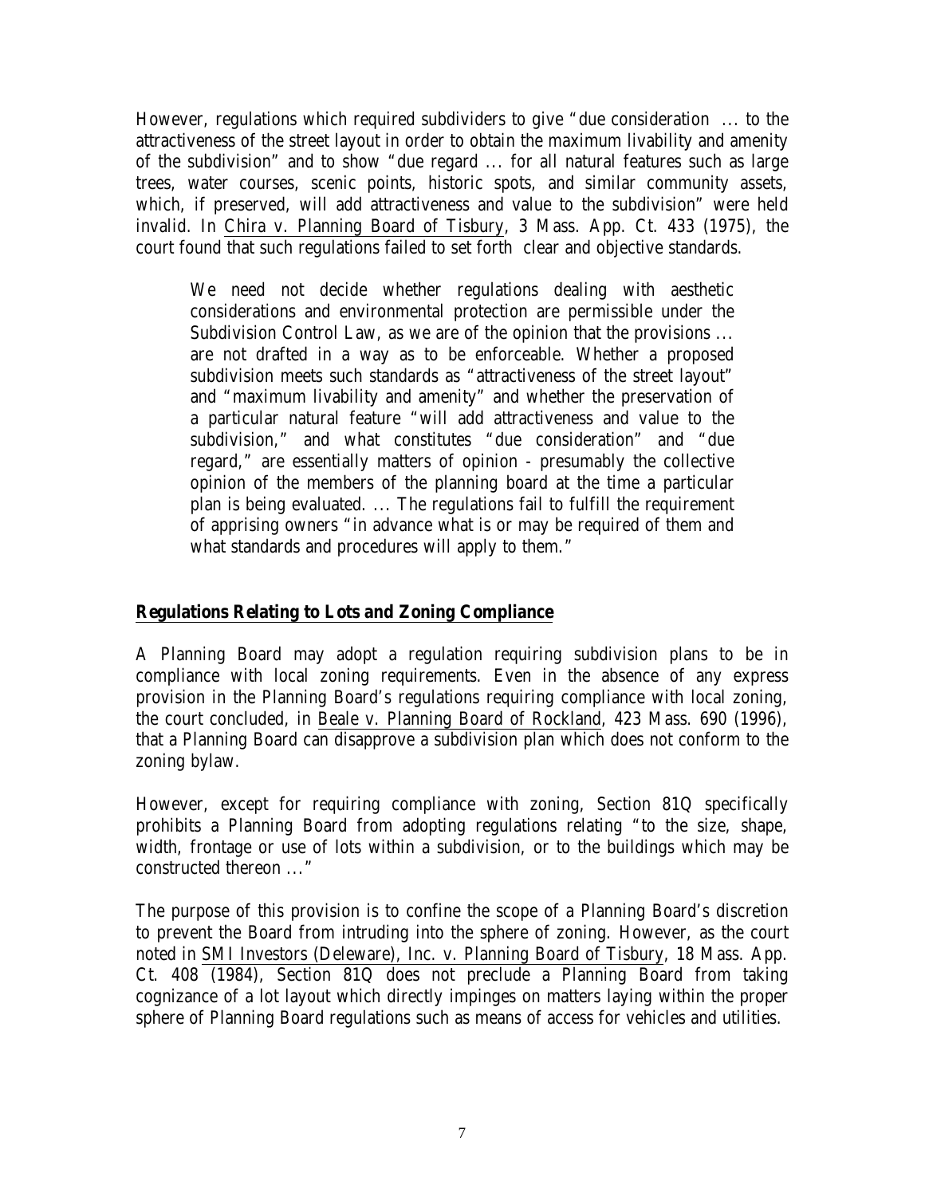However, regulations which required subdividers to give "due consideration ... to the attractiveness of the street layout in order to obtain the maximum livability and amenity of the subdivision" and to show "due regard ... for all natural features such as large trees, water courses, scenic points, historic spots, and similar community assets, which, if preserved, will add attractiveness and value to the subdivision" were held invalid. In Chira v. Planning Board of Tisbury, 3 Mass. App. Ct. 433 (1975), the court found that such regulations failed to set forth clear and objective standards.

> We need not decide whether regulations dealing with aesthetic considerations and environmental protection are permissible under the Subdivision Control Law, as we are of the opinion that the provisions ... are not drafted in a way as to be enforceable. Whether a proposed subdivision meets such standards as "attractiveness of the street layout" and "maximum livability and amenity" and whether the preservation of a particular natural feature "will add attractiveness and value to the subdivision," and what constitutes "due consideration" and "due regard," are essentially matters of opinion - presumably the collective opinion of the members of the planning board at the time a particular plan is being evaluated. ... The regulations fail to fulfill the requirement of apprising owners "in advance what is or may be required of them and what standards and procedures will apply to them."

## Regulations Relating to Lots and Zoning Compliance

A Planning Board may adopt a regulation requiring subdivision plans to be in compliance with local zoning requirements. Even in the absence of any express provision in the Planning Board's regulations requiring compliance with local zoning, the court concluded, in Beale v. Planning Board of Rockland, 423 Mass. 690 (1996), that a Planning Board can disapprove a subdivision plan which does not conform to the zoning bylaw.

However, except for requiring compliance with zoning, Section 81Q specifically prohibits a Planning Board from adopting regulations relating "to the size, shape, width, frontage or use of lots within a subdivision, or to the buildings which may be constructed thereon ..."

The purpose of this provision is to confine the scope of a Planning Board's discretion to prevent the Board from intruding into the sphere of zoning. However, as the court noted in SMI Investors (Deleware), Inc. v. Planning Board of Tisbury, 18 Mass. App. Ct. 408 (1984), Section 81Q does not preclude a Planning Board from taking cognizance of a lot layout which directly impinges on matters laying within the proper sphere of Planning Board regulations such as means of access for vehicles and utilities.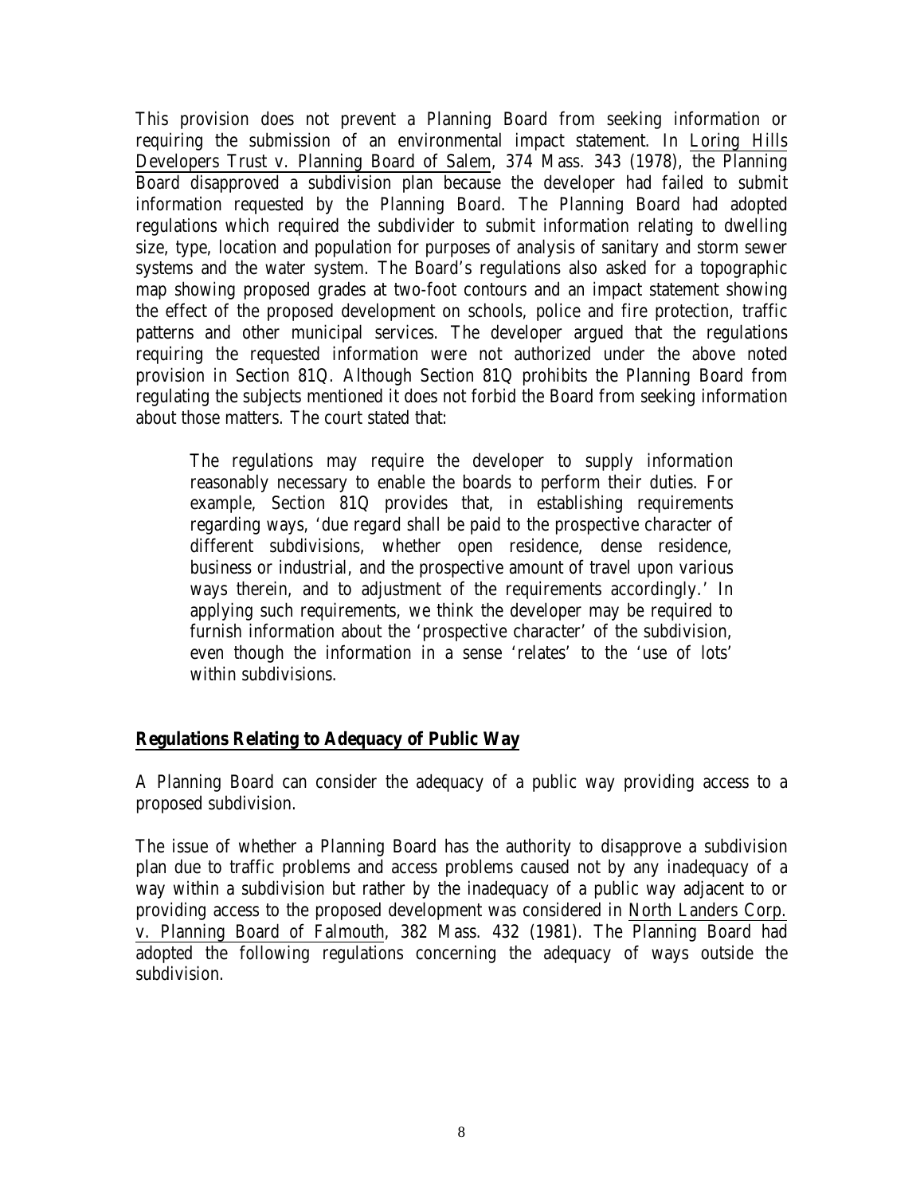This provision does not prevent a Planning Board from seeking information or requiring the submission of an environmental impact statement. In Loring Hills Developers Trust v. Planning Board of Salem, 374 Mass. 343 (1978), the Planning Board disapproved a subdivision plan because the developer had failed to submit information requested by the Planning Board. The Planning Board had adopted regulations which required the subdivider to submit information relating to dwelling size, type, location and population for purposes of analysis of sanitary and storm sewer systems and the water system. The Board's regulations also asked for a topographic map showing proposed grades at two-foot contours and an impact statement showing the effect of the proposed development on schools, police and fire protection, traffic patterns and other municipal services. The developer argued that the regulations requiring the requested information were not authorized under the above noted provision in Section 81Q. Although Section 81Q prohibits the Planning Board from regulating the subjects mentioned it does not forbid the Board from seeking information about those matters. The court stated that:

> The regulations may require the developer to supply information reasonably necessary to enable the boards to perform their duties. For example, Section 81Q provides that, in establishing requirements regarding ways, 'due regard shall be paid to the prospective character of different subdivisions, whether open residence, dense residence, business or industrial, and the prospective amount of travel upon various ways therein, and to adjustment of the requirements accordingly.' In applying such requirements, we think the developer may be required to furnish information about the 'prospective character' of the subdivision, even though the information in a sense 'relates' to the 'use of lots' within subdivisions.

## Regulations Relating to Adequacy of Public Way

A Planning Board can consider the adequacy of a public way providing access to a proposed subdivision.

The issue of whether a Planning Board has the authority to disapprove a subdivision plan due to traffic problems and access problems caused not by any inadequacy of a way within a subdivision but rather by the inadequacy of a public way adjacent to or providing access to the proposed development was considered in North Landers Corp. v. Planning Board of Falmouth, 382 Mass. 432 (1981). The Planning Board had adopted the following regulations concerning the adequacy of ways outside the subdivision.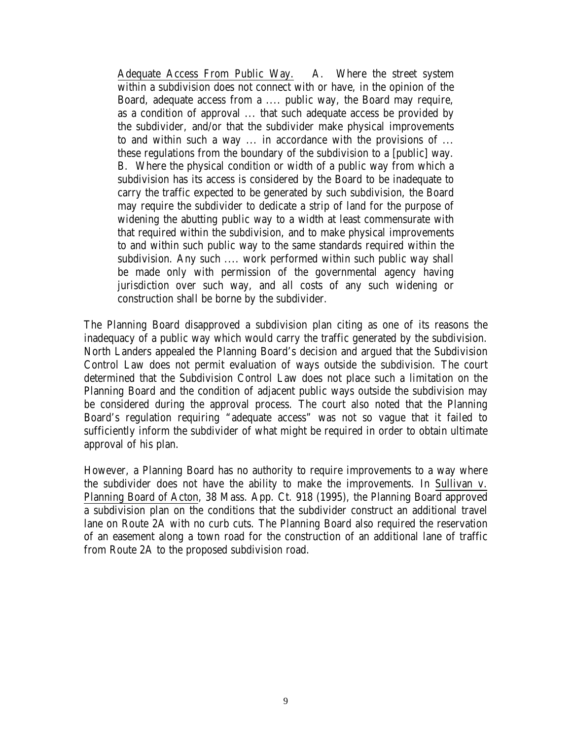> Adequate Access From Public Way. A. Where the street system within a subdivision does not connect with or have, in the opinion of the Board, adequate access from a .... public way, the Board may require, as a condition of approval ... that such adequate access be provided by the subdivider, and/or that the subdivider make physical improvements to and within such a way ... in accordance with the provisions of ... these regulations from the boundary of the subdivision to a [public] way. B. Where the physical condition or width of a public way from which a subdivision has its access is considered by the Board to be inadequate to carry the traffic expected to be generated by such subdivision, the Board may require the subdivider to dedicate a strip of land for the purpose of widening the abutting public way to a width at least commensurate with that required within the subdivision, and to make physical improvements to and within such public way to the same standards required within the subdivision. Any such .... work performed within such public way shall be made only with permission of the governmental agency having jurisdiction over such way, and all costs of any such widening or construction shall be borne by the subdivider.

The Planning Board disapproved a subdivision plan citing as one of its reasons the inadequacy of a public way which would carry the traffic generated by the subdivision. North Landers appealed the Planning Board's decision and argued that the Subdivision Control Law does not permit evaluation of ways outside the subdivision. The court determined that the Subdivision Control Law does not place such a limitation on the Planning Board and the condition of adjacent public ways outside the subdivision may be considered during the approval process. The court also noted that the Planning Board's regulation requiring "adequate access" was not so vague that it failed to sufficiently inform the subdivider of what might be required in order to obtain ultimate approval of his plan.

However, a Planning Board has no authority to require improvements to a way where the subdivider does not have the ability to make the improvements. In Sullivan v. Planning Board of Acton, 38 Mass. App. Ct. 918 (1995), the Planning Board approved a subdivision plan on the conditions that the subdivider construct an additional travel lane on Route 2A with no curb cuts. The Planning Board also required the reservation of an easement along a town road for the construction of an additional lane of traffic from Route 2A to the proposed subdivision road.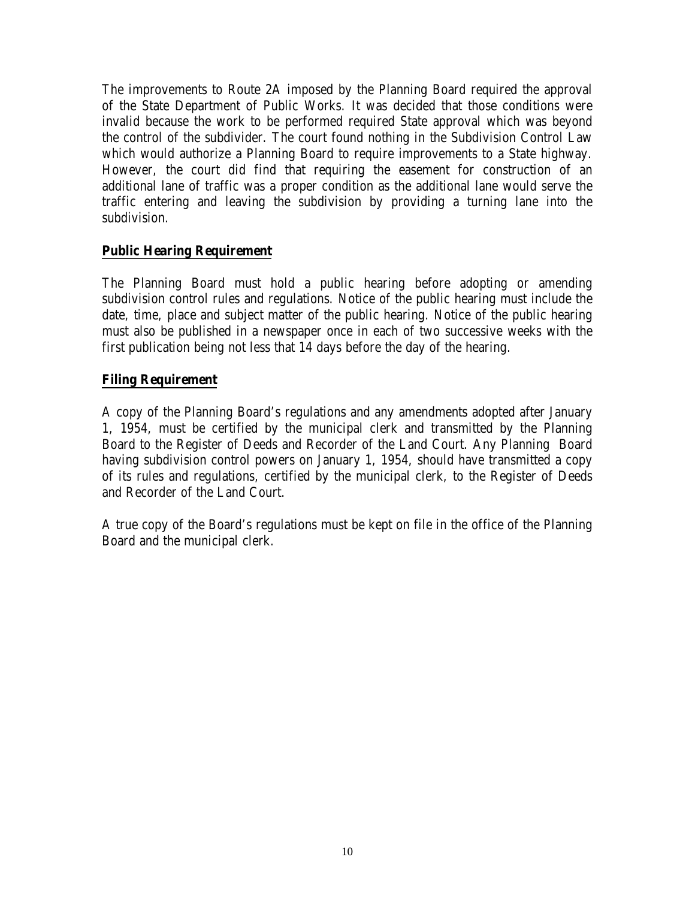The improvements to Route 2A imposed by the Planning Board required the approval of the State Department of Public Works. It was decided that those conditions were invalid because the work to be performed required State approval which was beyond the control of the subdivider. The court found nothing in the Subdivision Control Law which would authorize a Planning Board to require improvements to a State highway. However, the court did find that requiring the easement for construction of an additional lane of traffic was a proper condition as the additional lane would serve the traffic entering and leaving the subdivision by providing a turning lane into the subdivision.

## Public Hearing Requirement

The Planning Board must hold a public hearing before adopting or amending subdivision control rules and regulations. Notice of the public hearing must include the date, time, place and subject matter of the public hearing. Notice of the public hearing must also be published in a newspaper once in each of two successive weeks with the first publication being not less that 14 days before the day of the hearing.

## Filing Requirement

A copy of the Planning Board's regulations and any amendments adopted after January 1, 1954, must be certified by the municipal clerk and transmitted by the Planning Board to the Register of Deeds and Recorder of the Land Court. Any Planning Board having subdivision control powers on January 1, 1954, should have transmitted a copy of its rules and regulations, certified by the municipal clerk, to the Register of Deeds and Recorder of the Land Court.

A true copy of the Board's regulations must be kept on file in the office of the Planning Board and the municipal clerk.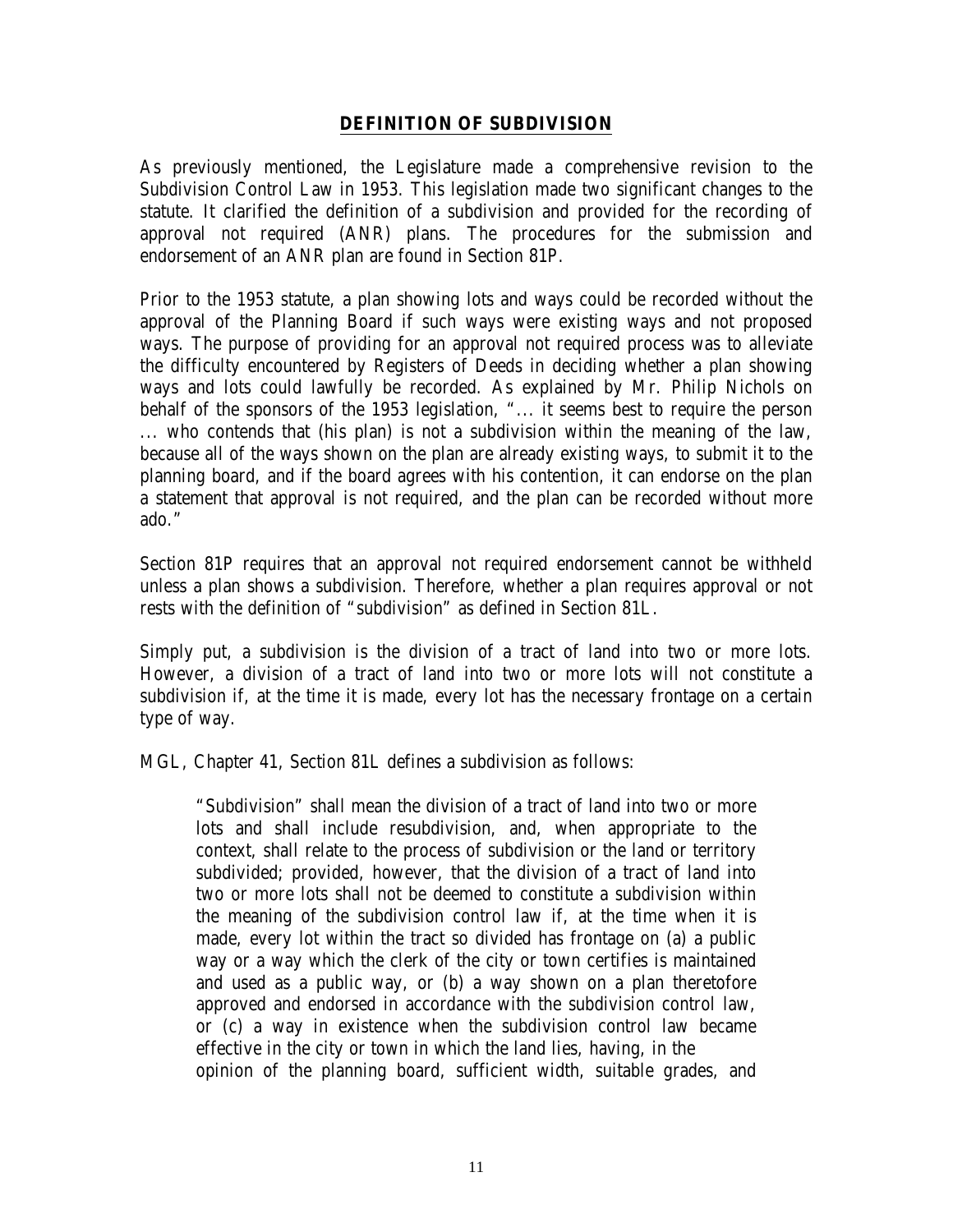## DEFINITION OF SUBDIVISION

As previously mentioned, the Legislature made a comprehensive revision to the Subdivision Control Law in 1953. This legislation made two significant changes to the statute. It clarified the definition of a subdivision and provided for the recording of approval not required (ANR) plans. The procedures for the submission and endorsement of an ANR plan are found in Section 81P.

Prior to the 1953 statute, a plan showing lots and ways could be recorded without the approval of the Planning Board if such ways were existing ways and not proposed ways. The purpose of providing for an approval not required process was to alleviate the difficulty encountered by Registers of Deeds in deciding whether a plan showing ways and lots could lawfully be recorded. As explained by Mr. Philip Nichols on behalf of the sponsors of the 1953 legislation, "... it seems best to require the person ... who contends that (his plan) is not a subdivision within the meaning of the law, because all of the ways shown on the plan are already existing ways, to submit it to the planning board, and if the board agrees with his contention, it can endorse on the plan a statement that approval is not required, and the plan can be recorded without more ado."

Section 81P requires that an approval not required endorsement cannot be withheld unless a plan shows a subdivision. Therefore, whether a plan requires approval or not rests with the definition of "subdivision" as defined in Section 81L.

Simply put, a subdivision is the division of a tract of land into two or more lots. However, a division of a tract of land into two or more lots will not constitute a subdivision if, at the time it is made, every lot has the necessary frontage on a certain type of way.

MGL, Chapter 41, Section 81L defines a subdivision as follows:

> "Subdivision" shall mean the division of a tract of land into two or more lots and shall include resubdivision, and, when appropriate to the context, shall relate to the process of subdivision or the land or territory subdivided; provided, however, that the division of a tract of land into two or more lots shall not be deemed to constitute a subdivision within the meaning of the subdivision control law if, at the time when it is made, every lot within the tract so divided has frontage on (a) a public way or a way which the clerk of the city or town certifies is maintained and used as a public way, or (b) a way shown on a plan theretofore approved and endorsed in accordance with the subdivision control law, or (c) a way in existence when the subdivision control law became effective in the city or town in which the land lies, having, in the opinion of the planning board, sufficient width, suitable grades, and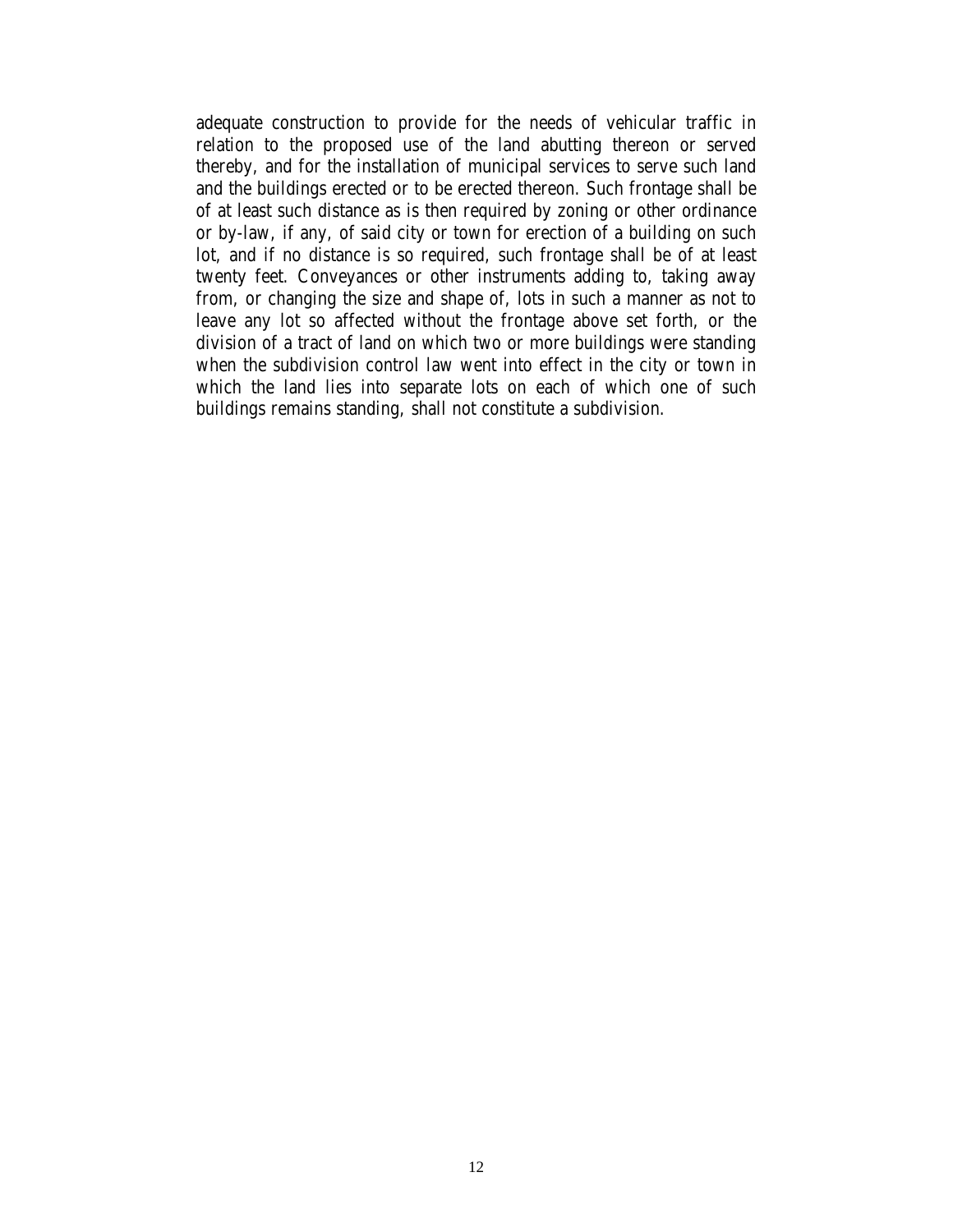adequate construction to provide for the needs of vehicular traffic in relation to the proposed use of the land abutting thereon or served thereby, and for the installation of municipal services to serve such land and the buildings erected or to be erected thereon. Such frontage shall be of at least such distance as is then required by zoning or other ordinance or by-law, if any, of said city or town for erection of a building on such lot, and if no distance is so required, such frontage shall be of at least twenty feet. Conveyances or other instruments adding to, taking away from, or changing the size and shape of, lots in such a manner as not to leave any lot so affected without the frontage above set forth, or the division of a tract of land on which two or more buildings were standing when the subdivision control law went into effect in the city or town in which the land lies into separate lots on each of which one of such buildings remains standing, shall not constitute a subdivision.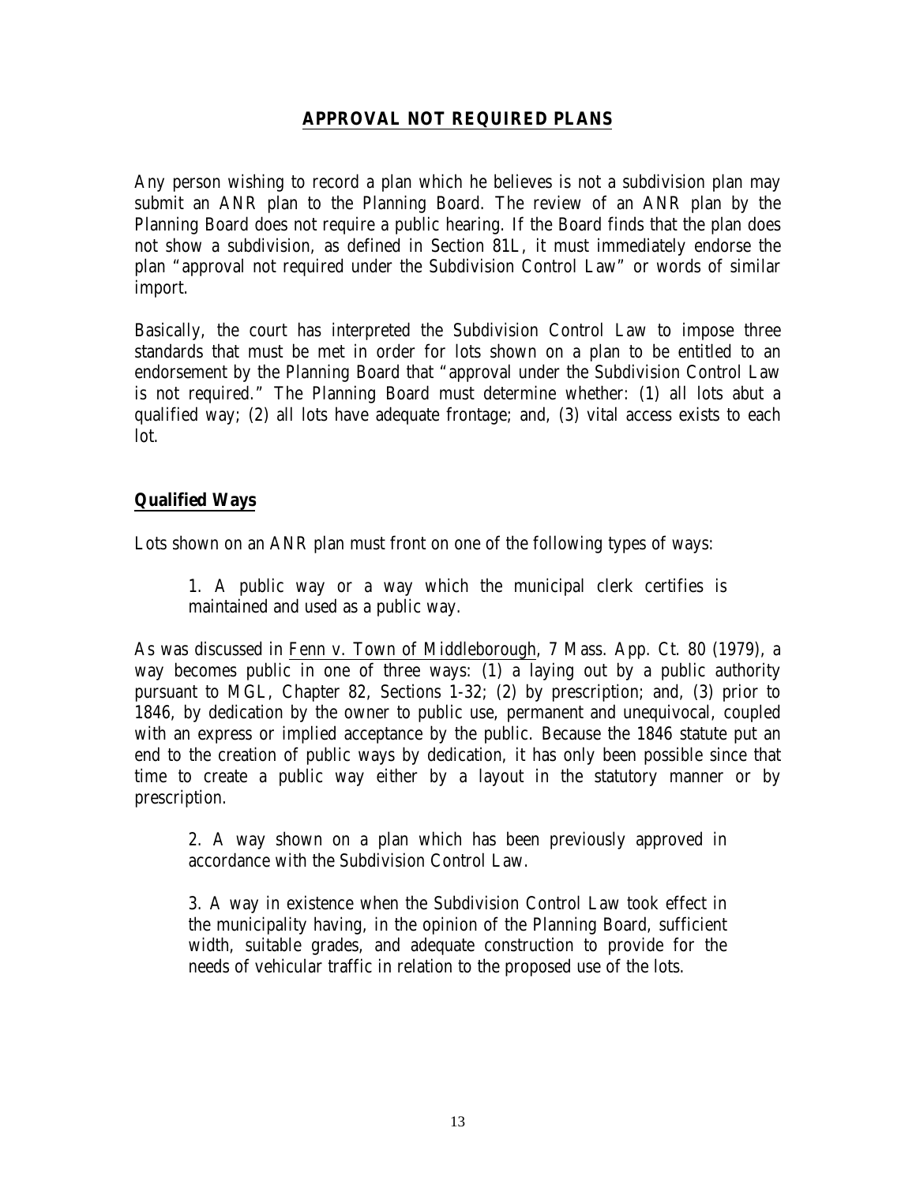## APPROVAL NOT REQUIRED PLANS

Any person wishing to record a plan which he believes is not a subdivision plan may submit an ANR plan to the Planning Board. The review of an ANR plan by the Planning Board does not require a public hearing. If the Board finds that the plan does not show a subdivision, as defined in Section 81L, it must immediately endorse the plan "approval not required under the Subdivision Control Law" or words of similar import.

Basically, the court has interpreted the Subdivision Control Law to impose three standards that must be met in order for lots shown on a plan to be entitled to an endorsement by the Planning Board that "approval under the Subdivision Control Law is not required." The Planning Board must determine whether: (1) all lots abut a qualified way; (2) all lots have adequate frontage; and, (3) vital access exists to each lot.

### Qualified Ways

Lots shown on an ANR plan must front on one of the following types of ways:

> 1. A public way or a way which the municipal clerk certifies is maintained and used as a public way.

As was discussed in Fenn v. Town of Middleborough, 7 Mass. App. Ct. 80 (1979), a way becomes public in one of three ways: (1) a laying out by a public authority pursuant to MGL, Chapter 82, Sections 1-32; (2) by prescription; and, (3) prior to 1846, by dedication by the owner to public use, permanent and unequivocal, coupled with an express or implied acceptance by the public. Because the 1846 statute put an end to the creation of public ways by dedication, it has only been possible since that time to create a public way either by a layout in the statutory manner or by prescription.

> 2. A way shown on a plan which has been previously approved in accordance with the Subdivision Control Law.
>
> 3. A way in existence when the Subdivision Control Law took effect in the municipality having, in the opinion of the Planning Board, sufficient width, suitable grades, and adequate construction to provide for the needs of vehicular traffic in relation to the proposed use of the lots.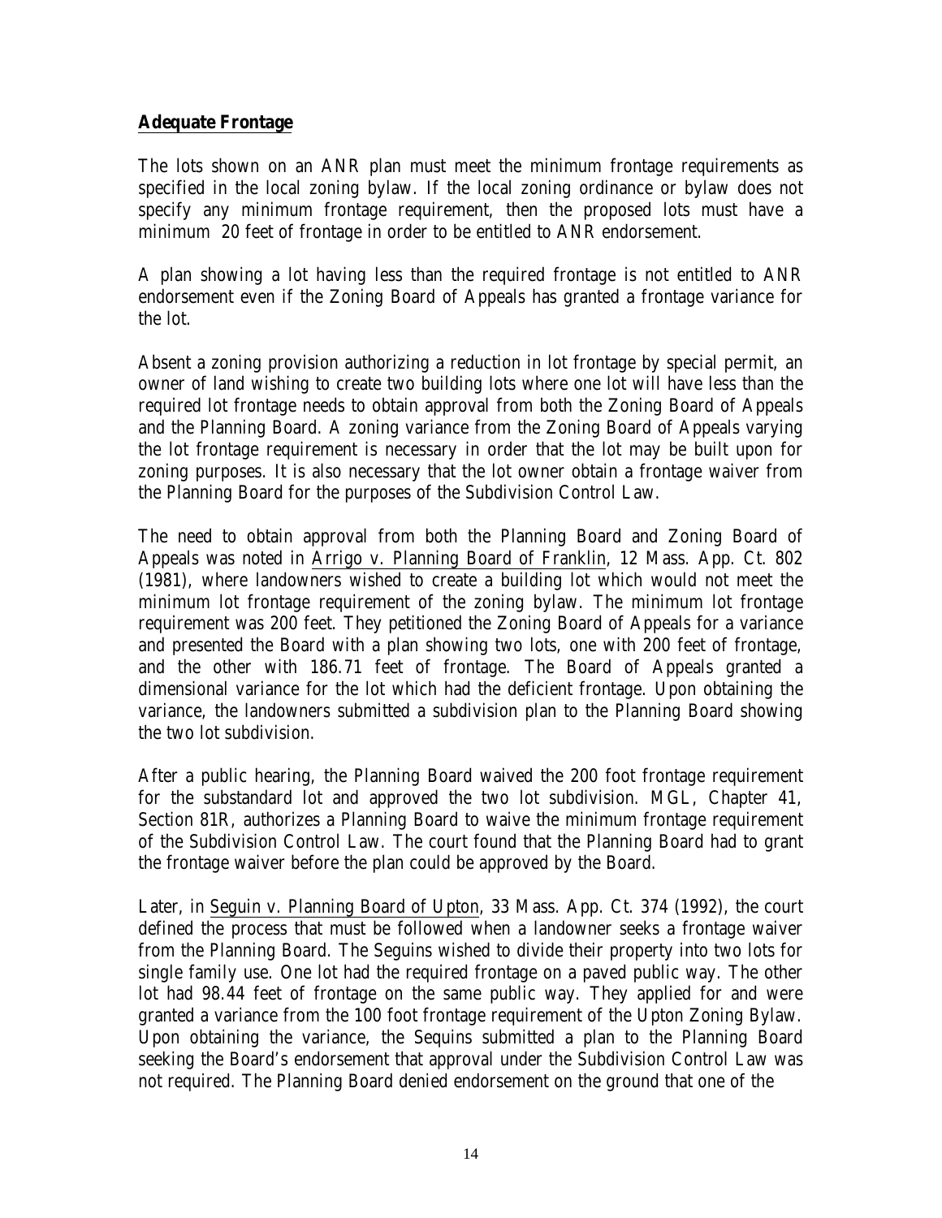**Adequate Frontage**

The lots shown on an ANR plan must meet the minimum frontage requirements as specified in the local zoning bylaw. If the local zoning ordinance or bylaw does not specify any minimum frontage requirement, then the proposed lots must have a minimum 20 feet of frontage in order to be entitled to ANR endorsement.

A plan showing a lot having less than the required frontage is not entitled to ANR endorsement even if the Zoning Board of Appeals has granted a frontage variance for the lot.

Absent a zoning provision authorizing a reduction in lot frontage by special permit, an owner of land wishing to create two building lots where one lot will have less than the required lot frontage needs to obtain approval from both the Zoning Board of Appeals and the Planning Board. A zoning variance from the Zoning Board of Appeals varying the lot frontage requirement is necessary in order that the lot may be built upon for zoning purposes. It is also necessary that the lot owner obtain a frontage waiver from the Planning Board for the purposes of the Subdivision Control Law.

The need to obtain approval from both the Planning Board and Zoning Board of Appeals was noted in Arrigo v. Planning Board of Franklin, 12 Mass. App. Ct. 802 (1981), where landowners wished to create a building lot which would not meet the minimum lot frontage requirement of the zoning bylaw. The minimum lot frontage requirement was 200 feet. They petitioned the Zoning Board of Appeals for a variance and presented the Board with a plan showing two lots, one with 200 feet of frontage, and the other with 186.71 feet of frontage. The Board of Appeals granted a dimensional variance for the lot which had the deficient frontage. Upon obtaining the variance, the landowners submitted a subdivision plan to the Planning Board showing the two lot subdivision.

After a public hearing, the Planning Board waived the 200 foot frontage requirement for the substandard lot and approved the two lot subdivision. MGL, Chapter 41, Section 81R, authorizes a Planning Board to waive the minimum frontage requirement of the Subdivision Control Law. The court found that the Planning Board had to grant the frontage waiver before the plan could be approved by the Board.

Later, in Seguin v. Planning Board of Upton, 33 Mass. App. Ct. 374 (1992), the court defined the process that must be followed when a landowner seeks a frontage waiver from the Planning Board. The Seguins wished to divide their property into two lots for single family use. One lot had the required frontage on a paved public way. The other lot had 98.44 feet of frontage on the same public way. They applied for and were granted a variance from the 100 foot frontage requirement of the Upton Zoning Bylaw. Upon obtaining the variance, the Sequins submitted a plan to the Planning Board seeking the Board's endorsement that approval under the Subdivision Control Law was not required. The Planning Board denied endorsement on the ground that one of the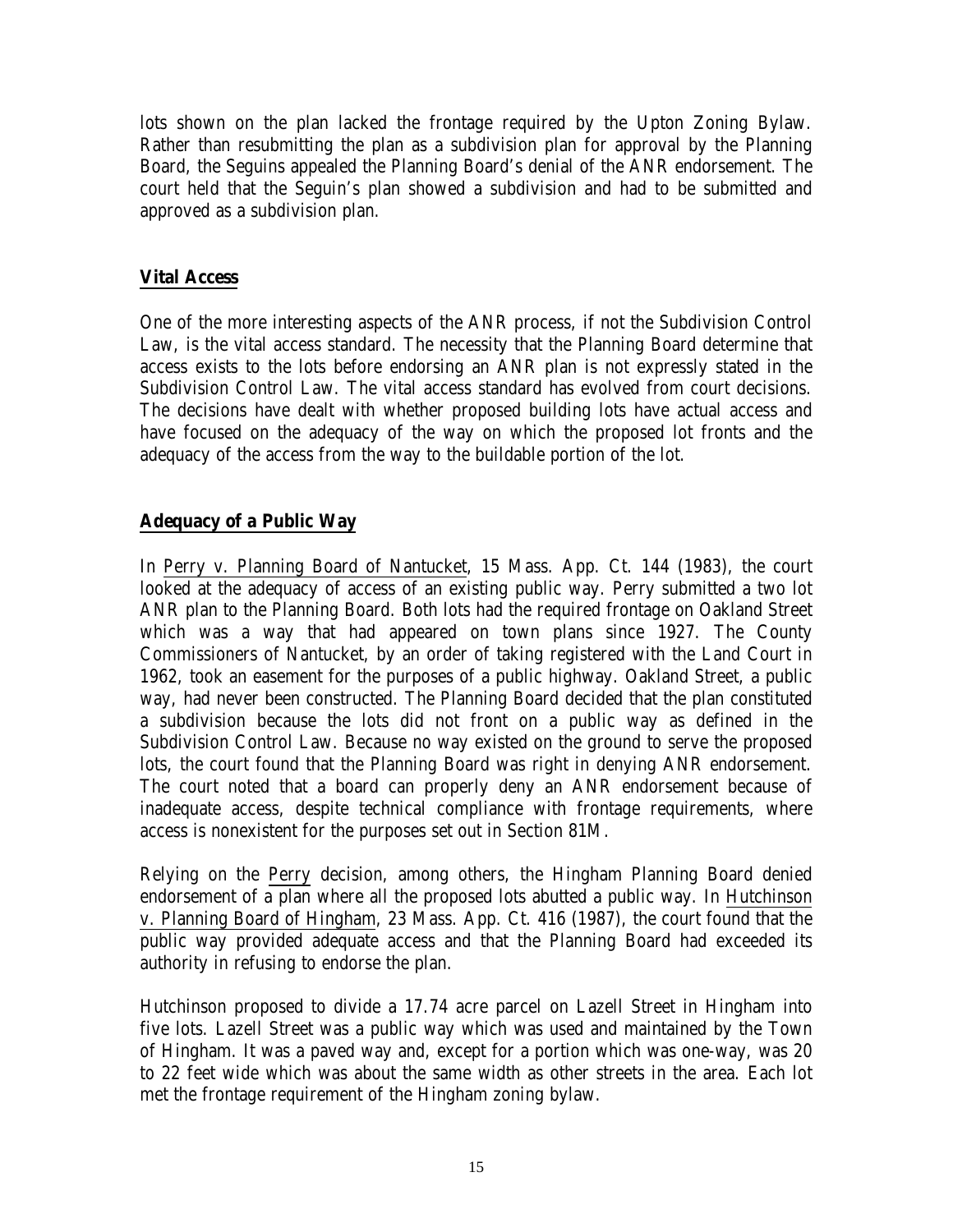lots shown on the plan lacked the frontage required by the Upton Zoning Bylaw. Rather than resubmitting the plan as a subdivision plan for approval by the Planning Board, the Seguins appealed the Planning Board's denial of the ANR endorsement. The court held that the Seguin's plan showed a subdivision and had to be submitted and approved as a subdivision plan.

## **Vital Access**

One of the more interesting aspects of the ANR process, if not the Subdivision Control Law, is the vital access standard. The necessity that the Planning Board determine that access exists to the lots before endorsing an ANR plan is not expressly stated in the Subdivision Control Law. The vital access standard has evolved from court decisions. The decisions have dealt with whether proposed building lots have actual access and have focused on the adequacy of the way on which the proposed lot fronts and the adequacy of the access from the way to the buildable portion of the lot.

## **Adequacy of a Public Way**

In Perry v. Planning Board of Nantucket, 15 Mass. App. Ct. 144 (1983), the court looked at the adequacy of access of an existing public way. Perry submitted a two lot ANR plan to the Planning Board. Both lots had the required frontage on Oakland Street which was a way that had appeared on town plans since 1927. The County Commissioners of Nantucket, by an order of taking registered with the Land Court in 1962, took an easement for the purposes of a public highway. Oakland Street, a public way, had never been constructed. The Planning Board decided that the plan constituted a subdivision because the lots did not front on a public way as defined in the Subdivision Control Law. Because no way existed on the ground to serve the proposed lots, the court found that the Planning Board was right in denying ANR endorsement. The court noted that a board can properly deny an ANR endorsement because of inadequate access, despite technical compliance with frontage requirements, where access is nonexistent for the purposes set out in Section 81M.

Relying on the Perry decision, among others, the Hingham Planning Board denied endorsement of a plan where all the proposed lots abutted a public way. In Hutchinson v. Planning Board of Hingham, 23 Mass. App. Ct. 416 (1987), the court found that the public way provided adequate access and that the Planning Board had exceeded its authority in refusing to endorse the plan.

Hutchinson proposed to divide a 17.74 acre parcel on Lazell Street in Hingham into five lots. Lazell Street was a public way which was used and maintained by the Town of Hingham. It was a paved way and, except for a portion which was one-way, was 20 to 22 feet wide which was about the same width as other streets in the area. Each lot met the frontage requirement of the Hingham zoning bylaw.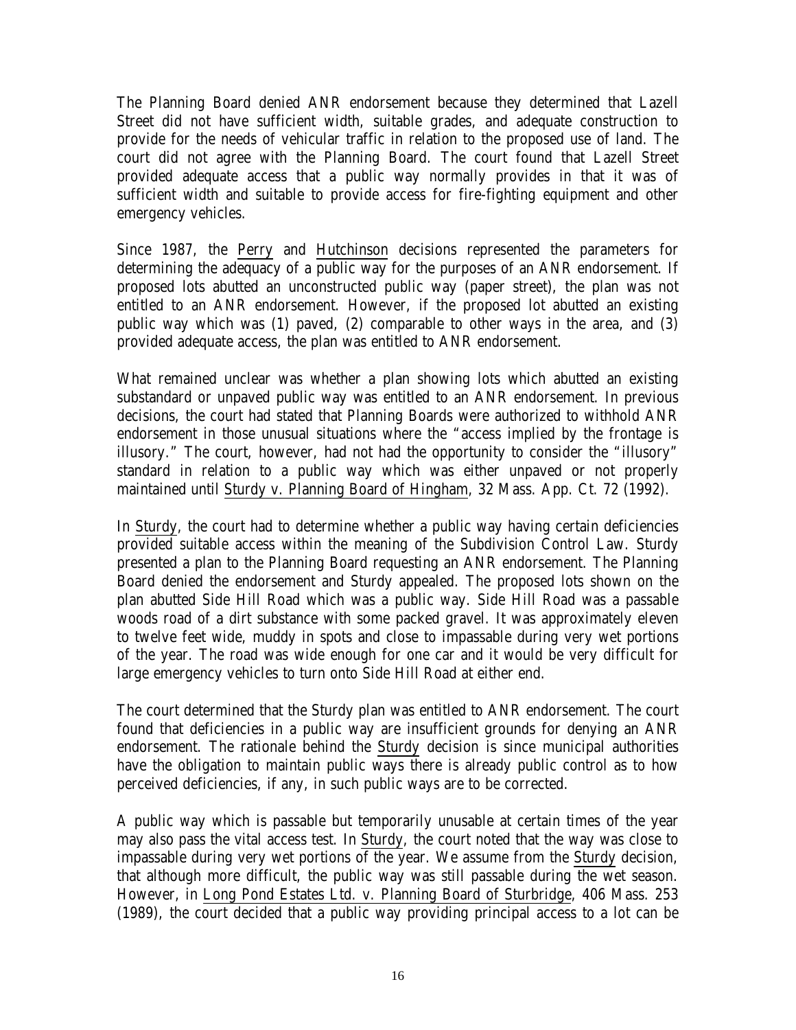The Planning Board denied ANR endorsement because they determined that Lazell Street did not have sufficient width, suitable grades, and adequate construction to provide for the needs of vehicular traffic in relation to the proposed use of land. The court did not agree with the Planning Board. The court found that Lazell Street provided adequate access that a public way normally provides in that it was of sufficient width and suitable to provide access for fire-fighting equipment and other emergency vehicles.

Since 1987, the Perry and Hutchinson decisions represented the parameters for determining the adequacy of a public way for the purposes of an ANR endorsement. If proposed lots abutted an unconstructed public way (paper street), the plan was not entitled to an ANR endorsement. However, if the proposed lot abutted an existing public way which was (1) paved, (2) comparable to other ways in the area, and (3) provided adequate access, the plan was entitled to ANR endorsement.

What remained unclear was whether a plan showing lots which abutted an existing substandard or unpaved public way was entitled to an ANR endorsement. In previous decisions, the court had stated that Planning Boards were authorized to withhold ANR endorsement in those unusual situations where the "access implied by the frontage is illusory." The court, however, had not had the opportunity to consider the "illusory" standard in relation to a public way which was either unpaved or not properly maintained until Sturdy v. Planning Board of Hingham, 32 Mass. App. Ct. 72 (1992).

In Sturdy, the court had to determine whether a public way having certain deficiencies provided suitable access within the meaning of the Subdivision Control Law. Sturdy presented a plan to the Planning Board requesting an ANR endorsement. The Planning Board denied the endorsement and Sturdy appealed. The proposed lots shown on the plan abutted Side Hill Road which was a public way. Side Hill Road was a passable woods road of a dirt substance with some packed gravel. It was approximately eleven to twelve feet wide, muddy in spots and close to impassable during very wet portions of the year. The road was wide enough for one car and it would be very difficult for large emergency vehicles to turn onto Side Hill Road at either end.

The court determined that the Sturdy plan was entitled to ANR endorsement. The court found that deficiencies in a public way are insufficient grounds for denying an ANR endorsement. The rationale behind the Sturdy decision is since municipal authorities have the obligation to maintain public ways there is already public control as to how perceived deficiencies, if any, in such public ways are to be corrected.

A public way which is passable but temporarily unusable at certain times of the year may also pass the vital access test. In Sturdy, the court noted that the way was close to impassable during very wet portions of the year. We assume from the Sturdy decision, that although more difficult, the public way was still passable during the wet season. However, in Long Pond Estates Ltd. v. Planning Board of Sturbridge, 406 Mass. 253 (1989), the court decided that a public way providing principal access to a lot can be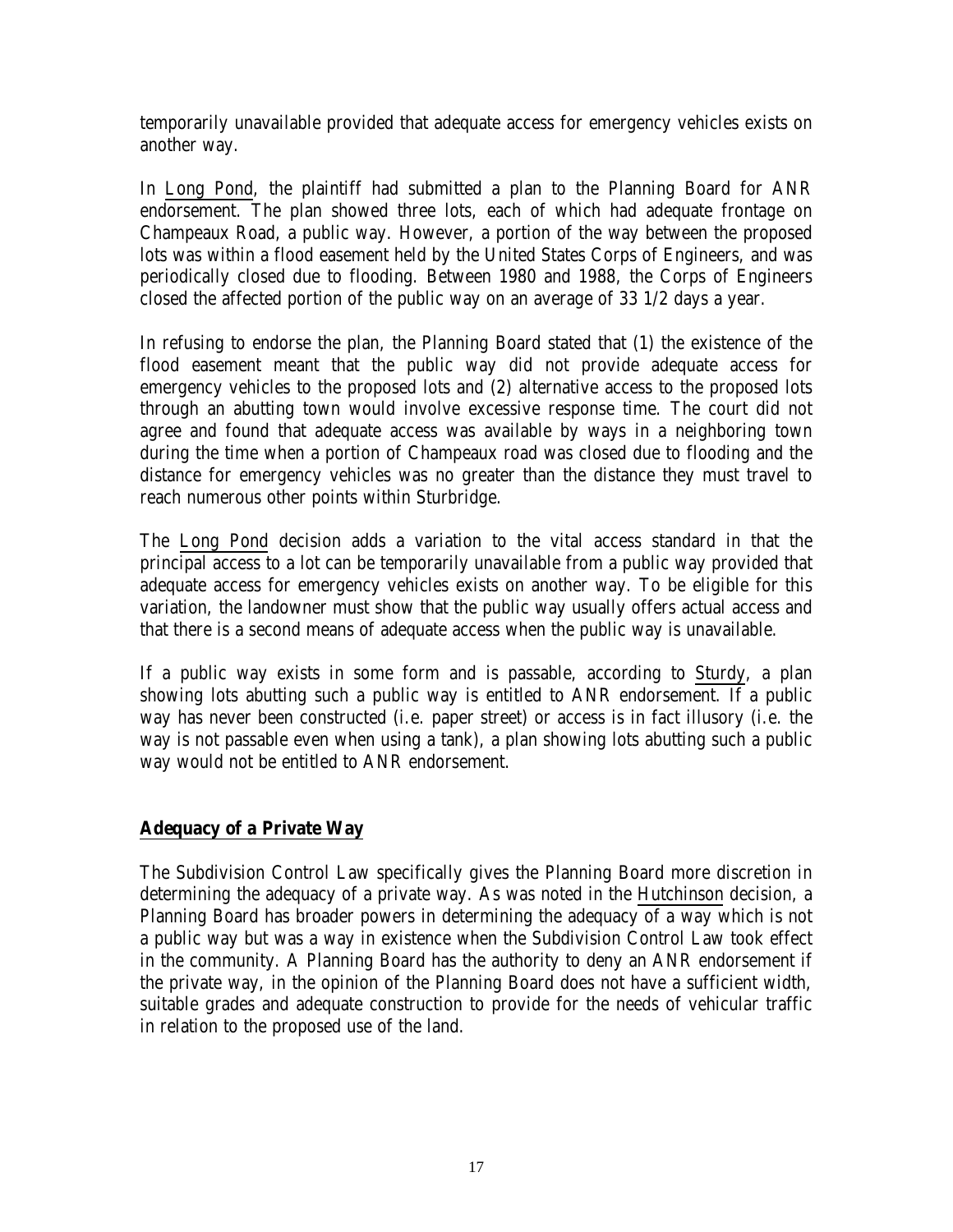temporarily unavailable provided that adequate access for emergency vehicles exists on another way.

In Long Pond, the plaintiff had submitted a plan to the Planning Board for ANR endorsement. The plan showed three lots, each of which had adequate frontage on Champeaux Road, a public way. However, a portion of the way between the proposed lots was within a flood easement held by the United States Corps of Engineers, and was periodically closed due to flooding. Between 1980 and 1988, the Corps of Engineers closed the affected portion of the public way on an average of 33 1/2 days a year.

In refusing to endorse the plan, the Planning Board stated that (1) the existence of the flood easement meant that the public way did not provide adequate access for emergency vehicles to the proposed lots and (2) alternative access to the proposed lots through an abutting town would involve excessive response time. The court did not agree and found that adequate access was available by ways in a neighboring town during the time when a portion of Champeaux road was closed due to flooding and the distance for emergency vehicles was no greater than the distance they must travel to reach numerous other points within Sturbridge.

The Long Pond decision adds a variation to the vital access standard in that the principal access to a lot can be temporarily unavailable from a public way provided that adequate access for emergency vehicles exists on another way. To be eligible for this variation, the landowner must show that the public way usually offers actual access and that there is a second means of adequate access when the public way is unavailable.

If a public way exists in some form and is passable, according to Sturdy, a plan showing lots abutting such a public way is entitled to ANR endorsement. If a public way has never been constructed (i.e. paper street) or access is in fact illusory (i.e. the way is not passable even when using a tank), a plan showing lots abutting such a public way would not be entitled to ANR endorsement.

## Adequacy of a Private Way

The Subdivision Control Law specifically gives the Planning Board more discretion in determining the adequacy of a private way. As was noted in the Hutchinson decision, a Planning Board has broader powers in determining the adequacy of a way which is not a public way but was a way in existence when the Subdivision Control Law took effect in the community. A Planning Board has the authority to deny an ANR endorsement if the private way, in the opinion of the Planning Board does not have a sufficient width, suitable grades and adequate construction to provide for the needs of vehicular traffic in relation to the proposed use of the land.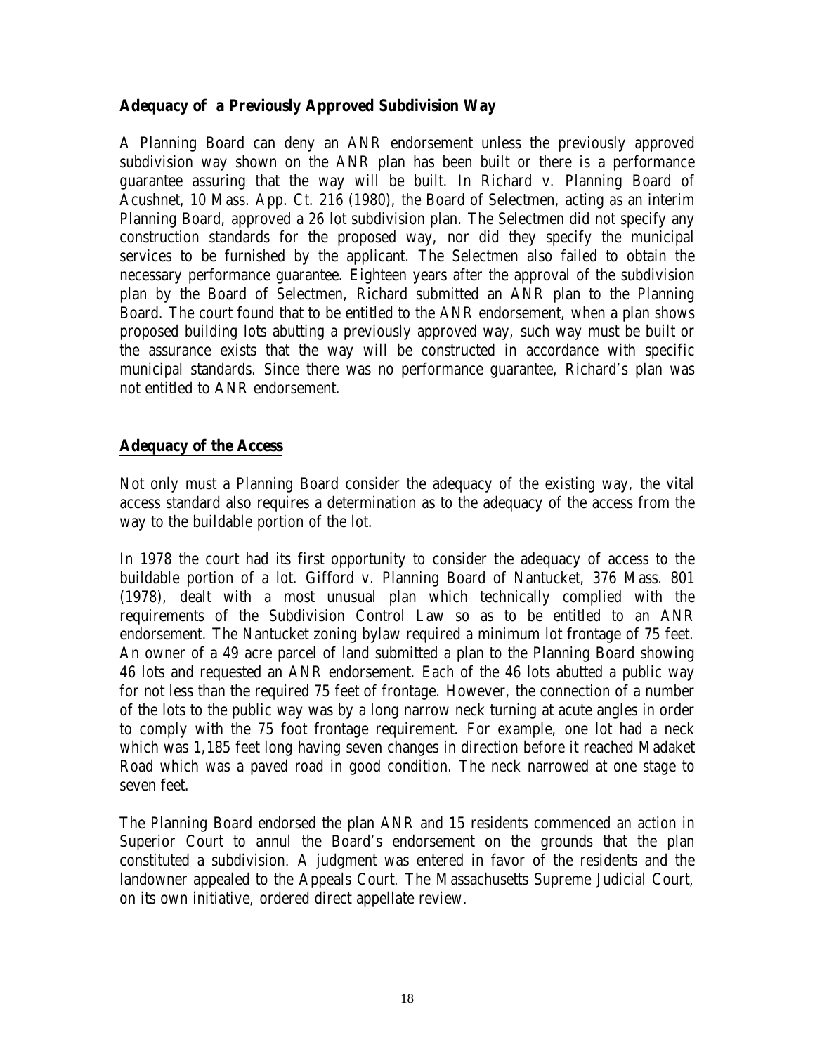## Adequacy of a Previously Approved Subdivision Way

A Planning Board can deny an ANR endorsement unless the previously approved subdivision way shown on the ANR plan has been built or there is a performance guarantee assuring that the way will be built. In Richard v. Planning Board of Acushnet, 10 Mass. App. Ct. 216 (1980), the Board of Selectmen, acting as an interim Planning Board, approved a 26 lot subdivision plan. The Selectmen did not specify any construction standards for the proposed way, nor did they specify the municipal services to be furnished by the applicant. The Selectmen also failed to obtain the necessary performance guarantee. Eighteen years after the approval of the subdivision plan by the Board of Selectmen, Richard submitted an ANR plan to the Planning Board. The court found that to be entitled to the ANR endorsement, when a plan shows proposed building lots abutting a previously approved way, such way must be built or the assurance exists that the way will be constructed in accordance with specific municipal standards. Since there was no performance guarantee, Richard's plan was not entitled to ANR endorsement.

## Adequacy of the Access

Not only must a Planning Board consider the adequacy of the existing way, the vital access standard also requires a determination as to the adequacy of the access from the way to the buildable portion of the lot.

In 1978 the court had its first opportunity to consider the adequacy of access to the buildable portion of a lot. Gifford v. Planning Board of Nantucket, 376 Mass. 801 (1978), dealt with a most unusual plan which technically complied with the requirements of the Subdivision Control Law so as to be entitled to an ANR endorsement. The Nantucket zoning bylaw required a minimum lot frontage of 75 feet. An owner of a 49 acre parcel of land submitted a plan to the Planning Board showing 46 lots and requested an ANR endorsement. Each of the 46 lots abutted a public way for not less than the required 75 feet of frontage. However, the connection of a number of the lots to the public way was by a long narrow neck turning at acute angles in order to comply with the 75 foot frontage requirement. For example, one lot had a neck which was 1,185 feet long having seven changes in direction before it reached Madaket Road which was a paved road in good condition. The neck narrowed at one stage to seven feet.

The Planning Board endorsed the plan ANR and 15 residents commenced an action in Superior Court to annul the Board's endorsement on the grounds that the plan constituted a subdivision. A judgment was entered in favor of the residents and the landowner appealed to the Appeals Court. The Massachusetts Supreme Judicial Court, on its own initiative, ordered direct appellate review.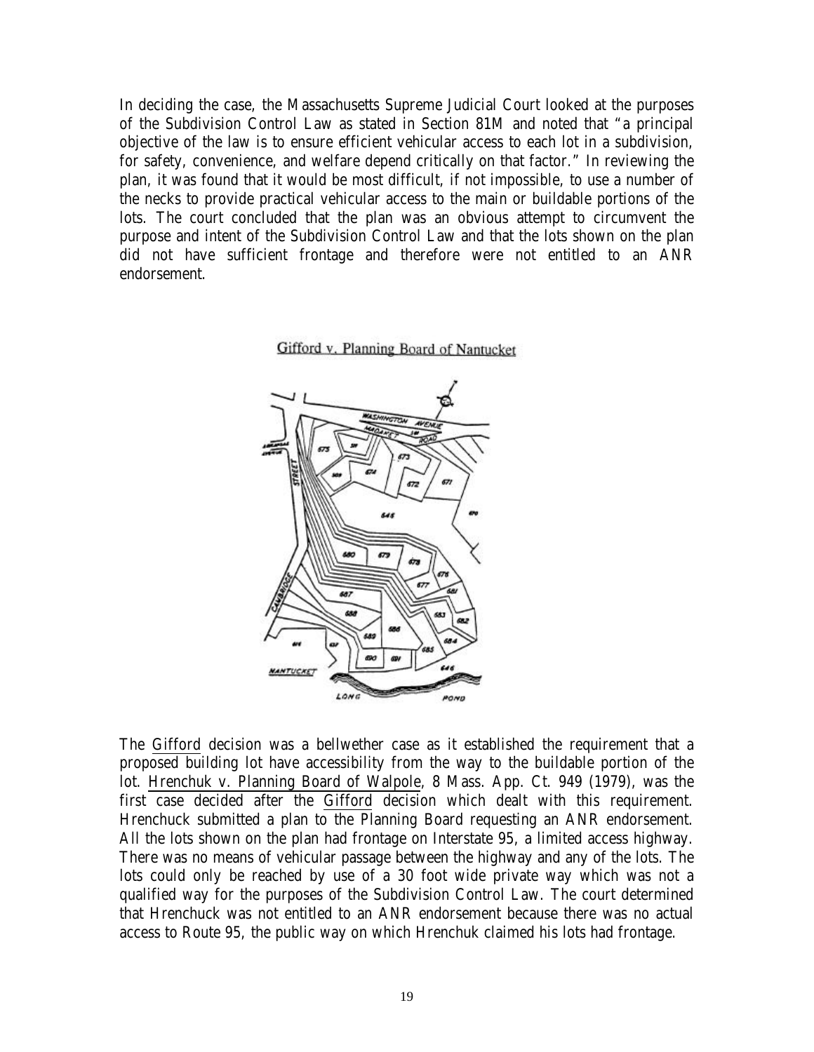In deciding the case, the Massachusetts Supreme Judicial Court looked at the purposes of the Subdivision Control Law as stated in Section 81M and noted that "a principal objective of the law is to ensure efficient vehicular access to each lot in a subdivision, for safety, convenience, and welfare depend critically on that factor." In reviewing the plan, it was found that it would be most difficult, if not impossible, to use a number of the necks to provide practical vehicular access to the main or buildable portions of the lots. The court concluded that the plan was an obvious attempt to circumvent the purpose and intent of the Subdivision Control Law and that the lots shown on the plan did not have sufficient frontage and therefore were not entitled to an ANR endorsement.

Gifford v. Planning Board of Nantucket

The Gifford decision was a bellwether case as it established the requirement that a proposed building lot have accessibility from the way to the buildable portion of the lot. Hrenchuk v. Planning Board of Walpole, 8 Mass. App. Ct. 949 (1979), was the first case decided after the Gifford decision which dealt with this requirement. Hrenchuck submitted a plan to the Planning Board requesting an ANR endorsement. All the lots shown on the plan had frontage on Interstate 95, a limited access highway. There was no means of vehicular passage between the highway and any of the lots. The lots could only be reached by use of a 30 foot wide private way which was not a qualified way for the purposes of the Subdivision Control Law. The court determined that Hrenchuck was not entitled to an ANR endorsement because there was no actual access to Route 95, the public way on which Hrenchuk claimed his lots had frontage.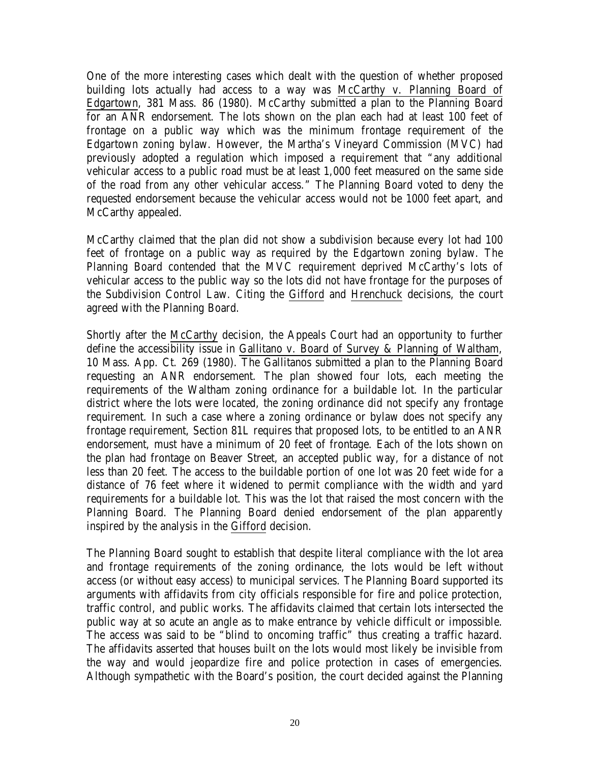One of the more interesting cases which dealt with the question of whether proposed building lots actually had access to a way was McCarthy v. Planning Board of Edgartown, 381 Mass. 86 (1980). McCarthy submitted a plan to the Planning Board for an ANR endorsement. The lots shown on the plan each had at least 100 feet of frontage on a public way which was the minimum frontage requirement of the Edgartown zoning bylaw. However, the Martha's Vineyard Commission (MVC) had previously adopted a regulation which imposed a requirement that "any additional vehicular access to a public road must be at least 1,000 feet measured on the same side of the road from any other vehicular access." The Planning Board voted to deny the requested endorsement because the vehicular access would not be 1000 feet apart, and McCarthy appealed.

McCarthy claimed that the plan did not show a subdivision because every lot had 100 feet of frontage on a public way as required by the Edgartown zoning bylaw. The Planning Board contended that the MVC requirement deprived McCarthy's lots of vehicular access to the public way so the lots did not have frontage for the purposes of the Subdivision Control Law. Citing the Gifford and Hrenchuck decisions, the court agreed with the Planning Board.

Shortly after the McCarthy decision, the Appeals Court had an opportunity to further define the accessibility issue in Gallitano v. Board of Survey & Planning of Waltham, 10 Mass. App. Ct. 269 (1980). The Gallitanos submitted a plan to the Planning Board requesting an ANR endorsement. The plan showed four lots, each meeting the requirements of the Waltham zoning ordinance for a buildable lot. In the particular district where the lots were located, the zoning ordinance did not specify any frontage requirement. In such a case where a zoning ordinance or bylaw does not specify any frontage requirement, Section 81L requires that proposed lots, to be entitled to an ANR endorsement, must have a minimum of 20 feet of frontage. Each of the lots shown on the plan had frontage on Beaver Street, an accepted public way, for a distance of not less than 20 feet. The access to the buildable portion of one lot was 20 feet wide for a distance of 76 feet where it widened to permit compliance with the width and yard requirements for a buildable lot. This was the lot that raised the most concern with the Planning Board. The Planning Board denied endorsement of the plan apparently inspired by the analysis in the Gifford decision.

The Planning Board sought to establish that despite literal compliance with the lot area and frontage requirements of the zoning ordinance, the lots would be left without access (or without easy access) to municipal services. The Planning Board supported its arguments with affidavits from city officials responsible for fire and police protection, traffic control, and public works. The affidavits claimed that certain lots intersected the public way at so acute an angle as to make entrance by vehicle difficult or impossible. The access was said to be "blind to oncoming traffic" thus creating a traffic hazard. The affidavits asserted that houses built on the lots would most likely be invisible from the way and would jeopardize fire and police protection in cases of emergencies. Although sympathetic with the Board's position, the court decided against the Planning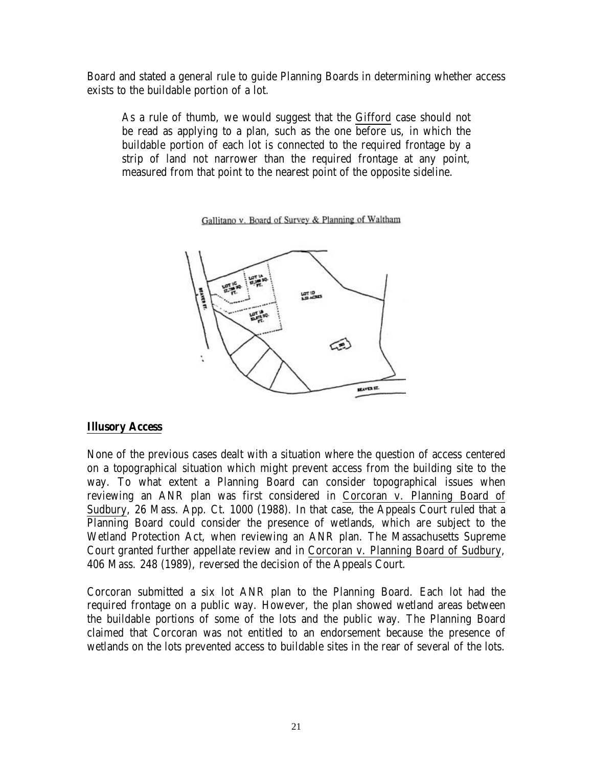Board and stated a general rule to guide Planning Boards in determining whether access exists to the buildable portion of a lot.

> As a rule of thumb, we would suggest that the Gifford case should not be read as applying to a plan, such as the one before us, in which the buildable portion of each lot is connected to the required frontage by a strip of land not narrower than the required frontage at any point, measured from that point to the nearest point of the opposite sideline.

Gallitano v. Board of Survey & Planning of Waltham

## Illusory Access

None of the previous cases dealt with a situation where the question of access centered on a topographical situation which might prevent access from the building site to the way. To what extent a Planning Board can consider topographical issues when reviewing an ANR plan was first considered in Corcoran v. Planning Board of Sudbury, 26 Mass. App. Ct. 1000 (1988). In that case, the Appeals Court ruled that a Planning Board could consider the presence of wetlands, which are subject to the Wetland Protection Act, when reviewing an ANR plan. The Massachusetts Supreme Court granted further appellate review and in Corcoran v. Planning Board of Sudbury, 406 Mass. 248 (1989), reversed the decision of the Appeals Court.

Corcoran submitted a six lot ANR plan to the Planning Board. Each lot had the required frontage on a public way. However, the plan showed wetland areas between the buildable portions of some of the lots and the public way. The Planning Board claimed that Corcoran was not entitled to an endorsement because the presence of wetlands on the lots prevented access to buildable sites in the rear of several of the lots.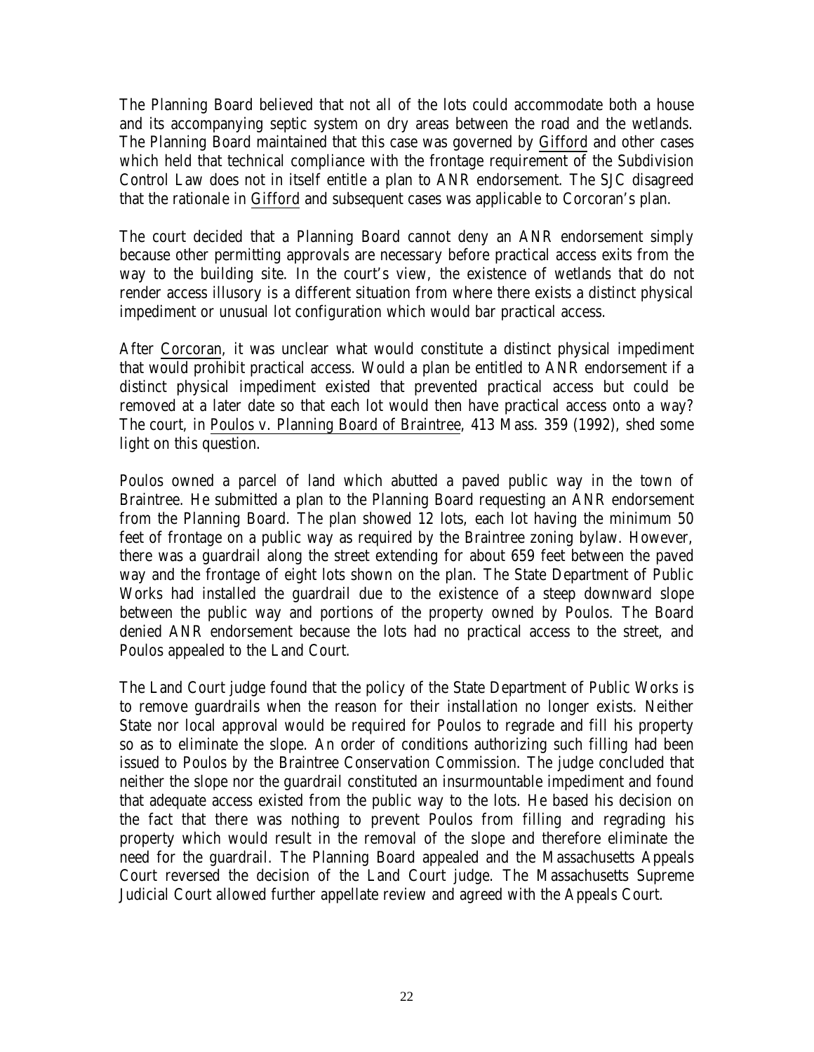The Planning Board believed that not all of the lots could accommodate both a house and its accompanying septic system on dry areas between the road and the wetlands. The Planning Board maintained that this case was governed by Gifford and other cases which held that technical compliance with the frontage requirement of the Subdivision Control Law does not in itself entitle a plan to ANR endorsement. The SJC disagreed that the rationale in Gifford and subsequent cases was applicable to Corcoran's plan.

The court decided that a Planning Board cannot deny an ANR endorsement simply because other permitting approvals are necessary before practical access exits from the way to the building site. In the court's view, the existence of wetlands that do not render access illusory is a different situation from where there exists a distinct physical impediment or unusual lot configuration which would bar practical access.

After Corcoran, it was unclear what would constitute a distinct physical impediment that would prohibit practical access. Would a plan be entitled to ANR endorsement if a distinct physical impediment existed that prevented practical access but could be removed at a later date so that each lot would then have practical access onto a way? The court, in Poulos v. Planning Board of Braintree, 413 Mass. 359 (1992), shed some light on this question.

Poulos owned a parcel of land which abutted a paved public way in the town of Braintree. He submitted a plan to the Planning Board requesting an ANR endorsement from the Planning Board. The plan showed 12 lots, each lot having the minimum 50 feet of frontage on a public way as required by the Braintree zoning bylaw. However, there was a guardrail along the street extending for about 659 feet between the paved way and the frontage of eight lots shown on the plan. The State Department of Public Works had installed the guardrail due to the existence of a steep downward slope between the public way and portions of the property owned by Poulos. The Board denied ANR endorsement because the lots had no practical access to the street, and Poulos appealed to the Land Court.

The Land Court judge found that the policy of the State Department of Public Works is to remove guardrails when the reason for their installation no longer exists. Neither State nor local approval would be required for Poulos to regrade and fill his property so as to eliminate the slope. An order of conditions authorizing such filling had been issued to Poulos by the Braintree Conservation Commission. The judge concluded that neither the slope nor the guardrail constituted an insurmountable impediment and found that adequate access existed from the public way to the lots. He based his decision on the fact that there was nothing to prevent Poulos from filling and regrading his property which would result in the removal of the slope and therefore eliminate the need for the guardrail. The Planning Board appealed and the Massachusetts Appeals Court reversed the decision of the Land Court judge. The Massachusetts Supreme Judicial Court allowed further appellate review and agreed with the Appeals Court.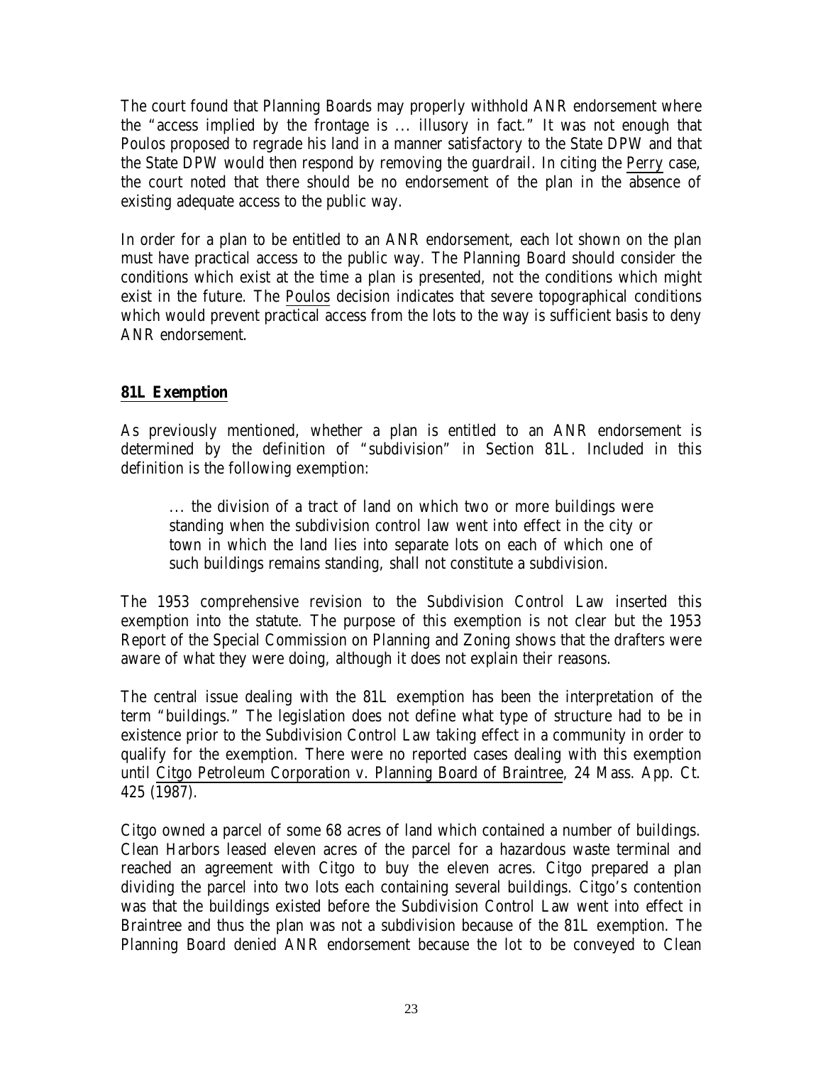The court found that Planning Boards may properly withhold ANR endorsement where the "access implied by the frontage is ... illusory in fact." It was not enough that Poulos proposed to regrade his land in a manner satisfactory to the State DPW and that the State DPW would then respond by removing the guardrail. In citing the <u>Perry</u> case, the court noted that there should be no endorsement of the plan in the absence of existing adequate access to the public way.

In order for a plan to be entitled to an ANR endorsement, each lot shown on the plan must have practical access to the public way. The Planning Board should consider the conditions which exist at the time a plan is presented, not the conditions which might exist in the future. The <u>Poulos</u> decision indicates that severe topographical conditions which would prevent practical access from the lots to the way is sufficient basis to deny ANR endorsement.

## 81L Exemption

As previously mentioned, whether a plan is entitled to an ANR endorsement is determined by the definition of "subdivision" in Section 81L. Included in this definition is the following exemption:

> ... the division of a tract of land on which two or more buildings were standing when the subdivision control law went into effect in the city or town in which the land lies into separate lots on each of which one of such buildings remains standing, shall not constitute a subdivision.

The 1953 comprehensive revision to the Subdivision Control Law inserted this exemption into the statute. The purpose of this exemption is not clear but the 1953 Report of the Special Commission on Planning and Zoning shows that the drafters were aware of what they were doing, although it does not explain their reasons.

The central issue dealing with the 81L exemption has been the interpretation of the term "buildings." The legislation does not define what type of structure had to be in existence prior to the Subdivision Control Law taking effect in a community in order to qualify for the exemption. There were no reported cases dealing with this exemption until <u>Citgo Petroleum Corporation v. Planning Board of Braintree</u>, 24 Mass. App. Ct. 425 (1987).

Citgo owned a parcel of some 68 acres of land which contained a number of buildings. Clean Harbors leased eleven acres of the parcel for a hazardous waste terminal and reached an agreement with Citgo to buy the eleven acres. Citgo prepared a plan dividing the parcel into two lots each containing several buildings. Citgo's contention was that the buildings existed before the Subdivision Control Law went into effect in Braintree and thus the plan was not a subdivision because of the 81L exemption. The Planning Board denied ANR endorsement because the lot to be conveyed to Clean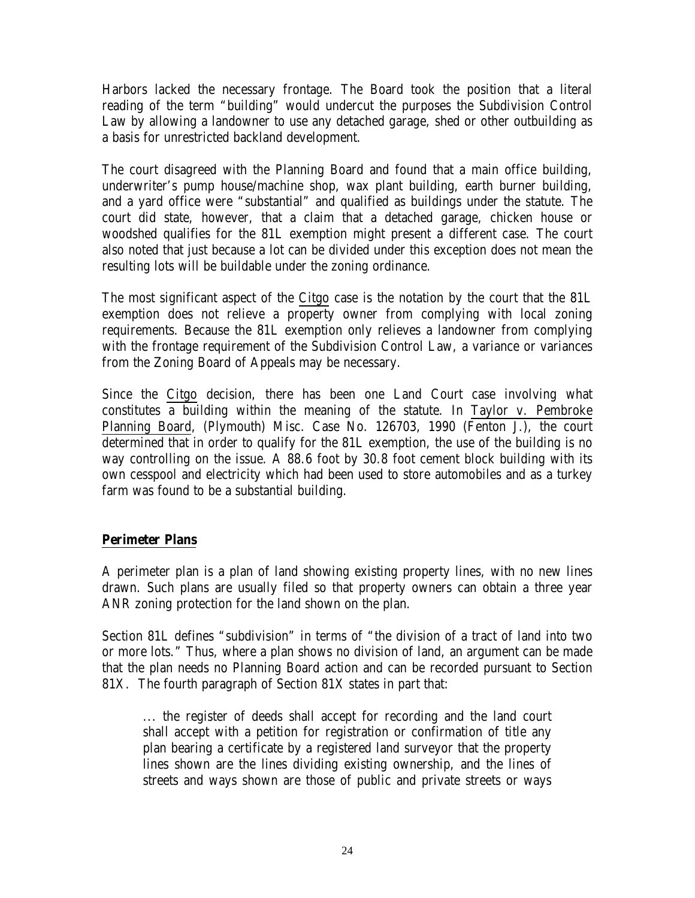Harbors lacked the necessary frontage. The Board took the position that a literal reading of the term "building" would undercut the purposes the Subdivision Control Law by allowing a landowner to use any detached garage, shed or other outbuilding as a basis for unrestricted backland development.

The court disagreed with the Planning Board and found that a main office building, underwriter's pump house/machine shop, wax plant building, earth burner building, and a yard office were "substantial" and qualified as buildings under the statute. The court did state, however, that a claim that a detached garage, chicken house or woodshed qualifies for the 81L exemption might present a different case. The court also noted that just because a lot can be divided under this exception does not mean the resulting lots will be buildable under the zoning ordinance.

The most significant aspect of the Citgo case is the notation by the court that the 81L exemption does not relieve a property owner from complying with local zoning requirements. Because the 81L exemption only relieves a landowner from complying with the frontage requirement of the Subdivision Control Law, a variance or variances from the Zoning Board of Appeals may be necessary.

Since the Citgo decision, there has been one Land Court case involving what constitutes a building within the meaning of the statute. In Taylor v. Pembroke Planning Board, (Plymouth) Misc. Case No. 126703, 1990 (Fenton J.), the court determined that in order to qualify for the 81L exemption, the use of the building is no way controlling on the issue. A 88.6 foot by 30.8 foot cement block building with its own cesspool and electricity which had been used to store automobiles and as a turkey farm was found to be a substantial building.

## Perimeter Plans

A perimeter plan is a plan of land showing existing property lines, with no new lines drawn. Such plans are usually filed so that property owners can obtain a three year ANR zoning protection for the land shown on the plan.

Section 81L defines "subdivision" in terms of "the division of a tract of land into two or more lots." Thus, where a plan shows no division of land, an argument can be made that the plan needs no Planning Board action and can be recorded pursuant to Section 81X. The fourth paragraph of Section 81X states in part that:

> ... the register of deeds shall accept for recording and the land court shall accept with a petition for registration or confirmation of title any plan bearing a certificate by a registered land surveyor that the property lines shown are the lines dividing existing ownership, and the lines of streets and ways shown are those of public and private streets or ways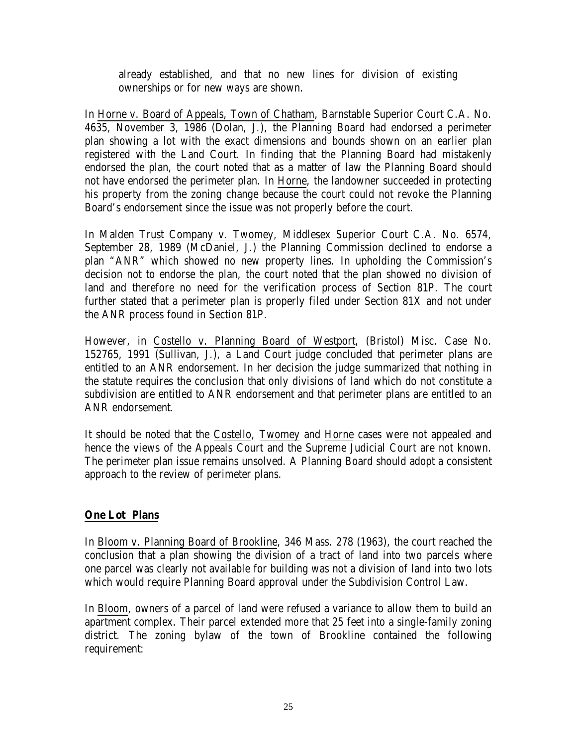already established, and that no new lines for division of existing ownerships or for new ways are shown.

In Horne v. Board of Appeals, Town of Chatham, Barnstable Superior Court C.A. No. 4635, November 3, 1986 (Dolan, J.), the Planning Board had endorsed a perimeter plan showing a lot with the exact dimensions and bounds shown on an earlier plan registered with the Land Court. In finding that the Planning Board had mistakenly endorsed the plan, the court noted that as a matter of law the Planning Board should not have endorsed the perimeter plan. In Horne, the landowner succeeded in protecting his property from the zoning change because the court could not revoke the Planning Board's endorsement since the issue was not properly before the court.

In Malden Trust Company v. Twomey, Middlesex Superior Court C.A. No. 6574, September 28, 1989 (McDaniel, J.) the Planning Commission declined to endorse a plan "ANR" which showed no new property lines. In upholding the Commission's decision not to endorse the plan, the court noted that the plan showed no division of land and therefore no need for the verification process of Section 81P. The court further stated that a perimeter plan is properly filed under Section 81X and not under the ANR process found in Section 81P.

However, in Costello v. Planning Board of Westport, (Bristol) Misc. Case No. 152765, 1991 (Sullivan, J.), a Land Court judge concluded that perimeter plans are entitled to an ANR endorsement. In her decision the judge summarized that nothing in the statute requires the conclusion that only divisions of land which do not constitute a subdivision are entitled to ANR endorsement and that perimeter plans are entitled to an ANR endorsement.

It should be noted that the Costello, Twomey and Horne cases were not appealed and hence the views of the Appeals Court and the Supreme Judicial Court are not known. The perimeter plan issue remains unsolved. A Planning Board should adopt a consistent approach to the review of perimeter plans.

## **One Lot Plans**

In Bloom v. Planning Board of Brookline, 346 Mass. 278 (1963), the court reached the conclusion that a plan showing the division of a tract of land into two parcels where one parcel was clearly not available for building was not a division of land into two lots which would require Planning Board approval under the Subdivision Control Law.

In Bloom, owners of a parcel of land were refused a variance to allow them to build an apartment complex. Their parcel extended more that 25 feet into a single-family zoning district. The zoning bylaw of the town of Brookline contained the following requirement: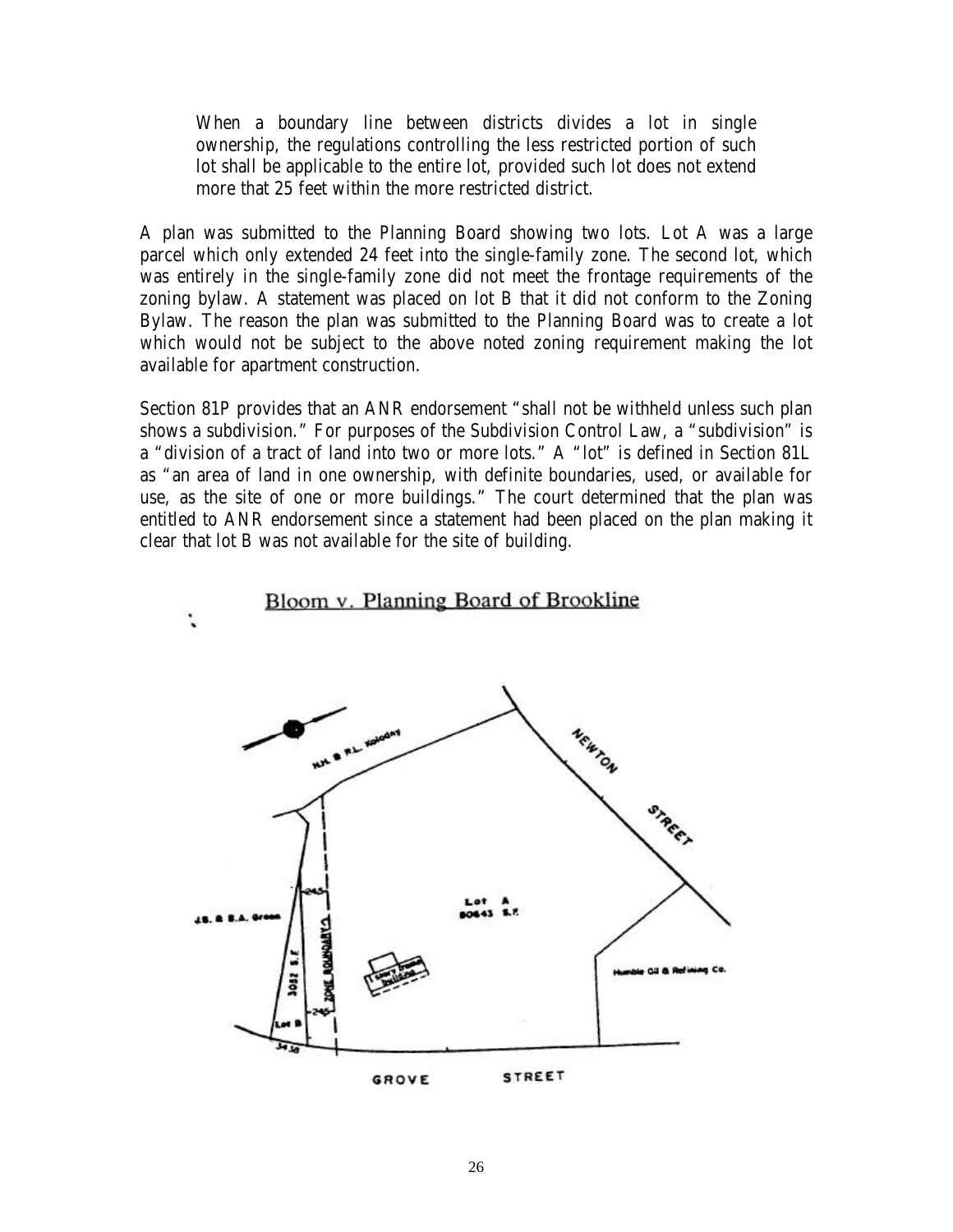> When a boundary line between districts divides a lot in single ownership, the regulations controlling the less restricted portion of such lot shall be applicable to the entire lot, provided such lot does not extend more that 25 feet within the more restricted district.

A plan was submitted to the Planning Board showing two lots. Lot A was a large parcel which only extended 24 feet into the single-family zone. The second lot, which was entirely in the single-family zone did not meet the frontage requirements of the zoning bylaw. A statement was placed on lot B that it did not conform to the Zoning Bylaw. The reason the plan was submitted to the Planning Board was to create a lot which would not be subject to the above noted zoning requirement making the lot available for apartment construction.

Section 81P provides that an ANR endorsement "shall not be withheld unless such plan shows a subdivision." For purposes of the Subdivision Control Law, a "subdivision" is a "division of a tract of land into two or more lots." A "lot" is defined in Section 81L as "an area of land in one ownership, with definite boundaries, used, or available for use, as the site of one or more buildings." The court determined that the plan was entitled to ANR endorsement since a statement had been placed on the plan making it clear that lot B was not available for the site of building.

Bloom v. Planning Board of Brookline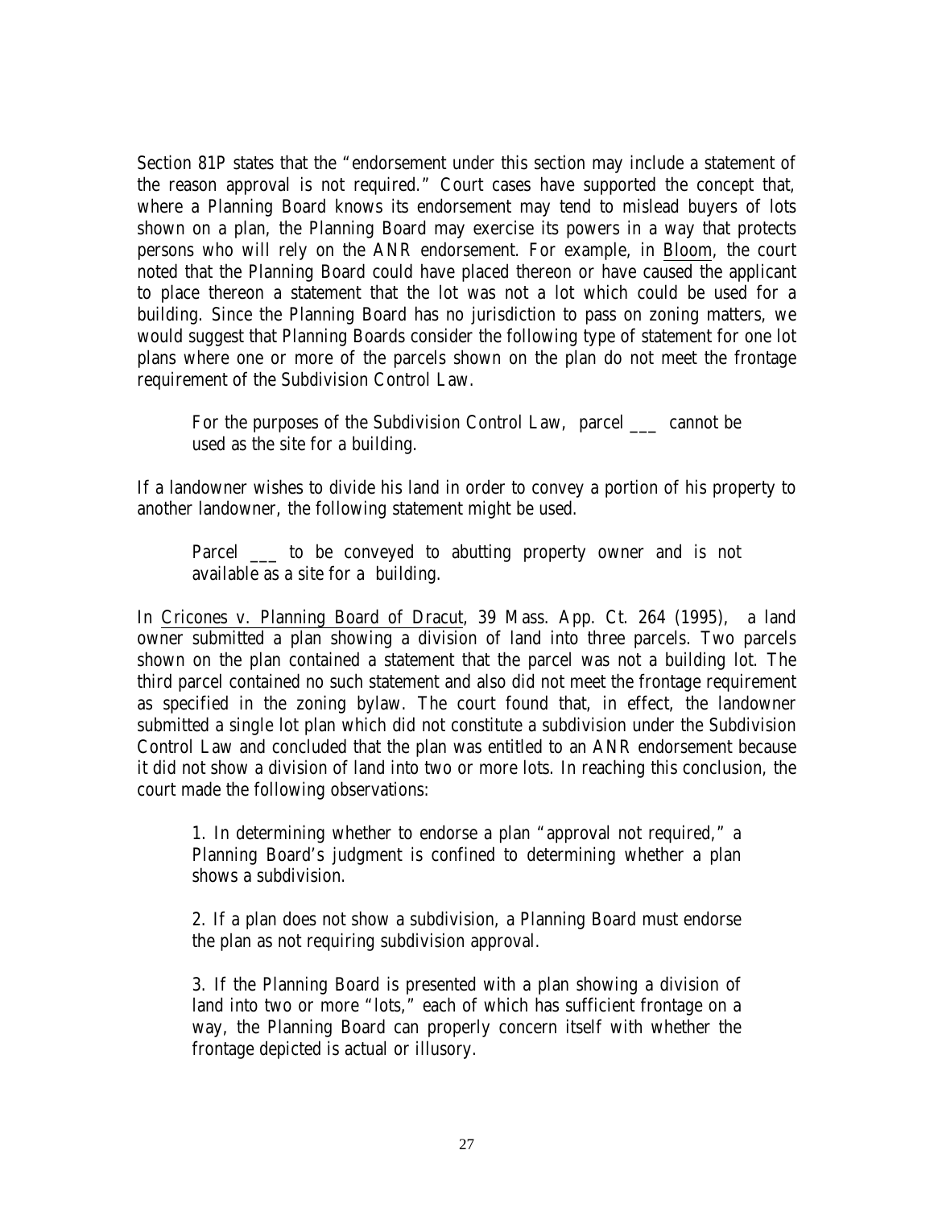Section 81P states that the "endorsement under this section may include a statement of the reason approval is not required." Court cases have supported the concept that, where a Planning Board knows its endorsement may tend to mislead buyers of lots shown on a plan, the Planning Board may exercise its powers in a way that protects persons who will rely on the ANR endorsement. For example, in Bloom, the court noted that the Planning Board could have placed thereon or have caused the applicant to place thereon a statement that the lot was not a lot which could be used for a building. Since the Planning Board has no jurisdiction to pass on zoning matters, we would suggest that Planning Boards consider the following type of statement for one lot plans where one or more of the parcels shown on the plan do not meet the frontage requirement of the Subdivision Control Law.

> For the purposes of the Subdivision Control Law, parcel ___ cannot be used as the site for a building.

If a landowner wishes to divide his land in order to convey a portion of his property to another landowner, the following statement might be used.

> Parcel ___ to be conveyed to abutting property owner and is not available as a site for a building.

In Cricones v. Planning Board of Dracut, 39 Mass. App. Ct. 264 (1995), a land owner submitted a plan showing a division of land into three parcels. Two parcels shown on the plan contained a statement that the parcel was not a building lot. The third parcel contained no such statement and also did not meet the frontage requirement as specified in the zoning bylaw. The court found that, in effect, the landowner submitted a single lot plan which did not constitute a subdivision under the Subdivision Control Law and concluded that the plan was entitled to an ANR endorsement because it did not show a division of land into two or more lots. In reaching this conclusion, the court made the following observations:

> 1. In determining whether to endorse a plan "approval not required," a Planning Board's judgment is confined to determining whether a plan shows a subdivision.
>
> 2. If a plan does not show a subdivision, a Planning Board must endorse the plan as not requiring subdivision approval.
>
> 3. If the Planning Board is presented with a plan showing a division of land into two or more "lots," each of which has sufficient frontage on a way, the Planning Board can properly concern itself with whether the frontage depicted is actual or illusory.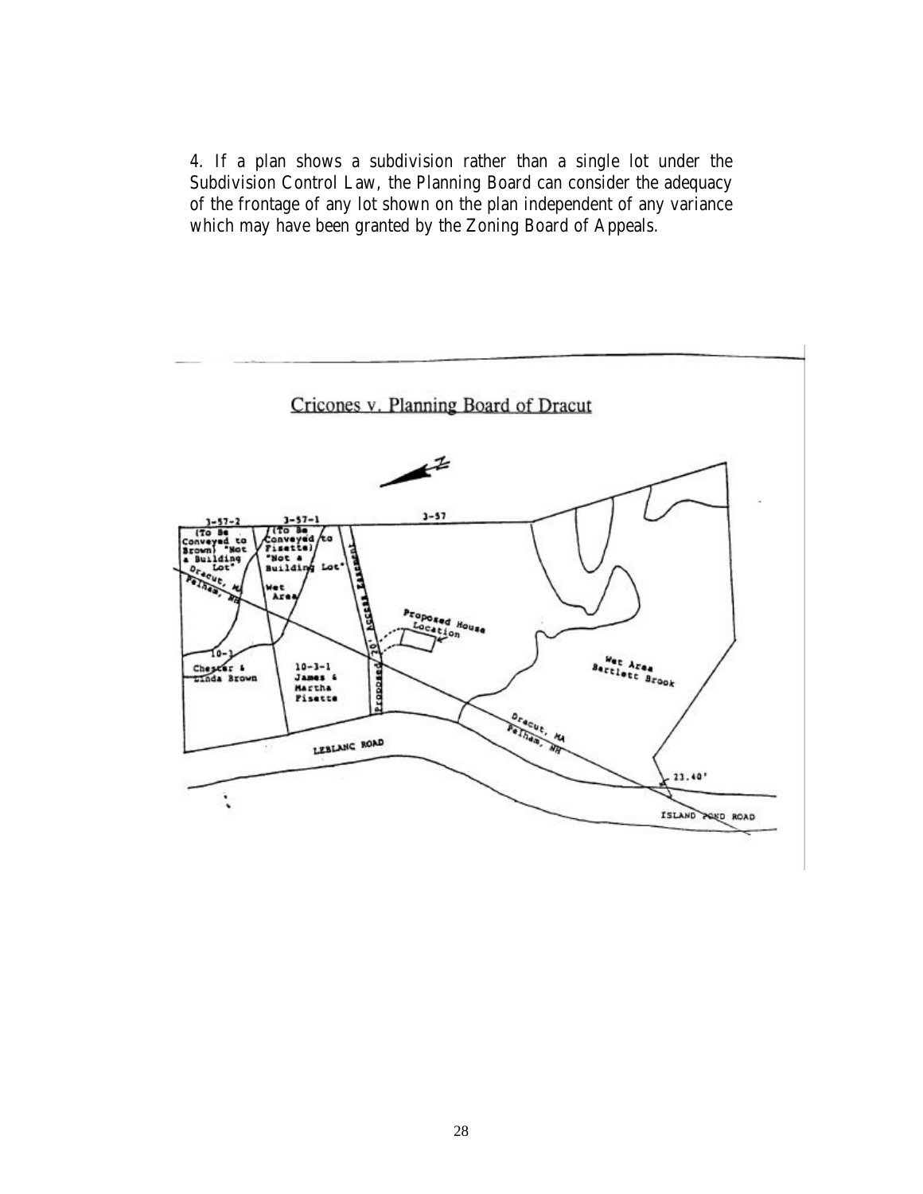4. If a plan shows a subdivision rather than a single lot under the Subdivision Control Law, the Planning Board can consider the adequacy of the frontage of any lot shown on the plan independent of any variance which may have been granted by the Zoning Board of Appeals.

Cricones v. Planning Board of Dracut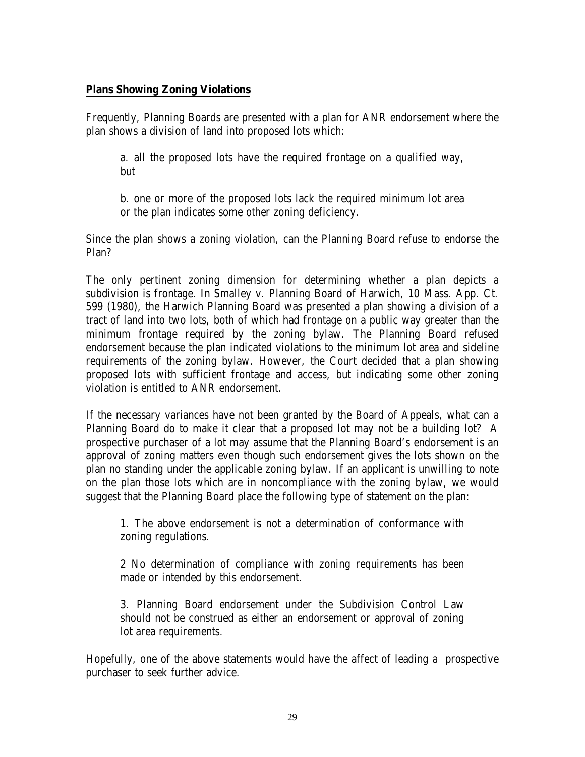## Plans Showing Zoning Violations

Frequently, Planning Boards are presented with a plan for ANR endorsement where the plan shows a division of land into proposed lots which:

a. all the proposed lots have the required frontage on a qualified way, but

b. one or more of the proposed lots lack the required minimum lot area or the plan indicates some other zoning deficiency.

Since the plan shows a zoning violation, can the Planning Board refuse to endorse the Plan?

The only pertinent zoning dimension for determining whether a plan depicts a subdivision is frontage. In Smalley v. Planning Board of Harwich, 10 Mass. App. Ct. 599 (1980), the Harwich Planning Board was presented a plan showing a division of a tract of land into two lots, both of which had frontage on a public way greater than the minimum frontage required by the zoning bylaw. The Planning Board refused endorsement because the plan indicated violations to the minimum lot area and sideline requirements of the zoning bylaw. However, the Court decided that a plan showing proposed lots with sufficient frontage and access, but indicating some other zoning violation is entitled to ANR endorsement.

If the necessary variances have not been granted by the Board of Appeals, what can a Planning Board do to make it clear that a proposed lot may not be a building lot? A prospective purchaser of a lot may assume that the Planning Board's endorsement is an approval of zoning matters even though such endorsement gives the lots shown on the plan no standing under the applicable zoning bylaw. If an applicant is unwilling to note on the plan those lots which are in noncompliance with the zoning bylaw, we would suggest that the Planning Board place the following type of statement on the plan:

1. The above endorsement is not a determination of conformance with zoning regulations.

2 No determination of compliance with zoning requirements has been made or intended by this endorsement.

3. Planning Board endorsement under the Subdivision Control Law should not be construed as either an endorsement or approval of zoning lot area requirements.

Hopefully, one of the above statements would have the affect of leading a prospective purchaser to seek further advice.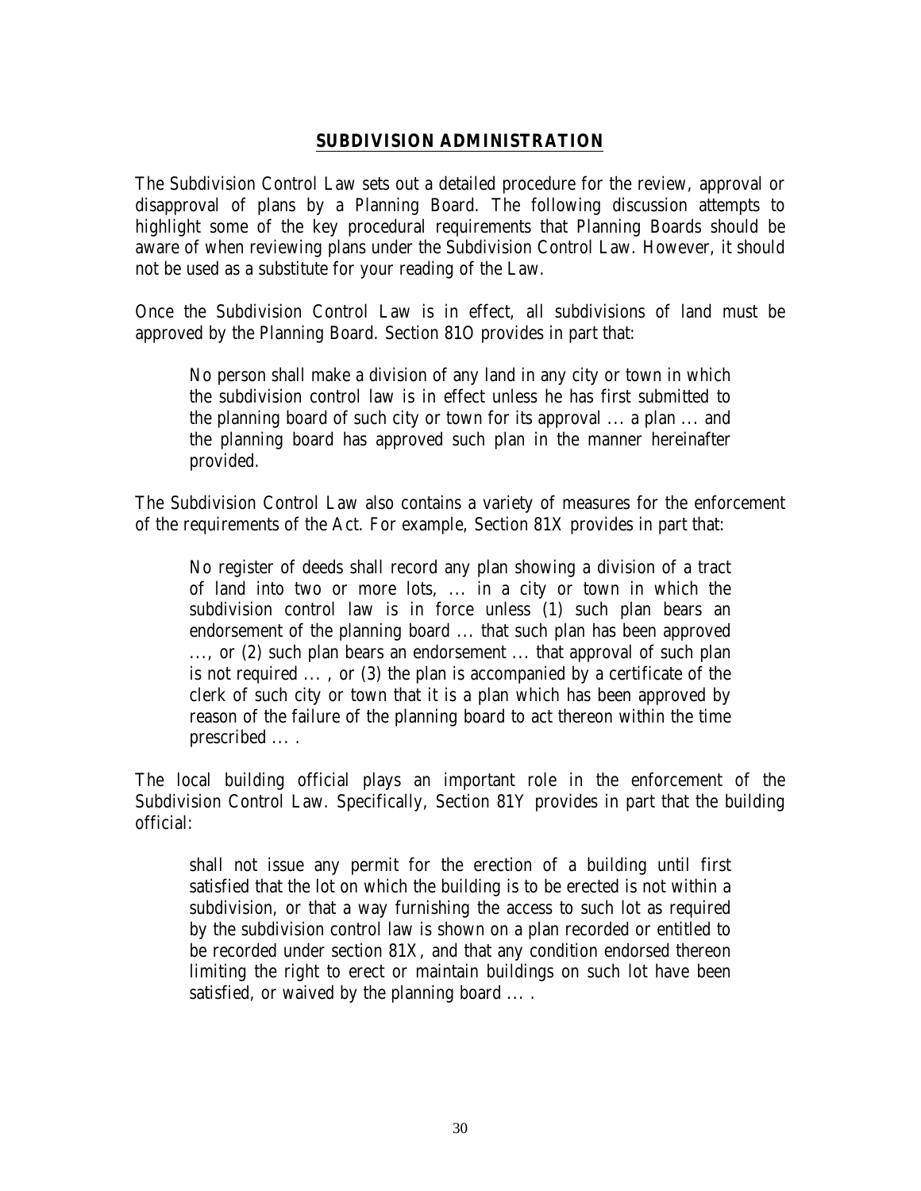## SUBDIVISION ADMINISTRATION

The Subdivision Control Law sets out a detailed procedure for the review, approval or disapproval of plans by a Planning Board. The following discussion attempts to highlight some of the key procedural requirements that Planning Boards should be aware of when reviewing plans under the Subdivision Control Law. However, it should not be used as a substitute for your reading of the Law.

Once the Subdivision Control Law is in effect, all subdivisions of land must be approved by the Planning Board. Section 81O provides in part that:

> No person shall make a division of any land in any city or town in which the subdivision control law is in effect unless he has first submitted to the planning board of such city or town for its approval ... a plan ... and the planning board has approved such plan in the manner hereinafter provided.

The Subdivision Control Law also contains a variety of measures for the enforcement of the requirements of the Act. For example, Section 81X provides in part that:

> No register of deeds shall record any plan showing a division of a tract of land into two or more lots, ... in a city or town in which the subdivision control law is in force unless (1) such plan bears an endorsement of the planning board ... that such plan has been approved ..., or (2) such plan bears an endorsement ... that approval of such plan is not required ... , or (3) the plan is accompanied by a certificate of the clerk of such city or town that it is a plan which has been approved by reason of the failure of the planning board to act thereon within the time prescribed ... .

The local building official plays an important role in the enforcement of the Subdivision Control Law. Specifically, Section 81Y provides in part that the building official:

> shall not issue any permit for the erection of a building until first satisfied that the lot on which the building is to be erected is not within a subdivision, or that a way furnishing the access to such lot as required by the subdivision control law is shown on a plan recorded or entitled to be recorded under section 81X, and that any condition endorsed thereon limiting the right to erect or maintain buildings on such lot have been satisfied, or waived by the planning board ... .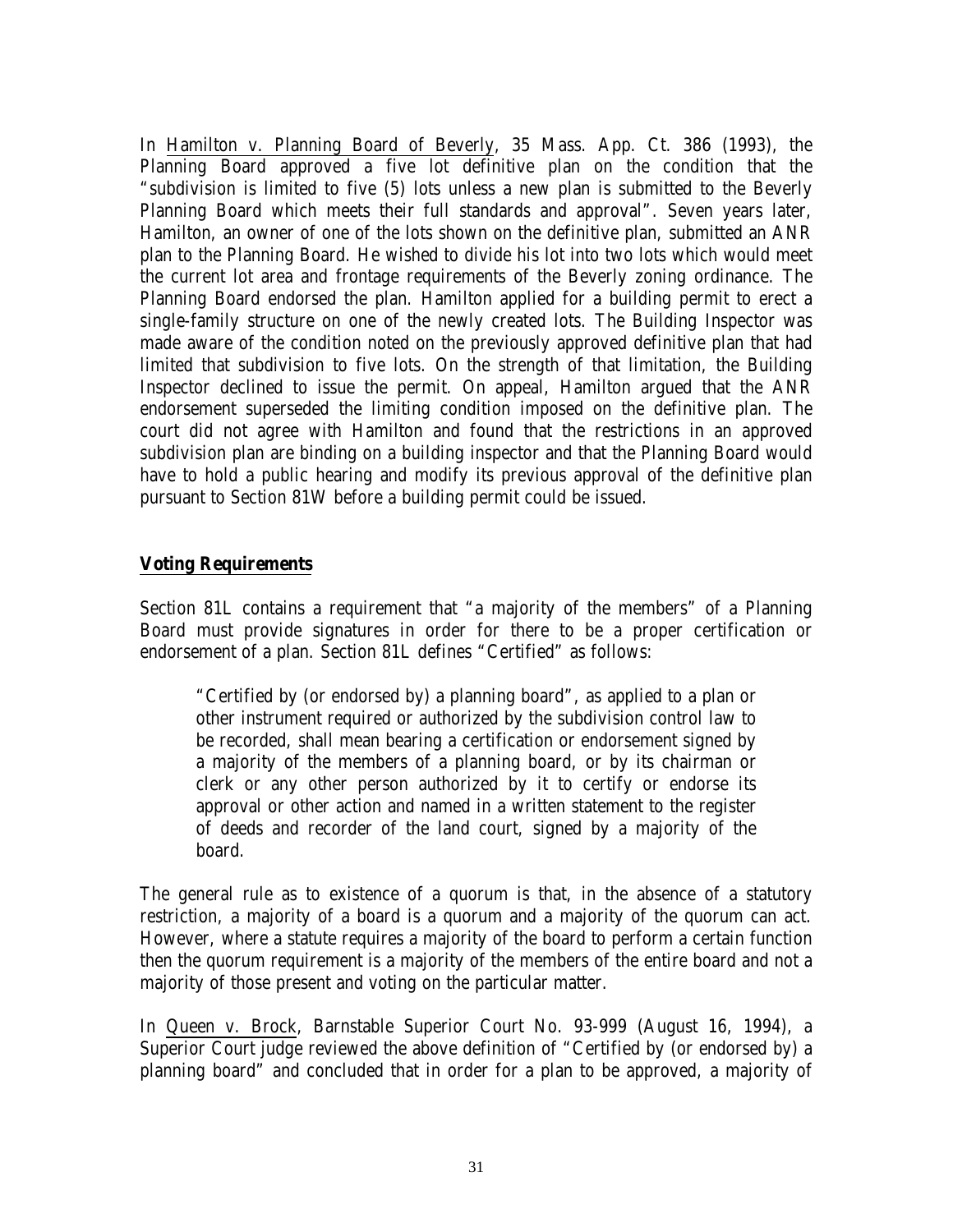In Hamilton v. Planning Board of Beverly, 35 Mass. App. Ct. 386 (1993), the Planning Board approved a five lot definitive plan on the condition that the "subdivision is limited to five (5) lots unless a new plan is submitted to the Beverly Planning Board which meets their full standards and approval". Seven years later, Hamilton, an owner of one of the lots shown on the definitive plan, submitted an ANR plan to the Planning Board. He wished to divide his lot into two lots which would meet the current lot area and frontage requirements of the Beverly zoning ordinance. The Planning Board endorsed the plan. Hamilton applied for a building permit to erect a single-family structure on one of the newly created lots. The Building Inspector was made aware of the condition noted on the previously approved definitive plan that had limited that subdivision to five lots. On the strength of that limitation, the Building Inspector declined to issue the permit. On appeal, Hamilton argued that the ANR endorsement superseded the limiting condition imposed on the definitive plan. The court did not agree with Hamilton and found that the restrictions in an approved subdivision plan are binding on a building inspector and that the Planning Board would have to hold a public hearing and modify its previous approval of the definitive plan pursuant to Section 81W before a building permit could be issued.

## Voting Requirements

Section 81L contains a requirement that "a majority of the members" of a Planning Board must provide signatures in order for there to be a proper certification or endorsement of a plan. Section 81L defines "Certified" as follows:

> "Certified by (or endorsed by) a planning board", as applied to a plan or other instrument required or authorized by the subdivision control law to be recorded, shall mean bearing a certification or endorsement signed by a majority of the members of a planning board, or by its chairman or clerk or any other person authorized by it to certify or endorse its approval or other action and named in a written statement to the register of deeds and recorder of the land court, signed by a majority of the board.

The general rule as to existence of a quorum is that, in the absence of a statutory restriction, a majority of a board is a quorum and a majority of the quorum can act. However, where a statute requires a majority of the board to perform a certain function then the quorum requirement is a majority of the members of the entire board and not a majority of those present and voting on the particular matter.

In Queen v. Brock, Barnstable Superior Court No. 93-999 (August 16, 1994), a Superior Court judge reviewed the above definition of "Certified by (or endorsed by) a planning board" and concluded that in order for a plan to be approved, a majority of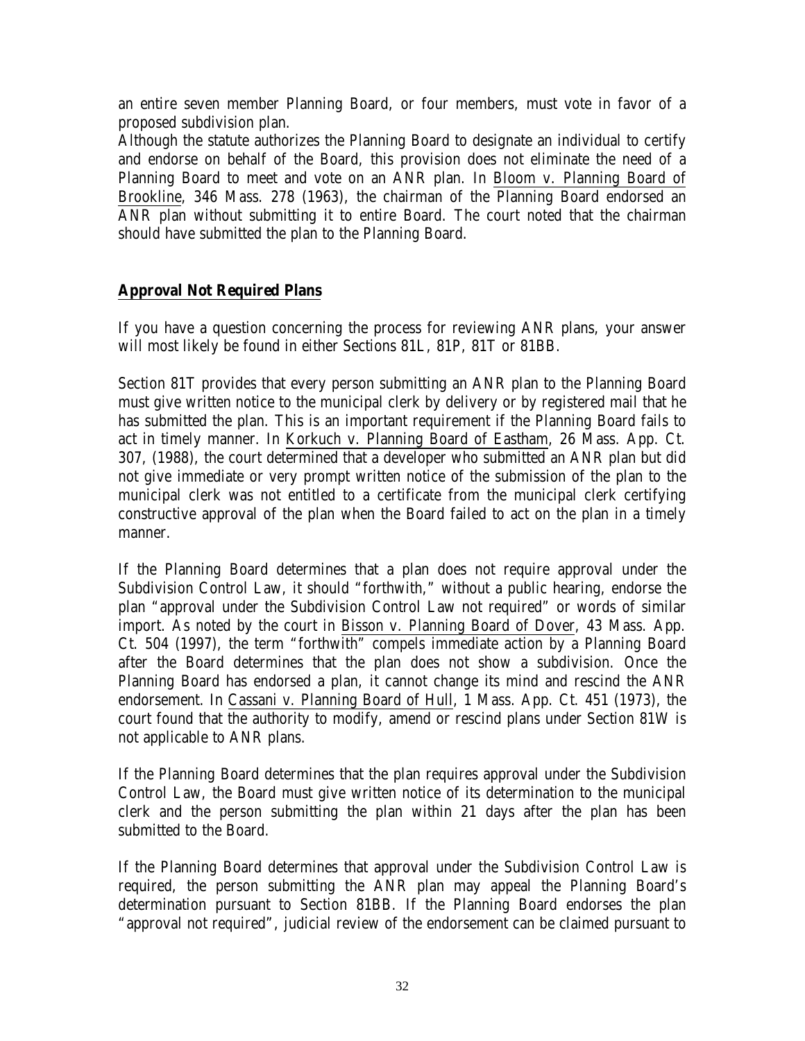an entire seven member Planning Board, or four members, must vote in favor of a proposed subdivision plan.

Although the statute authorizes the Planning Board to designate an individual to certify and endorse on behalf of the Board, this provision does not eliminate the need of a Planning Board to meet and vote on an ANR plan. In Bloom v. Planning Board of Brookline, 346 Mass. 278 (1963), the chairman of the Planning Board endorsed an ANR plan without submitting it to entire Board. The court noted that the chairman should have submitted the plan to the Planning Board.

## **Approval Not Required Plans**

If you have a question concerning the process for reviewing ANR plans, your answer will most likely be found in either Sections 81L, 81P, 81T or 81BB.

Section 81T provides that every person submitting an ANR plan to the Planning Board must give written notice to the municipal clerk by delivery or by registered mail that he has submitted the plan. This is an important requirement if the Planning Board fails to act in timely manner. In Korkuch v. Planning Board of Eastham, 26 Mass. App. Ct. 307, (1988), the court determined that a developer who submitted an ANR plan but did not give immediate or very prompt written notice of the submission of the plan to the municipal clerk was not entitled to a certificate from the municipal clerk certifying constructive approval of the plan when the Board failed to act on the plan in a timely manner.

If the Planning Board determines that a plan does not require approval under the Subdivision Control Law, it should "forthwith," without a public hearing, endorse the plan "approval under the Subdivision Control Law not required" or words of similar import. As noted by the court in Bisson v. Planning Board of Dover, 43 Mass. App. Ct. 504 (1997), the term "forthwith" compels immediate action by a Planning Board after the Board determines that the plan does not show a subdivision. Once the Planning Board has endorsed a plan, it cannot change its mind and rescind the ANR endorsement. In Cassani v. Planning Board of Hull, 1 Mass. App. Ct. 451 (1973), the court found that the authority to modify, amend or rescind plans under Section 81W is not applicable to ANR plans.

If the Planning Board determines that the plan requires approval under the Subdivision Control Law, the Board must give written notice of its determination to the municipal clerk and the person submitting the plan within 21 days after the plan has been submitted to the Board.

If the Planning Board determines that approval under the Subdivision Control Law is required, the person submitting the ANR plan may appeal the Planning Board's determination pursuant to Section 81BB. If the Planning Board endorses the plan "approval not required", judicial review of the endorsement can be claimed pursuant to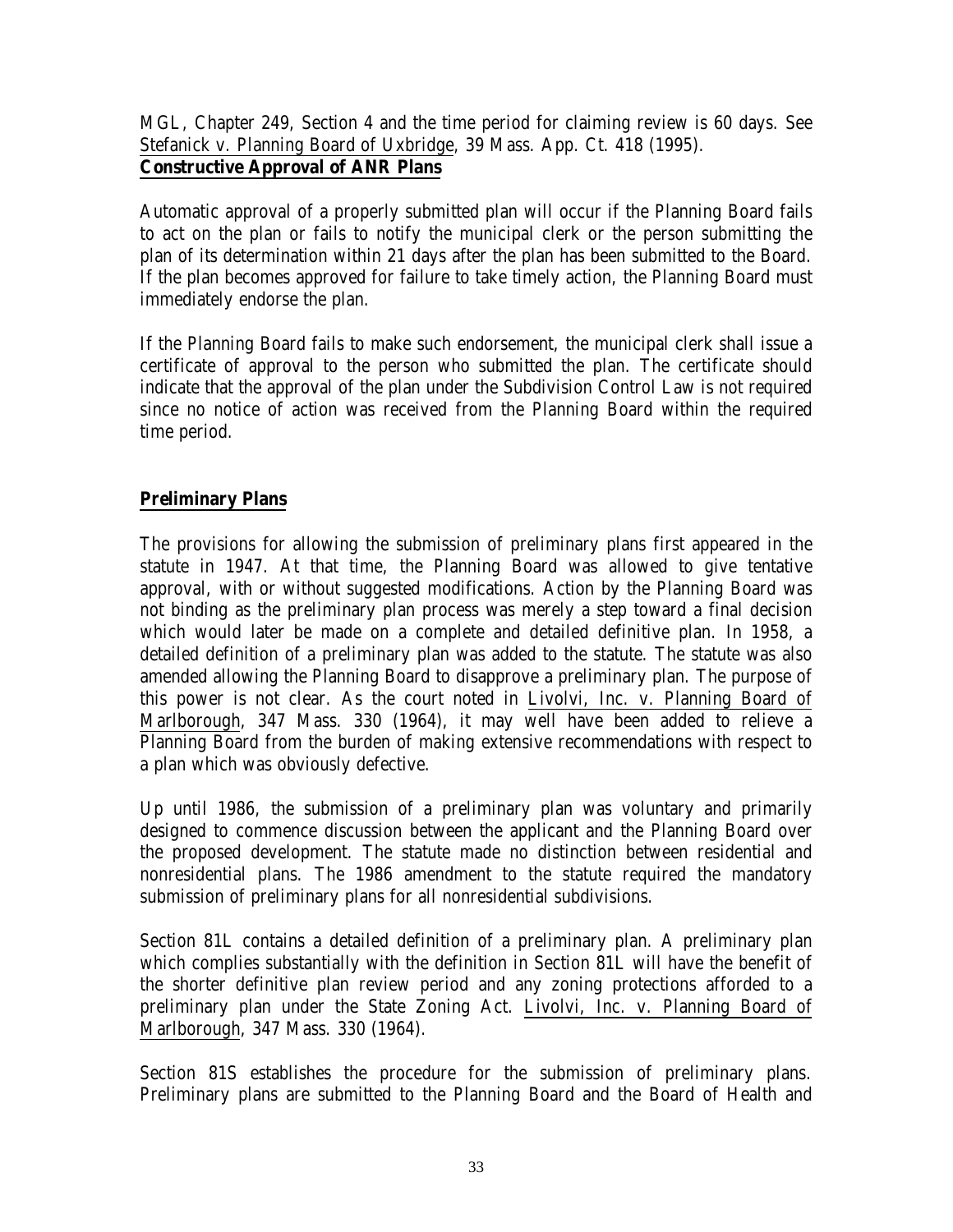MGL, Chapter 249, Section 4 and the time period for claiming review is 60 days. See Stefanick v. Planning Board of Uxbridge, 39 Mass. App. Ct. 418 (1995).

## Constructive Approval of ANR Plans

Automatic approval of a properly submitted plan will occur if the Planning Board fails to act on the plan or fails to notify the municipal clerk or the person submitting the plan of its determination within 21 days after the plan has been submitted to the Board. If the plan becomes approved for failure to take timely action, the Planning Board must immediately endorse the plan.

If the Planning Board fails to make such endorsement, the municipal clerk shall issue a certificate of approval to the person who submitted the plan. The certificate should indicate that the approval of the plan under the Subdivision Control Law is not required since no notice of action was received from the Planning Board within the required time period.

## Preliminary Plans

The provisions for allowing the submission of preliminary plans first appeared in the statute in 1947. At that time, the Planning Board was allowed to give tentative approval, with or without suggested modifications. Action by the Planning Board was not binding as the preliminary plan process was merely a step toward a final decision which would later be made on a complete and detailed definitive plan. In 1958, a detailed definition of a preliminary plan was added to the statute. The statute was also amended allowing the Planning Board to disapprove a preliminary plan. The purpose of this power is not clear. As the court noted in Livolvi, Inc. v. Planning Board of Marlborough, 347 Mass. 330 (1964), it may well have been added to relieve a Planning Board from the burden of making extensive recommendations with respect to a plan which was obviously defective.

Up until 1986, the submission of a preliminary plan was voluntary and primarily designed to commence discussion between the applicant and the Planning Board over the proposed development. The statute made no distinction between residential and nonresidential plans. The 1986 amendment to the statute required the mandatory submission of preliminary plans for all nonresidential subdivisions.

Section 81L contains a detailed definition of a preliminary plan. A preliminary plan which complies substantially with the definition in Section 81L will have the benefit of the shorter definitive plan review period and any zoning protections afforded to a preliminary plan under the State Zoning Act. Livolvi, Inc. v. Planning Board of Marlborough, 347 Mass. 330 (1964).

Section 81S establishes the procedure for the submission of preliminary plans. Preliminary plans are submitted to the Planning Board and the Board of Health and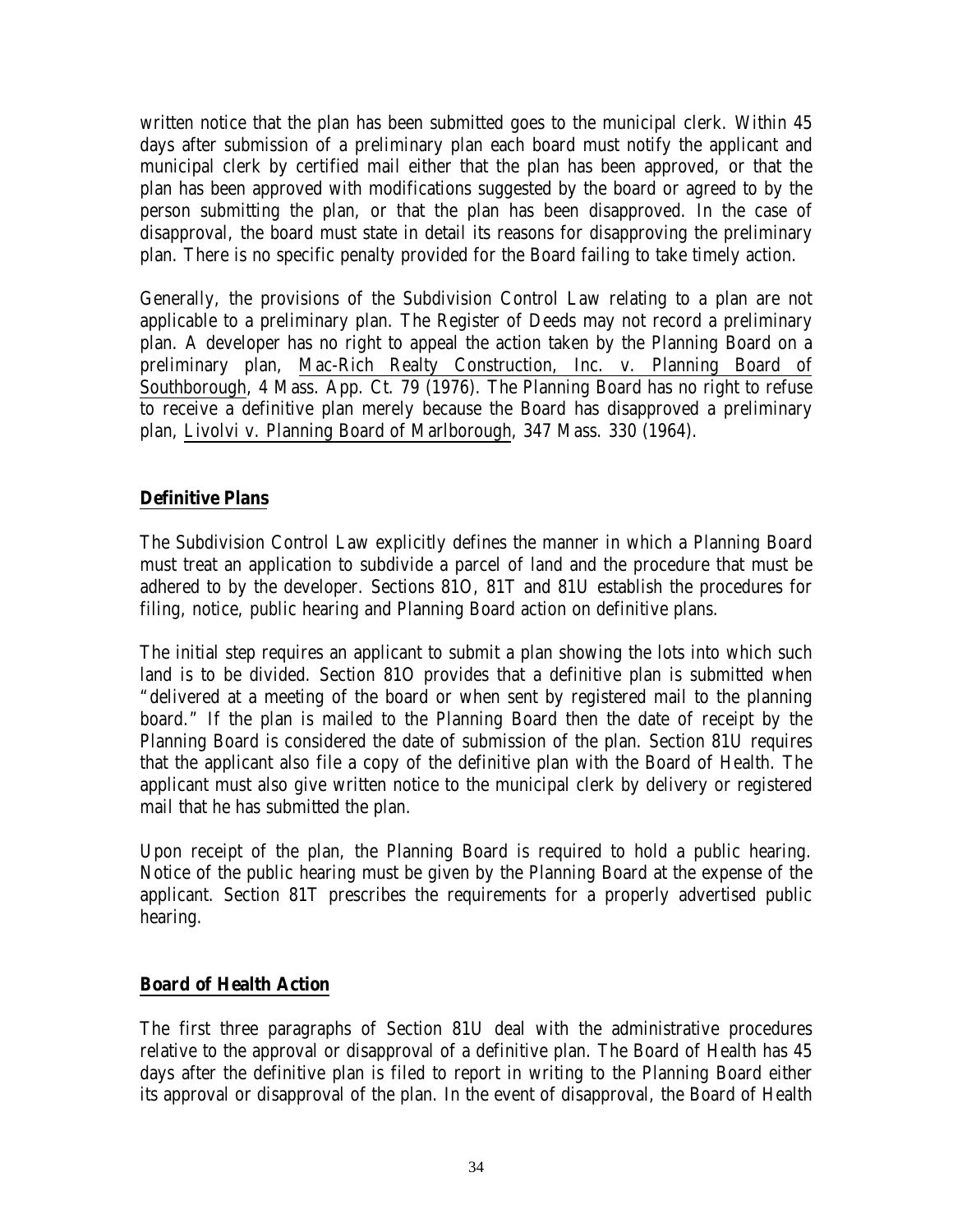written notice that the plan has been submitted goes to the municipal clerk. Within 45 days after submission of a preliminary plan each board must notify the applicant and municipal clerk by certified mail either that the plan has been approved, or that the plan has been approved with modifications suggested by the board or agreed to by the person submitting the plan, or that the plan has been disapproved. In the case of disapproval, the board must state in detail its reasons for disapproving the preliminary plan. There is no specific penalty provided for the Board failing to take timely action.

Generally, the provisions of the Subdivision Control Law relating to a plan are not applicable to a preliminary plan. The Register of Deeds may not record a preliminary plan. A developer has no right to appeal the action taken by the Planning Board on a preliminary plan, Mac-Rich Realty Construction, Inc. v. Planning Board of Southborough, 4 Mass. App. Ct. 79 (1976). The Planning Board has no right to refuse to receive a definitive plan merely because the Board has disapproved a preliminary plan, Livolvi v. Planning Board of Marlborough, 347 Mass. 330 (1964).

## Definitive Plans

The Subdivision Control Law explicitly defines the manner in which a Planning Board must treat an application to subdivide a parcel of land and the procedure that must be adhered to by the developer. Sections 81O, 81T and 81U establish the procedures for filing, notice, public hearing and Planning Board action on definitive plans.

The initial step requires an applicant to submit a plan showing the lots into which such land is to be divided. Section 81O provides that a definitive plan is submitted when "delivered at a meeting of the board or when sent by registered mail to the planning board." If the plan is mailed to the Planning Board then the date of receipt by the Planning Board is considered the date of submission of the plan. Section 81U requires that the applicant also file a copy of the definitive plan with the Board of Health. The applicant must also give written notice to the municipal clerk by delivery or registered mail that he has submitted the plan.

Upon receipt of the plan, the Planning Board is required to hold a public hearing. Notice of the public hearing must be given by the Planning Board at the expense of the applicant. Section 81T prescribes the requirements for a properly advertised public hearing.

## Board of Health Action

The first three paragraphs of Section 81U deal with the administrative procedures relative to the approval or disapproval of a definitive plan. The Board of Health has 45 days after the definitive plan is filed to report in writing to the Planning Board either its approval or disapproval of the plan. In the event of disapproval, the Board of Health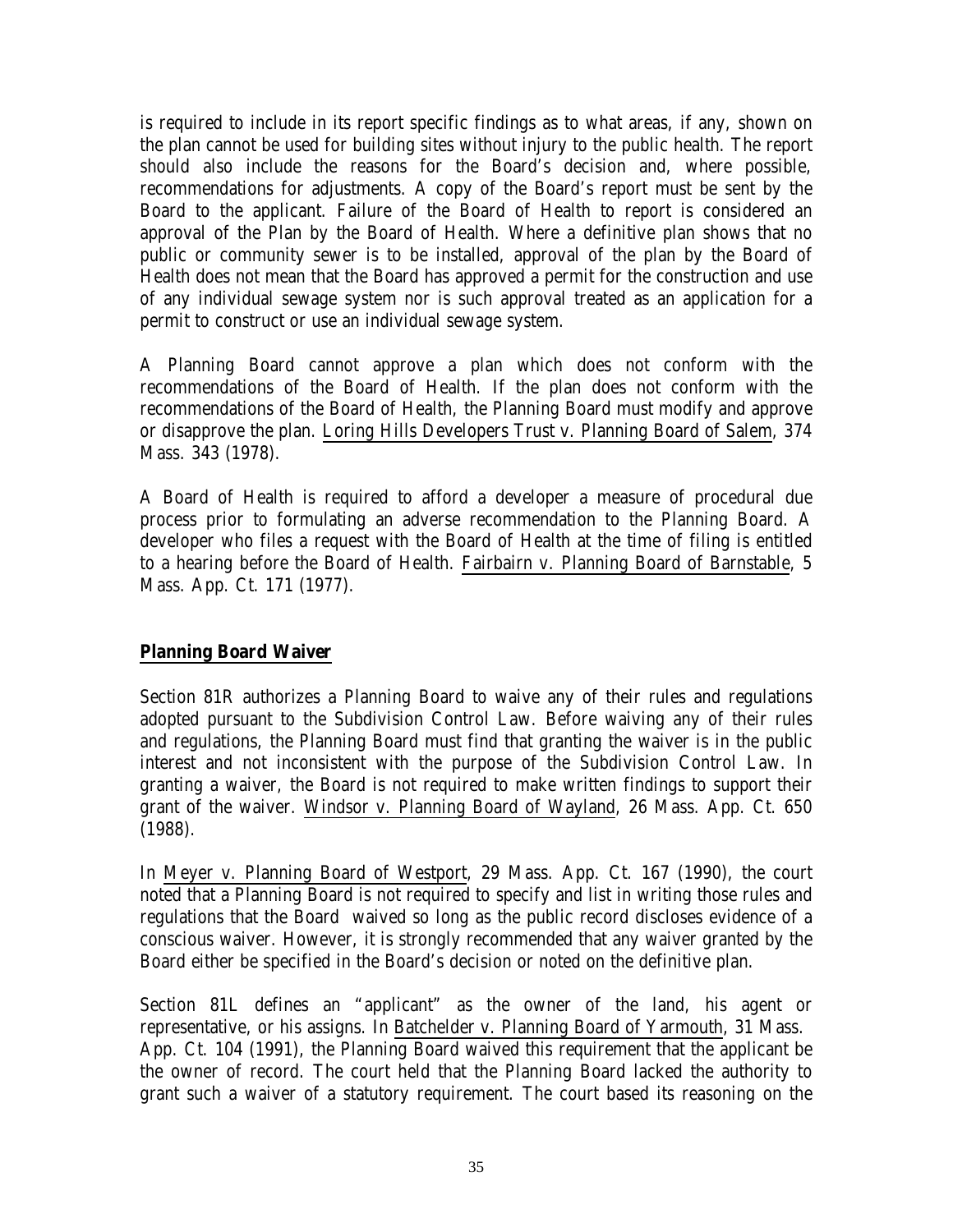is required to include in its report specific findings as to what areas, if any, shown on the plan cannot be used for building sites without injury to the public health. The report should also include the reasons for the Board's decision and, where possible, recommendations for adjustments. A copy of the Board's report must be sent by the Board to the applicant. Failure of the Board of Health to report is considered an approval of the Plan by the Board of Health. Where a definitive plan shows that no public or community sewer is to be installed, approval of the plan by the Board of Health does not mean that the Board has approved a permit for the construction and use of any individual sewage system nor is such approval treated as an application for a permit to construct or use an individual sewage system.

A Planning Board cannot approve a plan which does not conform with the recommendations of the Board of Health. If the plan does not conform with the recommendations of the Board of Health, the Planning Board must modify and approve or disapprove the plan. Loring Hills Developers Trust v. Planning Board of Salem, 374 Mass. 343 (1978).

A Board of Health is required to afford a developer a measure of procedural due process prior to formulating an adverse recommendation to the Planning Board. A developer who files a request with the Board of Health at the time of filing is entitled to a hearing before the Board of Health. Fairbairn v. Planning Board of Barnstable, 5 Mass. App. Ct. 171 (1977).

## Planning Board Waiver

Section 81R authorizes a Planning Board to waive any of their rules and regulations adopted pursuant to the Subdivision Control Law. Before waiving any of their rules and regulations, the Planning Board must find that granting the waiver is in the public interest and not inconsistent with the purpose of the Subdivision Control Law. In granting a waiver, the Board is not required to make written findings to support their grant of the waiver. Windsor v. Planning Board of Wayland, 26 Mass. App. Ct. 650 (1988).

In Meyer v. Planning Board of Westport, 29 Mass. App. Ct. 167 (1990), the court noted that a Planning Board is not required to specify and list in writing those rules and regulations that the Board waived so long as the public record discloses evidence of a conscious waiver. However, it is strongly recommended that any waiver granted by the Board either be specified in the Board's decision or noted on the definitive plan.

Section 81L defines an "applicant" as the owner of the land, his agent or representative, or his assigns. In Batchelder v. Planning Board of Yarmouth, 31 Mass. App. Ct. 104 (1991), the Planning Board waived this requirement that the applicant be the owner of record. The court held that the Planning Board lacked the authority to grant such a waiver of a statutory requirement. The court based its reasoning on the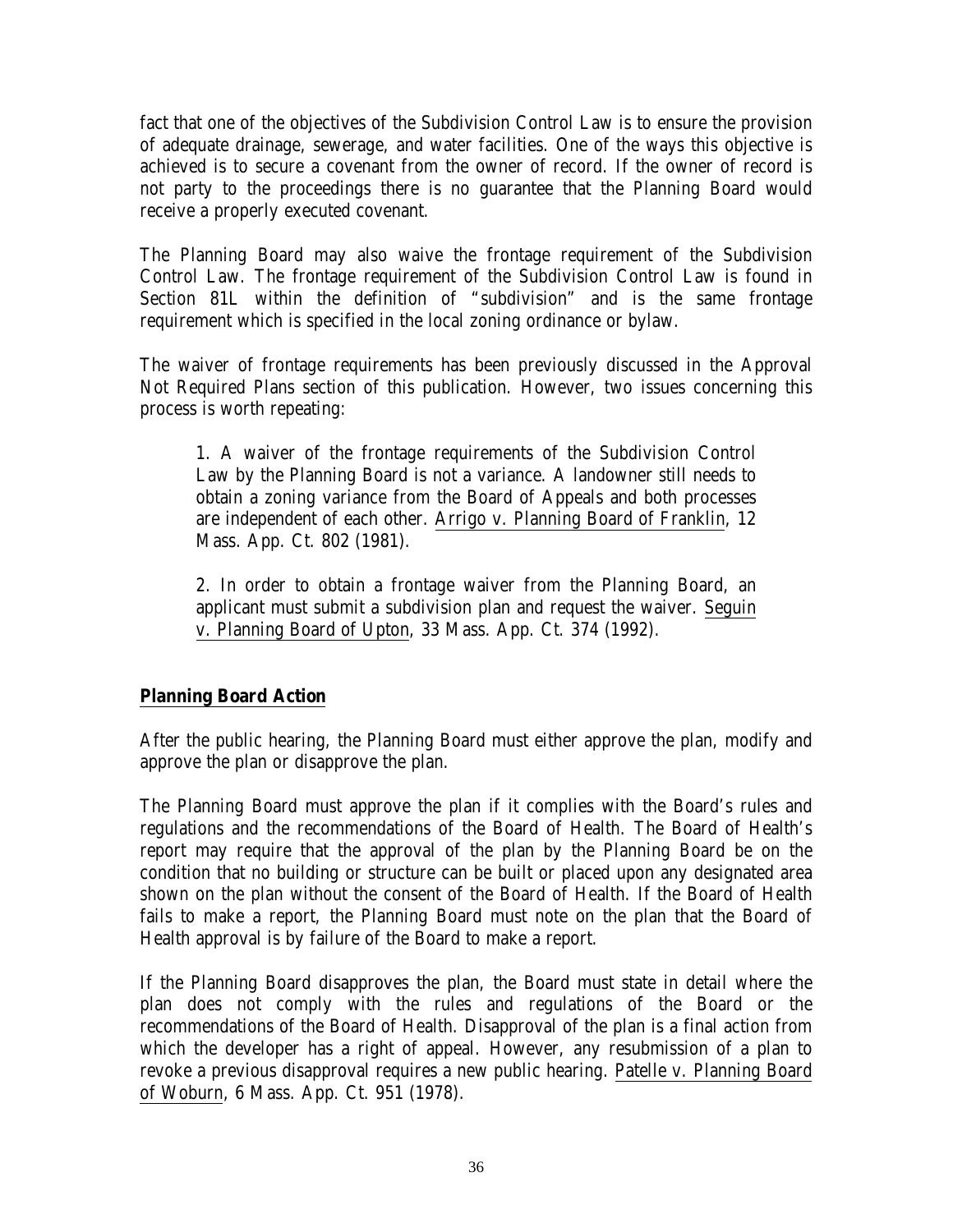fact that one of the objectives of the Subdivision Control Law is to ensure the provision of adequate drainage, sewerage, and water facilities. One of the ways this objective is achieved is to secure a covenant from the owner of record. If the owner of record is not party to the proceedings there is no guarantee that the Planning Board would receive a properly executed covenant.

The Planning Board may also waive the frontage requirement of the Subdivision Control Law. The frontage requirement of the Subdivision Control Law is found in Section 81L within the definition of "subdivision" and is the same frontage requirement which is specified in the local zoning ordinance or bylaw.

The waiver of frontage requirements has been previously discussed in the Approval Not Required Plans section of this publication. However, two issues concerning this process is worth repeating:

> 1. A waiver of the frontage requirements of the Subdivision Control Law by the Planning Board is not a variance. A landowner still needs to obtain a zoning variance from the Board of Appeals and both processes are independent of each other. Arrigo v. Planning Board of Franklin, 12 Mass. App. Ct. 802 (1981).
>
> 2. In order to obtain a frontage waiver from the Planning Board, an applicant must submit a subdivision plan and request the waiver. Seguin v. Planning Board of Upton, 33 Mass. App. Ct. 374 (1992).

## Planning Board Action

After the public hearing, the Planning Board must either approve the plan, modify and approve the plan or disapprove the plan.

The Planning Board must approve the plan if it complies with the Board's rules and regulations and the recommendations of the Board of Health. The Board of Health's report may require that the approval of the plan by the Planning Board be on the condition that no building or structure can be built or placed upon any designated area shown on the plan without the consent of the Board of Health. If the Board of Health fails to make a report, the Planning Board must note on the plan that the Board of Health approval is by failure of the Board to make a report.

If the Planning Board disapproves the plan, the Board must state in detail where the plan does not comply with the rules and regulations of the Board or the recommendations of the Board of Health. Disapproval of the plan is a final action from which the developer has a right of appeal. However, any resubmission of a plan to revoke a previous disapproval requires a new public hearing. Patelle v. Planning Board of Woburn, 6 Mass. App. Ct. 951 (1978).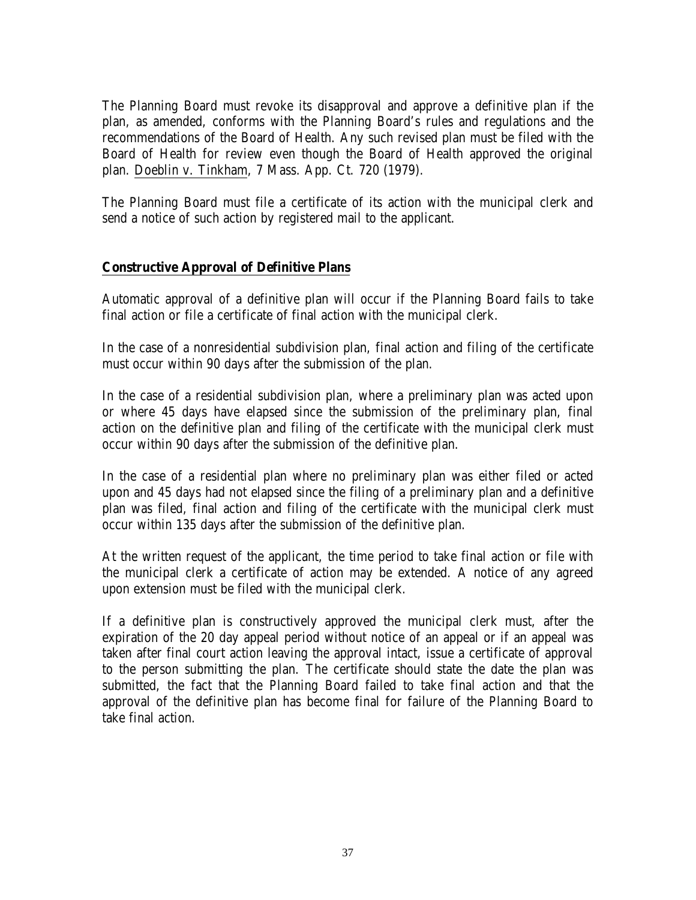The Planning Board must revoke its disapproval and approve a definitive plan if the plan, as amended, conforms with the Planning Board's rules and regulations and the recommendations of the Board of Health. Any such revised plan must be filed with the Board of Health for review even though the Board of Health approved the original plan. Doeblin v. Tinkham, 7 Mass. App. Ct. 720 (1979).

The Planning Board must file a certificate of its action with the municipal clerk and send a notice of such action by registered mail to the applicant.

## Constructive Approval of Definitive Plans

Automatic approval of a definitive plan will occur if the Planning Board fails to take final action or file a certificate of final action with the municipal clerk.

In the case of a nonresidential subdivision plan, final action and filing of the certificate must occur within 90 days after the submission of the plan.

In the case of a residential subdivision plan, where a preliminary plan was acted upon or where 45 days have elapsed since the submission of the preliminary plan, final action on the definitive plan and filing of the certificate with the municipal clerk must occur within 90 days after the submission of the definitive plan.

In the case of a residential plan where no preliminary plan was either filed or acted upon and 45 days had not elapsed since the filing of a preliminary plan and a definitive plan was filed, final action and filing of the certificate with the municipal clerk must occur within 135 days after the submission of the definitive plan.

At the written request of the applicant, the time period to take final action or file with the municipal clerk a certificate of action may be extended. A notice of any agreed upon extension must be filed with the municipal clerk.

If a definitive plan is constructively approved the municipal clerk must, after the expiration of the 20 day appeal period without notice of an appeal or if an appeal was taken after final court action leaving the approval intact, issue a certificate of approval to the person submitting the plan. The certificate should state the date the plan was submitted, the fact that the Planning Board failed to take final action and that the approval of the definitive plan has become final for failure of the Planning Board to take final action.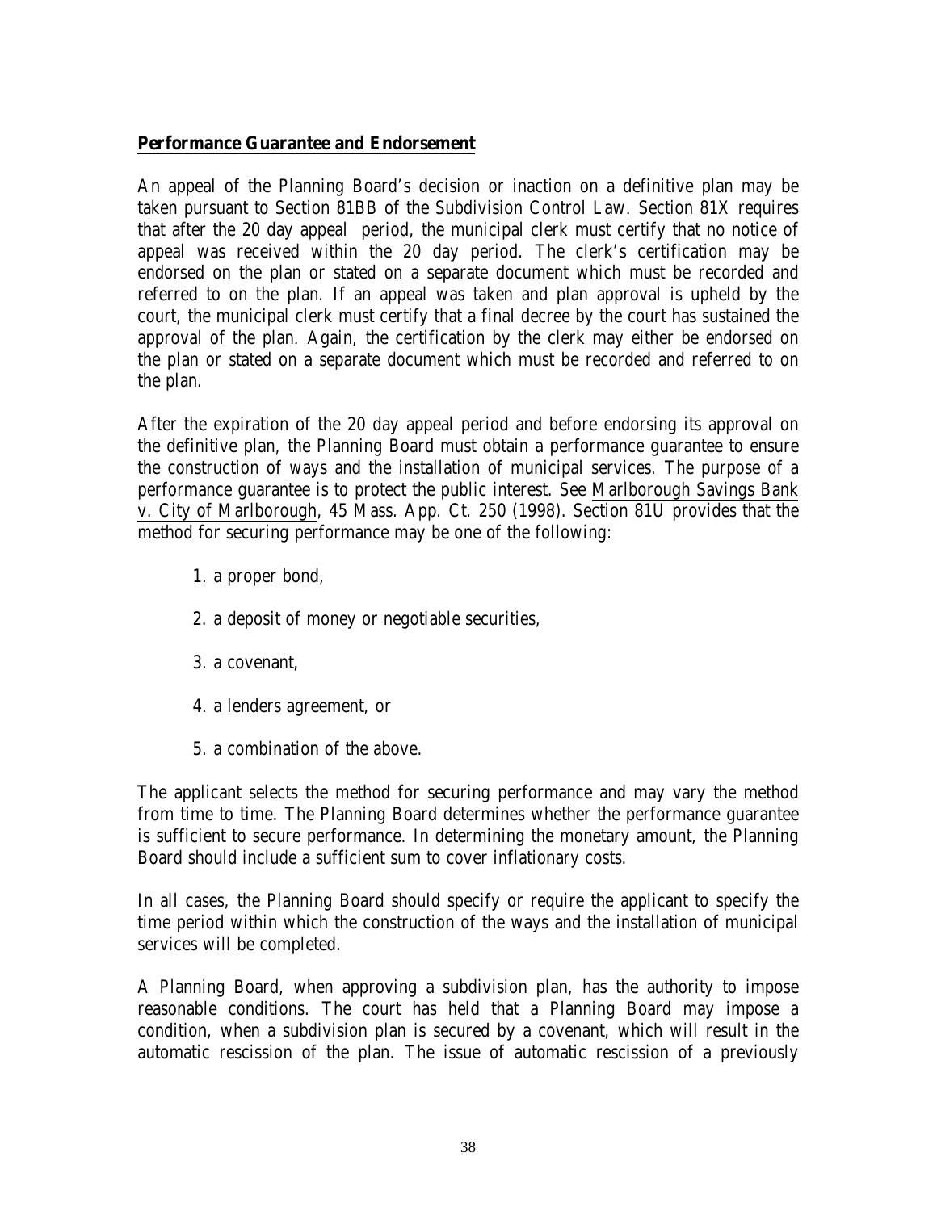**Performance Guarantee and Endorsement**

An appeal of the Planning Board's decision or inaction on a definitive plan may be taken pursuant to Section 81BB of the Subdivision Control Law. Section 81X requires that after the 20 day appeal period, the municipal clerk must certify that no notice of appeal was received within the 20 day period. The clerk's certification may be endorsed on the plan or stated on a separate document which must be recorded and referred to on the plan. If an appeal was taken and plan approval is upheld by the court, the municipal clerk must certify that a final decree by the court has sustained the approval of the plan. Again, the certification by the clerk may either be endorsed on the plan or stated on a separate document which must be recorded and referred to on the plan.

After the expiration of the 20 day appeal period and before endorsing its approval on the definitive plan, the Planning Board must obtain a performance guarantee to ensure the construction of ways and the installation of municipal services. The purpose of a performance guarantee is to protect the public interest. See Marlborough Savings Bank v. City of Marlborough, 45 Mass. App. Ct. 250 (1998). Section 81U provides that the method for securing performance may be one of the following:

1. a proper bond,
2. a deposit of money or negotiable securities,
3. a covenant,
4. a lenders agreement, or
5. a combination of the above.

The applicant selects the method for securing performance and may vary the method from time to time. The Planning Board determines whether the performance guarantee is sufficient to secure performance. In determining the monetary amount, the Planning Board should include a sufficient sum to cover inflationary costs.

In all cases, the Planning Board should specify or require the applicant to specify the time period within which the construction of the ways and the installation of municipal services will be completed.

A Planning Board, when approving a subdivision plan, has the authority to impose reasonable conditions. The court has held that a Planning Board may impose a condition, when a subdivision plan is secured by a covenant, which will result in the automatic rescission of the plan. The issue of automatic rescission of a previously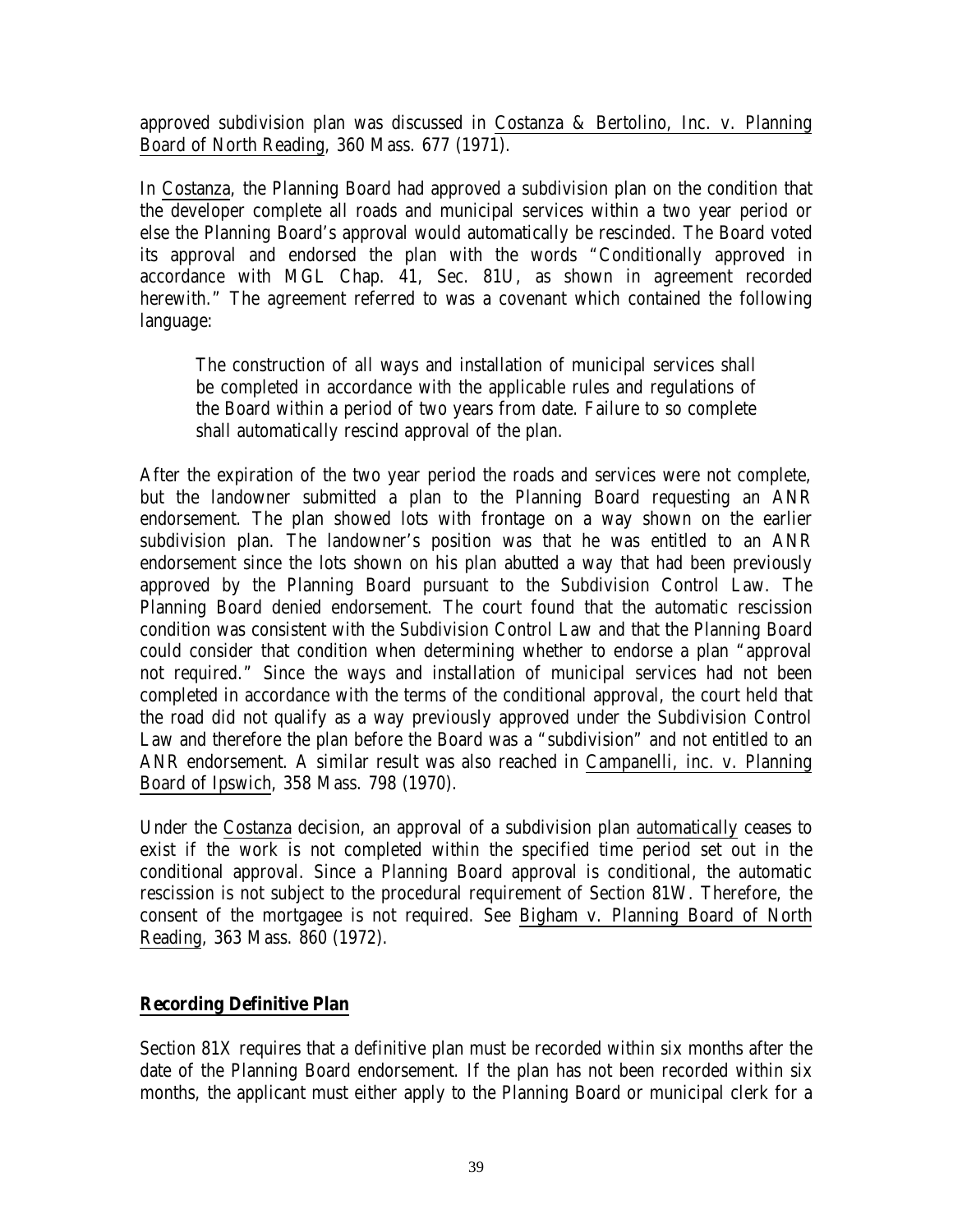approved subdivision plan was discussed in Costanza & Bertolino, Inc. v. Planning Board of North Reading, 360 Mass. 677 (1971).

In Costanza, the Planning Board had approved a subdivision plan on the condition that the developer complete all roads and municipal services within a two year period or else the Planning Board's approval would automatically be rescinded. The Board voted its approval and endorsed the plan with the words "Conditionally approved in accordance with MGL Chap. 41, Sec. 81U, as shown in agreement recorded herewith." The agreement referred to was a covenant which contained the following language:

> The construction of all ways and installation of municipal services shall be completed in accordance with the applicable rules and regulations of the Board within a period of two years from date. Failure to so complete shall automatically rescind approval of the plan.

After the expiration of the two year period the roads and services were not complete, but the landowner submitted a plan to the Planning Board requesting an ANR endorsement. The plan showed lots with frontage on a way shown on the earlier subdivision plan. The landowner's position was that he was entitled to an ANR endorsement since the lots shown on his plan abutted a way that had been previously approved by the Planning Board pursuant to the Subdivision Control Law. The Planning Board denied endorsement. The court found that the automatic rescission condition was consistent with the Subdivision Control Law and that the Planning Board could consider that condition when determining whether to endorse a plan "approval not required." Since the ways and installation of municipal services had not been completed in accordance with the terms of the conditional approval, the court held that the road did not qualify as a way previously approved under the Subdivision Control Law and therefore the plan before the Board was a "subdivision" and not entitled to an ANR endorsement. A similar result was also reached in Campanelli, inc. v. Planning Board of Ipswich, 358 Mass. 798 (1970).

Under the Costanza decision, an approval of a subdivision plan automatically ceases to exist if the work is not completed within the specified time period set out in the conditional approval. Since a Planning Board approval is conditional, the automatic rescission is not subject to the procedural requirement of Section 81W. Therefore, the consent of the mortgagee is not required. See Bigham v. Planning Board of North Reading, 363 Mass. 860 (1972).

## Recording Definitive Plan

Section 81X requires that a definitive plan must be recorded within six months after the date of the Planning Board endorsement. If the plan has not been recorded within six months, the applicant must either apply to the Planning Board or municipal clerk for a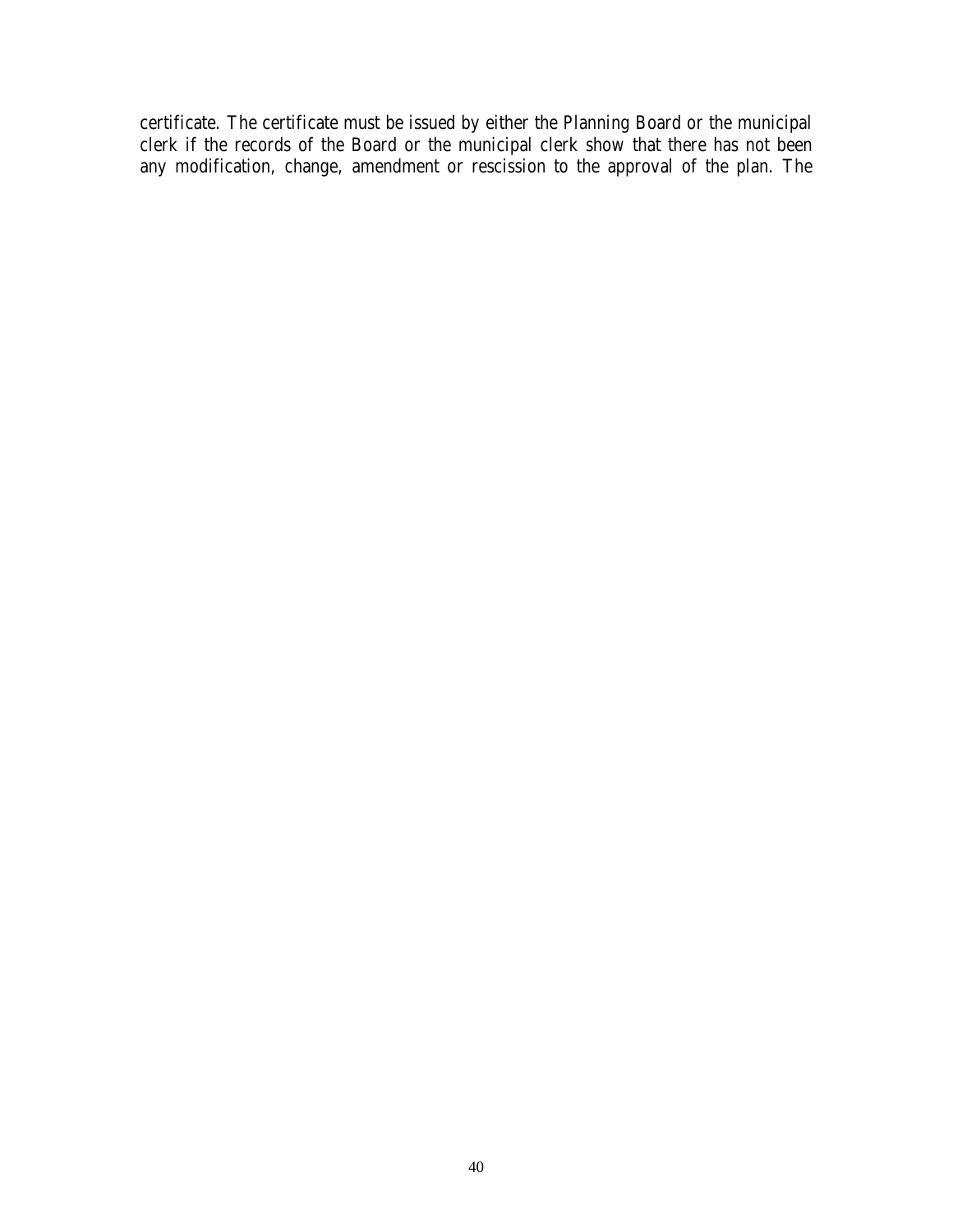certificate. The certificate must be issued by either the Planning Board or the municipal clerk if the records of the Board or the municipal clerk show that there has not been any modification, change, amendment or rescission to the approval of the plan. The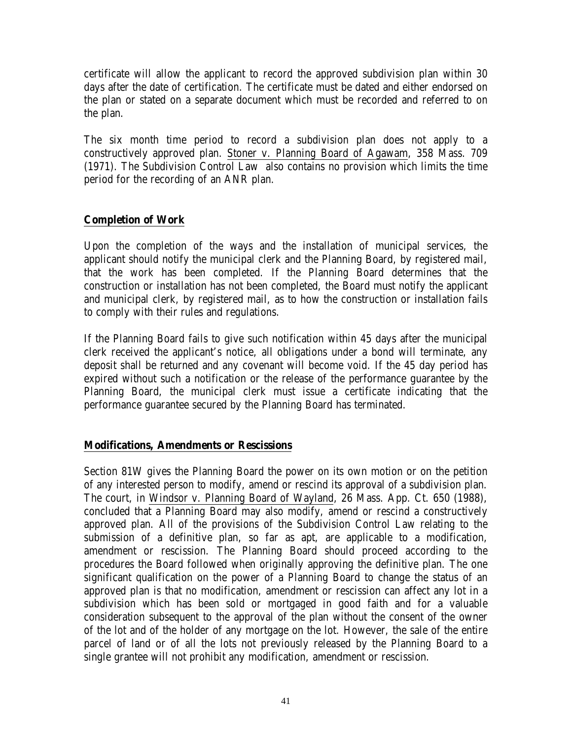certificate will allow the applicant to record the approved subdivision plan within 30 days after the date of certification. The certificate must be dated and either endorsed on the plan or stated on a separate document which must be recorded and referred to on the plan.

The six month time period to record a subdivision plan does not apply to a constructively approved plan. Stoner v. Planning Board of Agawam, 358 Mass. 709 (1971). The Subdivision Control Law also contains no provision which limits the time period for the recording of an ANR plan.

## Completion of Work

Upon the completion of the ways and the installation of municipal services, the applicant should notify the municipal clerk and the Planning Board, by registered mail, that the work has been completed. If the Planning Board determines that the construction or installation has not been completed, the Board must notify the applicant and municipal clerk, by registered mail, as to how the construction or installation fails to comply with their rules and regulations.

If the Planning Board fails to give such notification within 45 days after the municipal clerk received the applicant's notice, all obligations under a bond will terminate, any deposit shall be returned and any covenant will become void. If the 45 day period has expired without such a notification or the release of the performance guarantee by the Planning Board, the municipal clerk must issue a certificate indicating that the performance guarantee secured by the Planning Board has terminated.

## Modifications, Amendments or Rescissions

Section 81W gives the Planning Board the power on its own motion or on the petition of any interested person to modify, amend or rescind its approval of a subdivision plan. The court, in Windsor v. Planning Board of Wayland, 26 Mass. App. Ct. 650 (1988), concluded that a Planning Board may also modify, amend or rescind a constructively approved plan. All of the provisions of the Subdivision Control Law relating to the submission of a definitive plan, so far as apt, are applicable to a modification, amendment or rescission. The Planning Board should proceed according to the procedures the Board followed when originally approving the definitive plan. The one significant qualification on the power of a Planning Board to change the status of an approved plan is that no modification, amendment or rescission can affect any lot in a subdivision which has been sold or mortgaged in good faith and for a valuable consideration subsequent to the approval of the plan without the consent of the owner of the lot and of the holder of any mortgage on the lot. However, the sale of the entire parcel of land or of all the lots not previously released by the Planning Board to a single grantee will not prohibit any modification, amendment or rescission.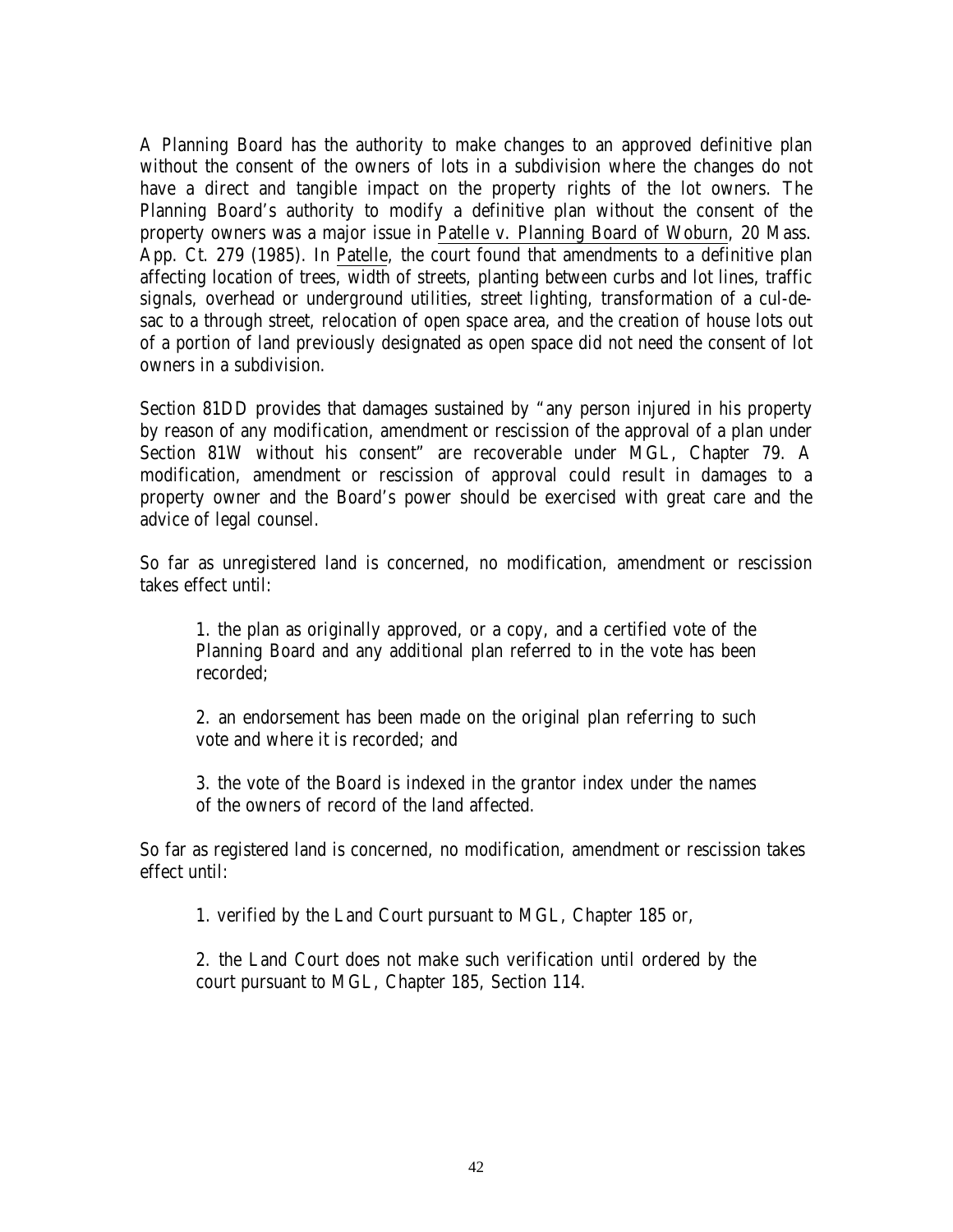A Planning Board has the authority to make changes to an approved definitive plan without the consent of the owners of lots in a subdivision where the changes do not have a direct and tangible impact on the property rights of the lot owners. The Planning Board's authority to modify a definitive plan without the consent of the property owners was a major issue in Patelle v. Planning Board of Woburn, 20 Mass. App. Ct. 279 (1985). In Patelle, the court found that amendments to a definitive plan affecting location of trees, width of streets, planting between curbs and lot lines, traffic signals, overhead or underground utilities, street lighting, transformation of a cul-de-sac to a through street, relocation of open space area, and the creation of house lots out of a portion of land previously designated as open space did not need the consent of lot owners in a subdivision.

Section 81DD provides that damages sustained by "any person injured in his property by reason of any modification, amendment or rescission of the approval of a plan under Section 81W without his consent" are recoverable under MGL, Chapter 79. A modification, amendment or rescission of approval could result in damages to a property owner and the Board's power should be exercised with great care and the advice of legal counsel.

So far as unregistered land is concerned, no modification, amendment or rescission takes effect until:

1. the plan as originally approved, or a copy, and a certified vote of the Planning Board and any additional plan referred to in the vote has been recorded;

2. an endorsement has been made on the original plan referring to such vote and where it is recorded; and

3. the vote of the Board is indexed in the grantor index under the names of the owners of record of the land affected.

So far as registered land is concerned, no modification, amendment or rescission takes effect until:

1. verified by the Land Court pursuant to MGL, Chapter 185 or,

2. the Land Court does not make such verification until ordered by the court pursuant to MGL, Chapter 185, Section 114.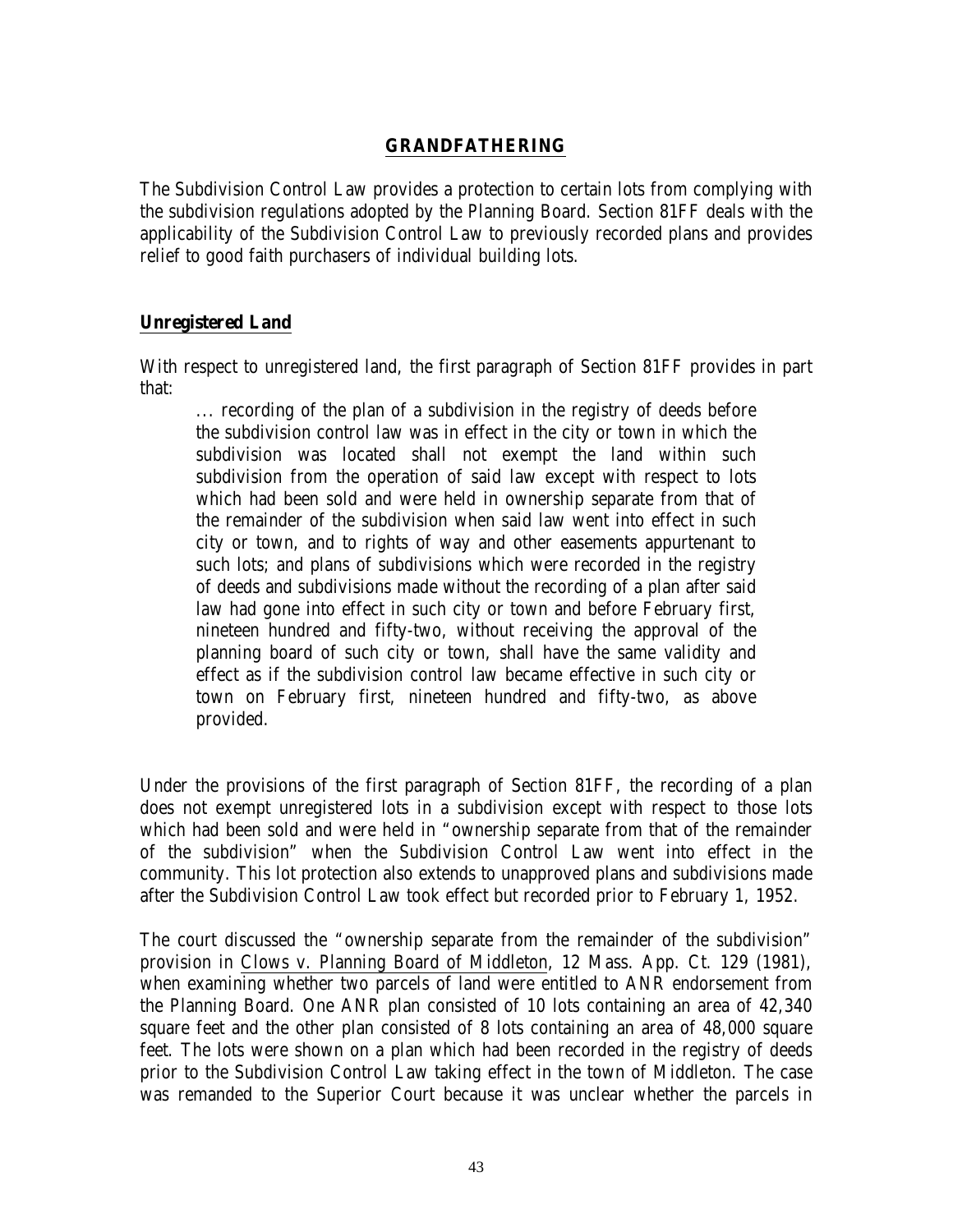## GRANDFATHERING

The Subdivision Control Law provides a protection to certain lots from complying with the subdivision regulations adopted by the Planning Board. Section 81FF deals with the applicability of the Subdivision Control Law to previously recorded plans and provides relief to good faith purchasers of individual building lots.

### Unregistered Land

With respect to unregistered land, the first paragraph of Section 81FF provides in part that:

> ... recording of the plan of a subdivision in the registry of deeds before the subdivision control law was in effect in the city or town in which the subdivision was located shall not exempt the land within such subdivision from the operation of said law except with respect to lots which had been sold and were held in ownership separate from that of the remainder of the subdivision when said law went into effect in such city or town, and to rights of way and other easements appurtenant to such lots; and plans of subdivisions which were recorded in the registry of deeds and subdivisions made without the recording of a plan after said law had gone into effect in such city or town and before February first, nineteen hundred and fifty-two, without receiving the approval of the planning board of such city or town, shall have the same validity and effect as if the subdivision control law became effective in such city or town on February first, nineteen hundred and fifty-two, as above provided.

Under the provisions of the first paragraph of Section 81FF, the recording of a plan does not exempt unregistered lots in a subdivision except with respect to those lots which had been sold and were held in "ownership separate from that of the remainder of the subdivision" when the Subdivision Control Law went into effect in the community. This lot protection also extends to unapproved plans and subdivisions made after the Subdivision Control Law took effect but recorded prior to February 1, 1952.

The court discussed the "ownership separate from the remainder of the subdivision" provision in Clows v. Planning Board of Middleton, 12 Mass. App. Ct. 129 (1981), when examining whether two parcels of land were entitled to ANR endorsement from the Planning Board. One ANR plan consisted of 10 lots containing an area of 42,340 square feet and the other plan consisted of 8 lots containing an area of 48,000 square feet. The lots were shown on a plan which had been recorded in the registry of deeds prior to the Subdivision Control Law taking effect in the town of Middleton. The case was remanded to the Superior Court because it was unclear whether the parcels in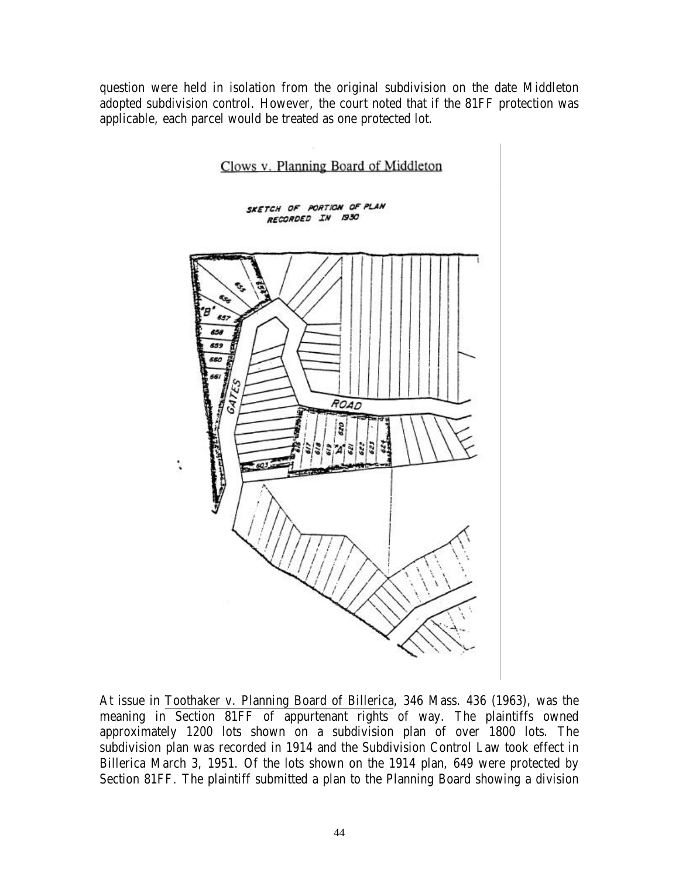question were held in isolation from the original subdivision on the date Middleton adopted subdivision control. However, the court noted that if the 81FF protection was applicable, each parcel would be treated as one protected lot.

Clows v. Planning Board of Middleton

SKETCH OF PORTION OF PLAN RECORDED IN 1930

At issue in Toothaker v. Planning Board of Billerica, 346 Mass. 436 (1963), was the meaning in Section 81FF of appurtenant rights of way. The plaintiffs owned approximately 1200 lots shown on a subdivision plan of over 1800 lots. The subdivision plan was recorded in 1914 and the Subdivision Control Law took effect in Billerica March 3, 1951. Of the lots shown on the 1914 plan, 649 were protected by Section 81FF. The plaintiff submitted a plan to the Planning Board showing a division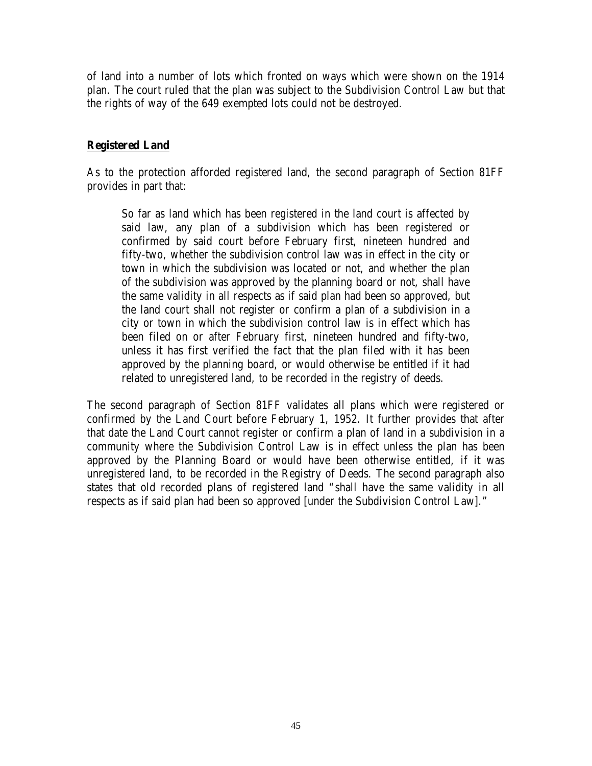of land into a number of lots which fronted on ways which were shown on the 1914 plan. The court ruled that the plan was subject to the Subdivision Control Law but that the rights of way of the 649 exempted lots could not be destroyed.

## Registered Land

As to the protection afforded registered land, the second paragraph of Section 81FF provides in part that:

> So far as land which has been registered in the land court is affected by said law, any plan of a subdivision which has been registered or confirmed by said court before February first, nineteen hundred and fifty-two, whether the subdivision control law was in effect in the city or town in which the subdivision was located or not, and whether the plan of the subdivision was approved by the planning board or not, shall have the same validity in all respects as if said plan had been so approved, but the land court shall not register or confirm a plan of a subdivision in a city or town in which the subdivision control law is in effect which has been filed on or after February first, nineteen hundred and fifty-two, unless it has first verified the fact that the plan filed with it has been approved by the planning board, or would otherwise be entitled if it had related to unregistered land, to be recorded in the registry of deeds.

The second paragraph of Section 81FF validates all plans which were registered or confirmed by the Land Court before February 1, 1952. It further provides that after that date the Land Court cannot register or confirm a plan of land in a subdivision in a community where the Subdivision Control Law is in effect unless the plan has been approved by the Planning Board or would have been otherwise entitled, if it was unregistered land, to be recorded in the Registry of Deeds. The second paragraph also states that old recorded plans of registered land "shall have the same validity in all respects as if said plan had been so approved [under the Subdivision Control Law]."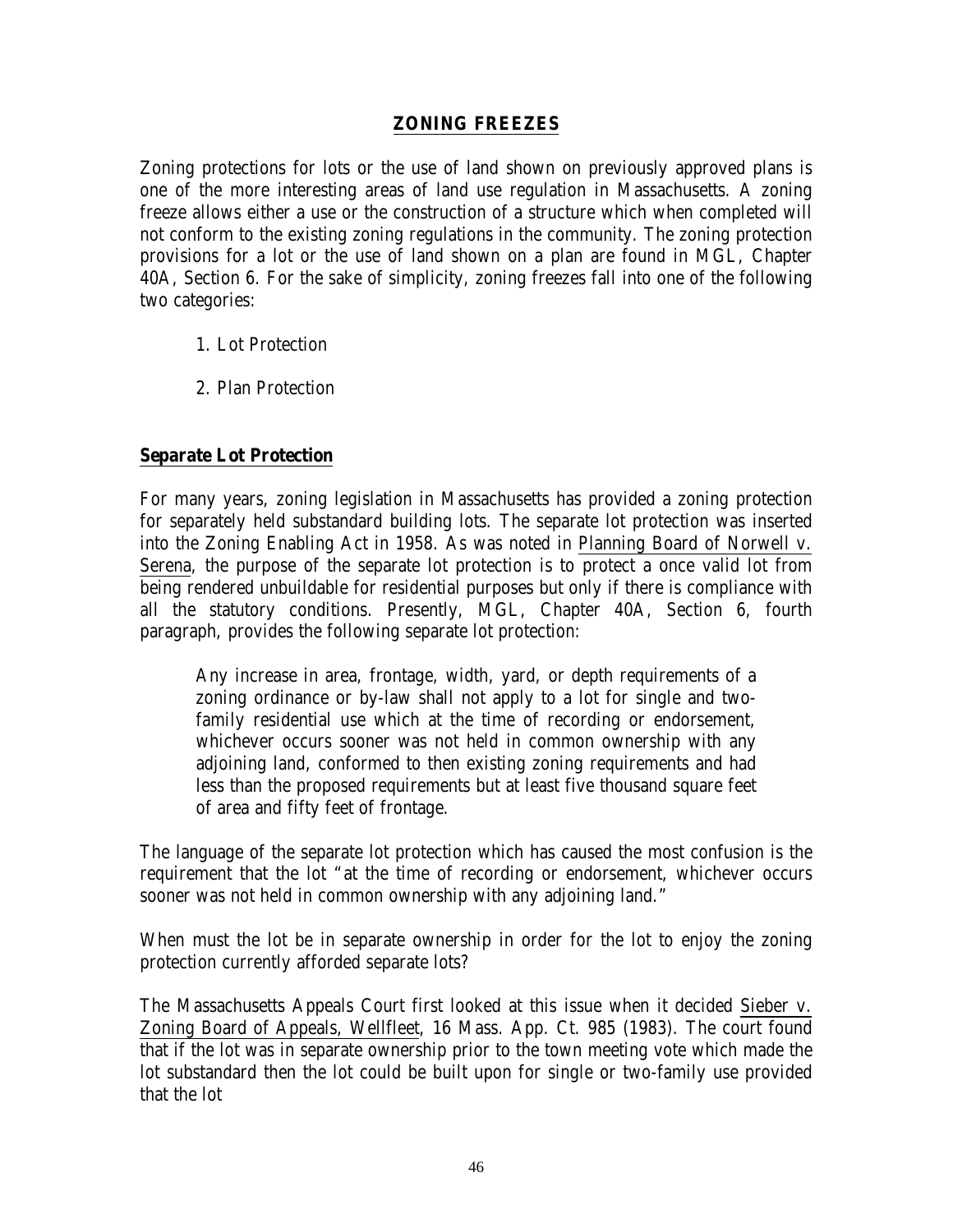# ZONING FREEZES

Zoning protections for lots or the use of land shown on previously approved plans is one of the more interesting areas of land use regulation in Massachusetts. A zoning freeze allows either a use or the construction of a structure which when completed will not conform to the existing zoning regulations in the community. The zoning protection provisions for a lot or the use of land shown on a plan are found in MGL, Chapter 40A, Section 6. For the sake of simplicity, zoning freezes fall into one of the following two categories:

1. Lot Protection
2. Plan Protection

## Separate Lot Protection

For many years, zoning legislation in Massachusetts has provided a zoning protection for separately held substandard building lots. The separate lot protection was inserted into the Zoning Enabling Act in 1958. As was noted in Planning Board of Norwell v. Serena, the purpose of the separate lot protection is to protect a once valid lot from being rendered unbuildable for residential purposes but only if there is compliance with all the statutory conditions. Presently, MGL, Chapter 40A, Section 6, fourth paragraph, provides the following separate lot protection:

> Any increase in area, frontage, width, yard, or depth requirements of a zoning ordinance or by-law shall not apply to a lot for single and two-family residential use which at the time of recording or endorsement, whichever occurs sooner was not held in common ownership with any adjoining land, conformed to then existing zoning requirements and had less than the proposed requirements but at least five thousand square feet of area and fifty feet of frontage.

The language of the separate lot protection which has caused the most confusion is the requirement that the lot "at the time of recording or endorsement, whichever occurs sooner was not held in common ownership with any adjoining land."

When must the lot be in separate ownership in order for the lot to enjoy the zoning protection currently afforded separate lots?

The Massachusetts Appeals Court first looked at this issue when it decided Sieber v. Zoning Board of Appeals, Wellfleet, 16 Mass. App. Ct. 985 (1983). The court found that if the lot was in separate ownership prior to the town meeting vote which made the lot substandard then the lot could be built upon for single or two-family use provided that the lot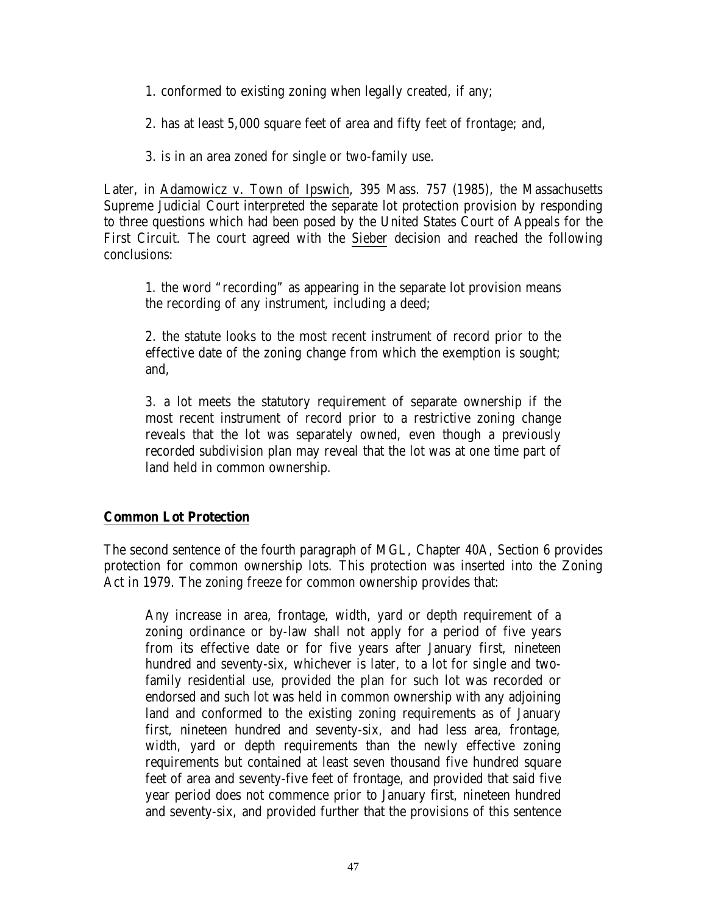1. conformed to existing zoning when legally created, if any;

2. has at least 5,000 square feet of area and fifty feet of frontage; and,

3. is in an area zoned for single or two-family use.

Later, in Adamowicz v. Town of Ipswich, 395 Mass. 757 (1985), the Massachusetts Supreme Judicial Court interpreted the separate lot protection provision by responding to three questions which had been posed by the United States Court of Appeals for the First Circuit. The court agreed with the Sieber decision and reached the following conclusions:

> 1. the word "recording" as appearing in the separate lot provision means the recording of any instrument, including a deed;
>
> 2. the statute looks to the most recent instrument of record prior to the effective date of the zoning change from which the exemption is sought; and,
>
> 3. a lot meets the statutory requirement of separate ownership if the most recent instrument of record prior to a restrictive zoning change reveals that the lot was separately owned, even though a previously recorded subdivision plan may reveal that the lot was at one time part of land held in common ownership.

## **Common Lot Protection**

The second sentence of the fourth paragraph of MGL, Chapter 40A, Section 6 provides protection for common ownership lots. This protection was inserted into the Zoning Act in 1979. The zoning freeze for common ownership provides that:

> Any increase in area, frontage, width, yard or depth requirement of a zoning ordinance or by-law shall not apply for a period of five years from its effective date or for five years after January first, nineteen hundred and seventy-six, whichever is later, to a lot for single and two-family residential use, provided the plan for such lot was recorded or endorsed and such lot was held in common ownership with any adjoining land and conformed to the existing zoning requirements as of January first, nineteen hundred and seventy-six, and had less area, frontage, width, yard or depth requirements than the newly effective zoning requirements but contained at least seven thousand five hundred square feet of area and seventy-five feet of frontage, and provided that said five year period does not commence prior to January first, nineteen hundred and seventy-six, and provided further that the provisions of this sentence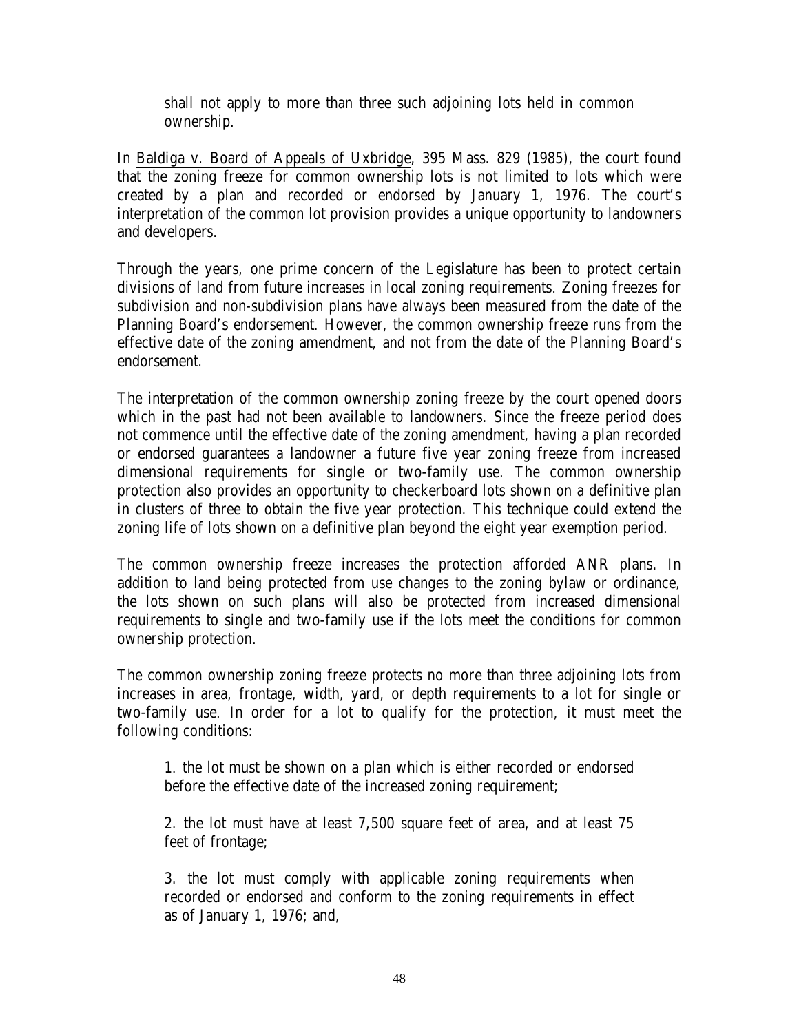> shall not apply to more than three such adjoining lots held in common ownership.

In Baldiga v. Board of Appeals of Uxbridge, 395 Mass. 829 (1985), the court found that the zoning freeze for common ownership lots is not limited to lots which were created by a plan and recorded or endorsed by January 1, 1976. The court's interpretation of the common lot provision provides a unique opportunity to landowners and developers.

Through the years, one prime concern of the Legislature has been to protect certain divisions of land from future increases in local zoning requirements. Zoning freezes for subdivision and non-subdivision plans have always been measured from the date of the Planning Board's endorsement. However, the common ownership freeze runs from the effective date of the zoning amendment, and not from the date of the Planning Board's endorsement.

The interpretation of the common ownership zoning freeze by the court opened doors which in the past had not been available to landowners. Since the freeze period does not commence until the effective date of the zoning amendment, having a plan recorded or endorsed guarantees a landowner a future five year zoning freeze from increased dimensional requirements for single or two-family use. The common ownership protection also provides an opportunity to checkerboard lots shown on a definitive plan in clusters of three to obtain the five year protection. This technique could extend the zoning life of lots shown on a definitive plan beyond the eight year exemption period.

The common ownership freeze increases the protection afforded ANR plans. In addition to land being protected from use changes to the zoning bylaw or ordinance, the lots shown on such plans will also be protected from increased dimensional requirements to single and two-family use if the lots meet the conditions for common ownership protection.

The common ownership zoning freeze protects no more than three adjoining lots from increases in area, frontage, width, yard, or depth requirements to a lot for single or two-family use. In order for a lot to qualify for the protection, it must meet the following conditions:

1. the lot must be shown on a plan which is either recorded or endorsed before the effective date of the increased zoning requirement;

2. the lot must have at least 7,500 square feet of area, and at least 75 feet of frontage;

3. the lot must comply with applicable zoning requirements when recorded or endorsed and conform to the zoning requirements in effect as of January 1, 1976; and,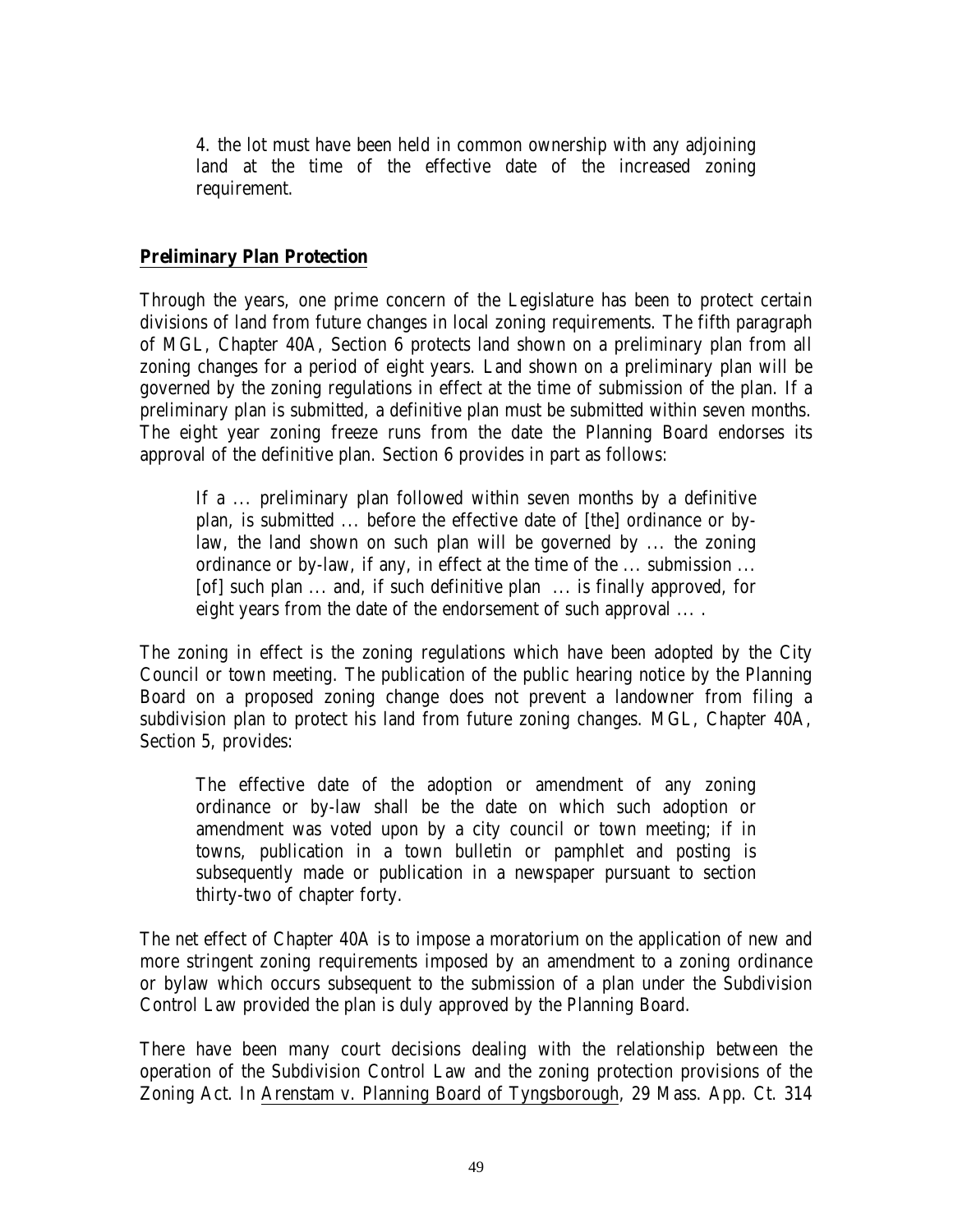4. the lot must have been held in common ownership with any adjoining land at the time of the effective date of the increased zoning requirement.

**Preliminary Plan Protection**

Through the years, one prime concern of the Legislature has been to protect certain divisions of land from future changes in local zoning requirements. The fifth paragraph of MGL, Chapter 40A, Section 6 protects land shown on a preliminary plan from all zoning changes for a period of eight years. Land shown on a preliminary plan will be governed by the zoning regulations in effect at the time of submission of the plan. If a preliminary plan is submitted, a definitive plan must be submitted within seven months. The eight year zoning freeze runs from the date the Planning Board endorses its approval of the definitive plan. Section 6 provides in part as follows:

> If a ... preliminary plan followed within seven months by a definitive plan, is submitted ... before the effective date of [the] ordinance or by-law, the land shown on such plan will be governed by ... the zoning ordinance or by-law, if any, in effect at the time of the ... submission ... [of] such plan ... and, if such definitive plan ... is finally approved, for eight years from the date of the endorsement of such approval ... .

The zoning in effect is the zoning regulations which have been adopted by the City Council or town meeting. The publication of the public hearing notice by the Planning Board on a proposed zoning change does not prevent a landowner from filing a subdivision plan to protect his land from future zoning changes. MGL, Chapter 40A, Section 5, provides:

> The effective date of the adoption or amendment of any zoning ordinance or by-law shall be the date on which such adoption or amendment was voted upon by a city council or town meeting; if in towns, publication in a town bulletin or pamphlet and posting is subsequently made or publication in a newspaper pursuant to section thirty-two of chapter forty.

The net effect of Chapter 40A is to impose a moratorium on the application of new and more stringent zoning requirements imposed by an amendment to a zoning ordinance or bylaw which occurs subsequent to the submission of a plan under the Subdivision Control Law provided the plan is duly approved by the Planning Board.

There have been many court decisions dealing with the relationship between the operation of the Subdivision Control Law and the zoning protection provisions of the Zoning Act. In Arenstam v. Planning Board of Tyngsborough, 29 Mass. App. Ct. 314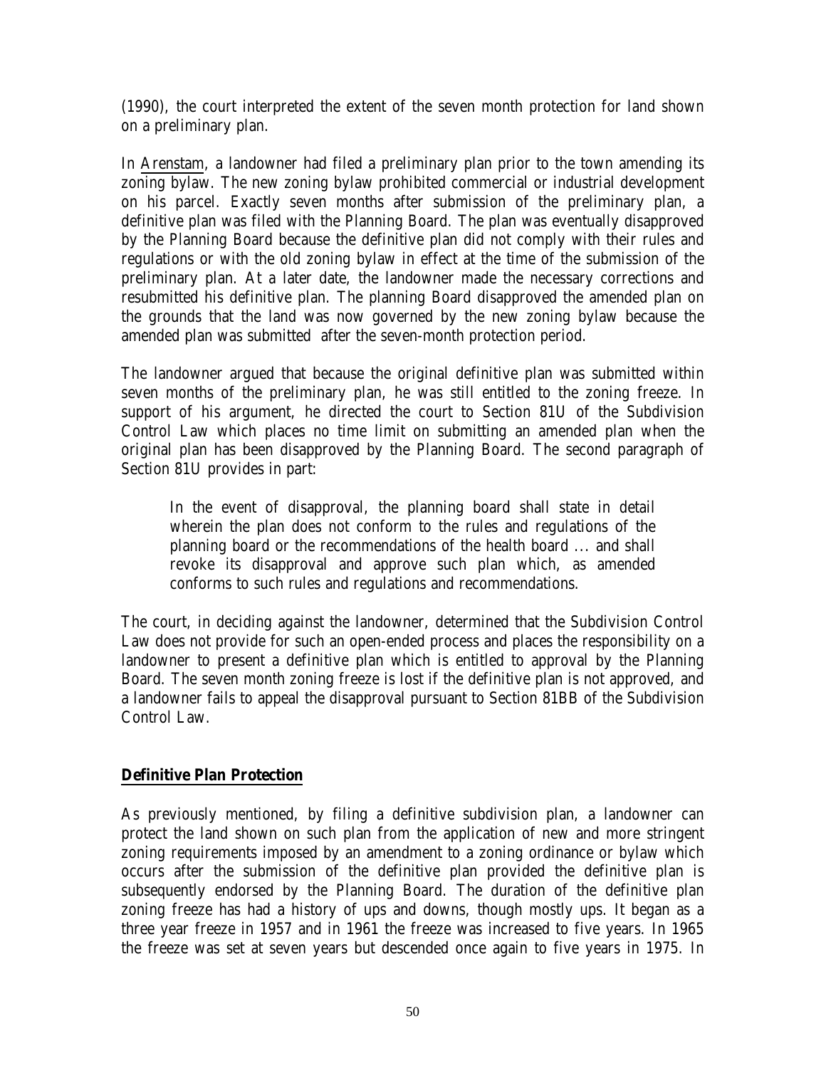(1990), the court interpreted the extent of the seven month protection for land shown on a preliminary plan.

In Arenstam, a landowner had filed a preliminary plan prior to the town amending its zoning bylaw. The new zoning bylaw prohibited commercial or industrial development on his parcel. Exactly seven months after submission of the preliminary plan, a definitive plan was filed with the Planning Board. The plan was eventually disapproved by the Planning Board because the definitive plan did not comply with their rules and regulations or with the old zoning bylaw in effect at the time of the submission of the preliminary plan. At a later date, the landowner made the necessary corrections and resubmitted his definitive plan. The planning Board disapproved the amended plan on the grounds that the land was now governed by the new zoning bylaw because the amended plan was submitted after the seven-month protection period.

The landowner argued that because the original definitive plan was submitted within seven months of the preliminary plan, he was still entitled to the zoning freeze. In support of his argument, he directed the court to Section 81U of the Subdivision Control Law which places no time limit on submitting an amended plan when the original plan has been disapproved by the Planning Board. The second paragraph of Section 81U provides in part:

> In the event of disapproval, the planning board shall state in detail wherein the plan does not conform to the rules and regulations of the planning board or the recommendations of the health board ... and shall revoke its disapproval and approve such plan which, as amended conforms to such rules and regulations and recommendations.

The court, in deciding against the landowner, determined that the Subdivision Control Law does not provide for such an open-ended process and places the responsibility on a landowner to present a definitive plan which is entitled to approval by the Planning Board. The seven month zoning freeze is lost if the definitive plan is not approved, and a landowner fails to appeal the disapproval pursuant to Section 81BB of the Subdivision Control Law.

## Definitive Plan Protection

As previously mentioned, by filing a definitive subdivision plan, a landowner can protect the land shown on such plan from the application of new and more stringent zoning requirements imposed by an amendment to a zoning ordinance or bylaw which occurs after the submission of the definitive plan provided the definitive plan is subsequently endorsed by the Planning Board. The duration of the definitive plan zoning freeze has had a history of ups and downs, though mostly ups. It began as a three year freeze in 1957 and in 1961 the freeze was increased to five years. In 1965 the freeze was set at seven years but descended once again to five years in 1975. In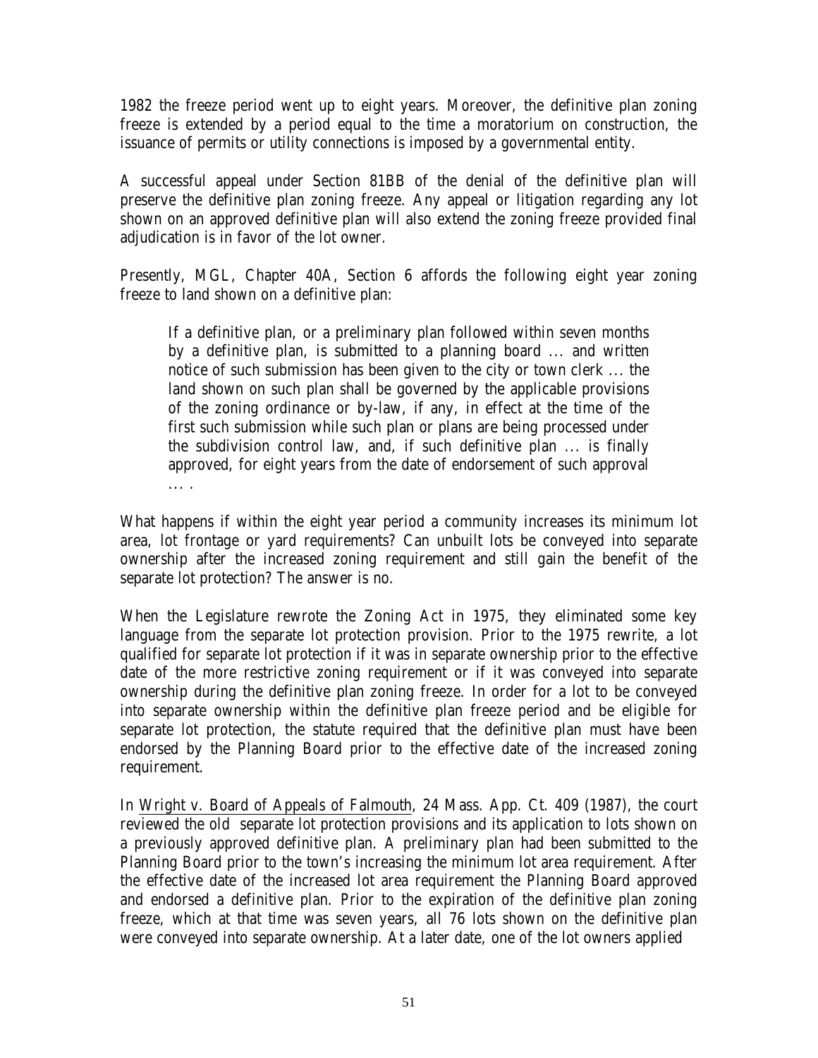1982 the freeze period went up to eight years. Moreover, the definitive plan zoning freeze is extended by a period equal to the time a moratorium on construction, the issuance of permits or utility connections is imposed by a governmental entity.

A successful appeal under Section 81BB of the denial of the definitive plan will preserve the definitive plan zoning freeze. Any appeal or litigation regarding any lot shown on an approved definitive plan will also extend the zoning freeze provided final adjudication is in favor of the lot owner.

Presently, MGL, Chapter 40A, Section 6 affords the following eight year zoning freeze to land shown on a definitive plan:

> If a definitive plan, or a preliminary plan followed within seven months by a definitive plan, is submitted to a planning board ... and written notice of such submission has been given to the city or town clerk ... the land shown on such plan shall be governed by the applicable provisions of the zoning ordinance or by-law, if any, in effect at the time of the first such submission while such plan or plans are being processed under the subdivision control law, and, if such definitive plan ... is finally approved, for eight years from the date of endorsement of such approval ... .

What happens if within the eight year period a community increases its minimum lot area, lot frontage or yard requirements? Can unbuilt lots be conveyed into separate ownership after the increased zoning requirement and still gain the benefit of the separate lot protection? The answer is no.

When the Legislature rewrote the Zoning Act in 1975, they eliminated some key language from the separate lot protection provision. Prior to the 1975 rewrite, a lot qualified for separate lot protection if it was in separate ownership prior to the effective date of the more restrictive zoning requirement or if it was conveyed into separate ownership during the definitive plan zoning freeze. In order for a lot to be conveyed into separate ownership within the definitive plan freeze period and be eligible for separate lot protection, the statute required that the definitive plan must have been endorsed by the Planning Board prior to the effective date of the increased zoning requirement.

In Wright v. Board of Appeals of Falmouth, 24 Mass. App. Ct. 409 (1987), the court reviewed the old separate lot protection provisions and its application to lots shown on a previously approved definitive plan. A preliminary plan had been submitted to the Planning Board prior to the town's increasing the minimum lot area requirement. After the effective date of the increased lot area requirement the Planning Board approved and endorsed a definitive plan. Prior to the expiration of the definitive plan zoning freeze, which at that time was seven years, all 76 lots shown on the definitive plan were conveyed into separate ownership. At a later date, one of the lot owners applied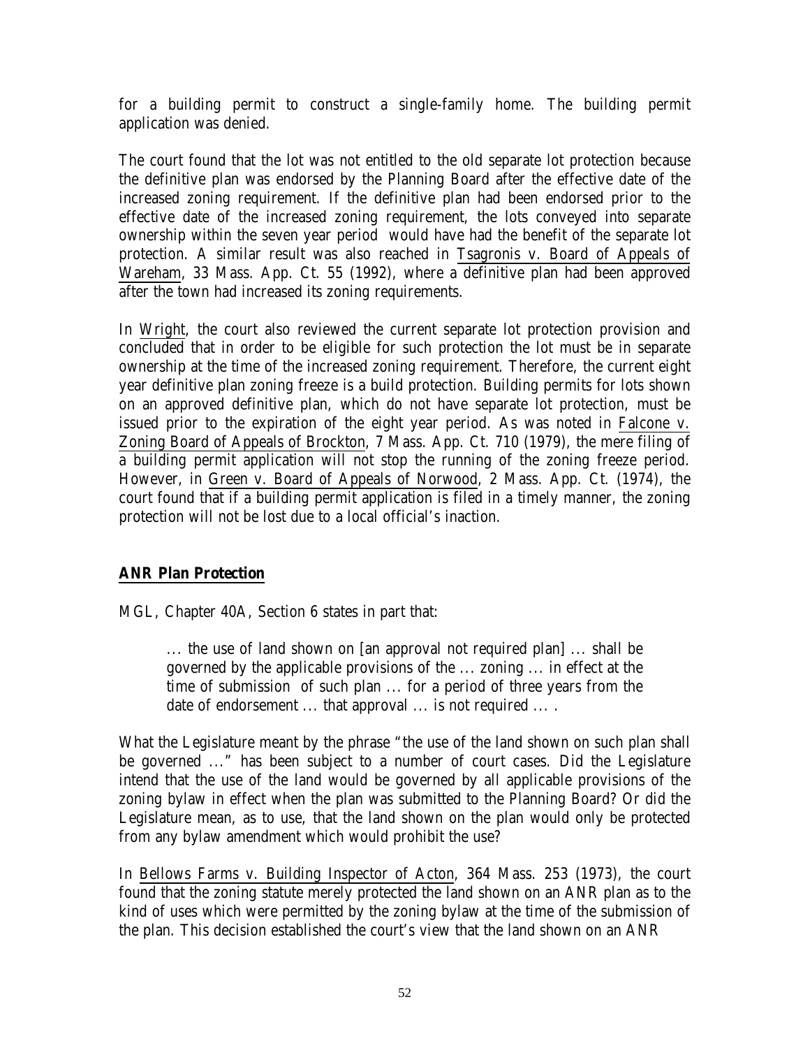for a building permit to construct a single-family home. The building permit application was denied.

The court found that the lot was not entitled to the old separate lot protection because the definitive plan was endorsed by the Planning Board after the effective date of the increased zoning requirement. If the definitive plan had been endorsed prior to the effective date of the increased zoning requirement, the lots conveyed into separate ownership within the seven year period would have had the benefit of the separate lot protection. A similar result was also reached in Tsagronis v. Board of Appeals of Wareham, 33 Mass. App. Ct. 55 (1992), where a definitive plan had been approved after the town had increased its zoning requirements.

In Wright, the court also reviewed the current separate lot protection provision and concluded that in order to be eligible for such protection the lot must be in separate ownership at the time of the increased zoning requirement. Therefore, the current eight year definitive plan zoning freeze is a build protection. Building permits for lots shown on an approved definitive plan, which do not have separate lot protection, must be issued prior to the expiration of the eight year period. As was noted in Falcone v. Zoning Board of Appeals of Brockton, 7 Mass. App. Ct. 710 (1979), the mere filing of a building permit application will not stop the running of the zoning freeze period. However, in Green v. Board of Appeals of Norwood, 2 Mass. App. Ct. (1974), the court found that if a building permit application is filed in a timely manner, the zoning protection will not be lost due to a local official's inaction.

## ANR Plan Protection

MGL, Chapter 40A, Section 6 states in part that:

> ... the use of land shown on [an approval not required plan] ... shall be governed by the applicable provisions of the ... zoning ... in effect at the time of submission of such plan ... for a period of three years from the date of endorsement ... that approval ... is not required ... .

What the Legislature meant by the phrase "the use of the land shown on such plan shall be governed ..." has been subject to a number of court cases. Did the Legislature intend that the use of the land would be governed by all applicable provisions of the zoning bylaw in effect when the plan was submitted to the Planning Board? Or did the Legislature mean, as to use, that the land shown on the plan would only be protected from any bylaw amendment which would prohibit the use?

In Bellows Farms v. Building Inspector of Acton, 364 Mass. 253 (1973), the court found that the zoning statute merely protected the land shown on an ANR plan as to the kind of uses which were permitted by the zoning bylaw at the time of the submission of the plan. This decision established the court's view that the land shown on an ANR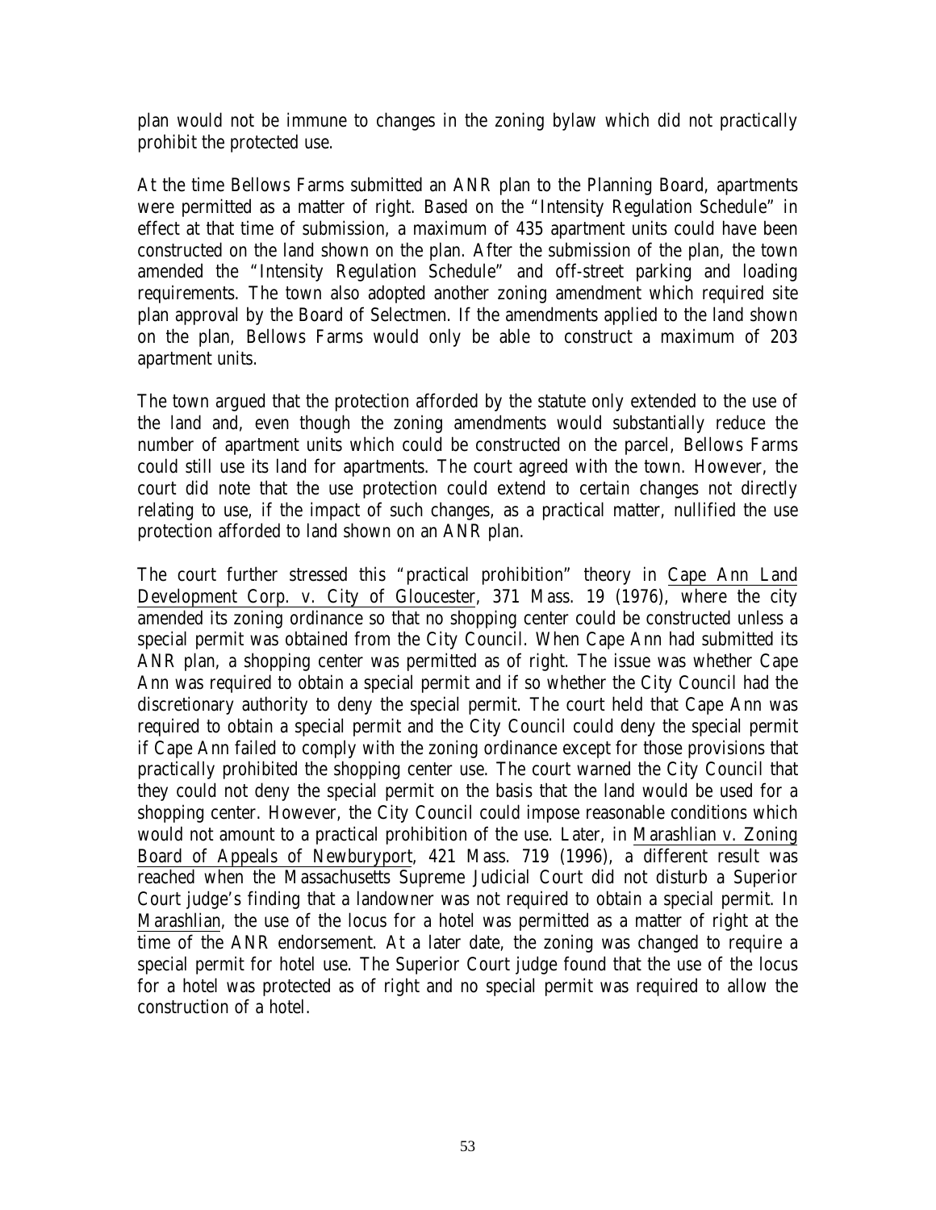plan would not be immune to changes in the zoning bylaw which did not practically prohibit the protected use.

At the time Bellows Farms submitted an ANR plan to the Planning Board, apartments were permitted as a matter of right. Based on the "Intensity Regulation Schedule" in effect at that time of submission, a maximum of 435 apartment units could have been constructed on the land shown on the plan. After the submission of the plan, the town amended the "Intensity Regulation Schedule" and off-street parking and loading requirements. The town also adopted another zoning amendment which required site plan approval by the Board of Selectmen. If the amendments applied to the land shown on the plan, Bellows Farms would only be able to construct a maximum of 203 apartment units.

The town argued that the protection afforded by the statute only extended to the use of the land and, even though the zoning amendments would substantially reduce the number of apartment units which could be constructed on the parcel, Bellows Farms could still use its land for apartments. The court agreed with the town. However, the court did note that the use protection could extend to certain changes not directly relating to use, if the impact of such changes, as a practical matter, nullified the use protection afforded to land shown on an ANR plan.

The court further stressed this "practical prohibition" theory in Cape Ann Land Development Corp. v. City of Gloucester, 371 Mass. 19 (1976), where the city amended its zoning ordinance so that no shopping center could be constructed unless a special permit was obtained from the City Council. When Cape Ann had submitted its ANR plan, a shopping center was permitted as of right. The issue was whether Cape Ann was required to obtain a special permit and if so whether the City Council had the discretionary authority to deny the special permit. The court held that Cape Ann was required to obtain a special permit and the City Council could deny the special permit if Cape Ann failed to comply with the zoning ordinance except for those provisions that practically prohibited the shopping center use. The court warned the City Council that they could not deny the special permit on the basis that the land would be used for a shopping center. However, the City Council could impose reasonable conditions which would not amount to a practical prohibition of the use. Later, in Marashlian v. Zoning Board of Appeals of Newburyport, 421 Mass. 719 (1996), a different result was reached when the Massachusetts Supreme Judicial Court did not disturb a Superior Court judge's finding that a landowner was not required to obtain a special permit. In Marashlian, the use of the locus for a hotel was permitted as a matter of right at the time of the ANR endorsement. At a later date, the zoning was changed to require a special permit for hotel use. The Superior Court judge found that the use of the locus for a hotel was protected as of right and no special permit was required to allow the construction of a hotel.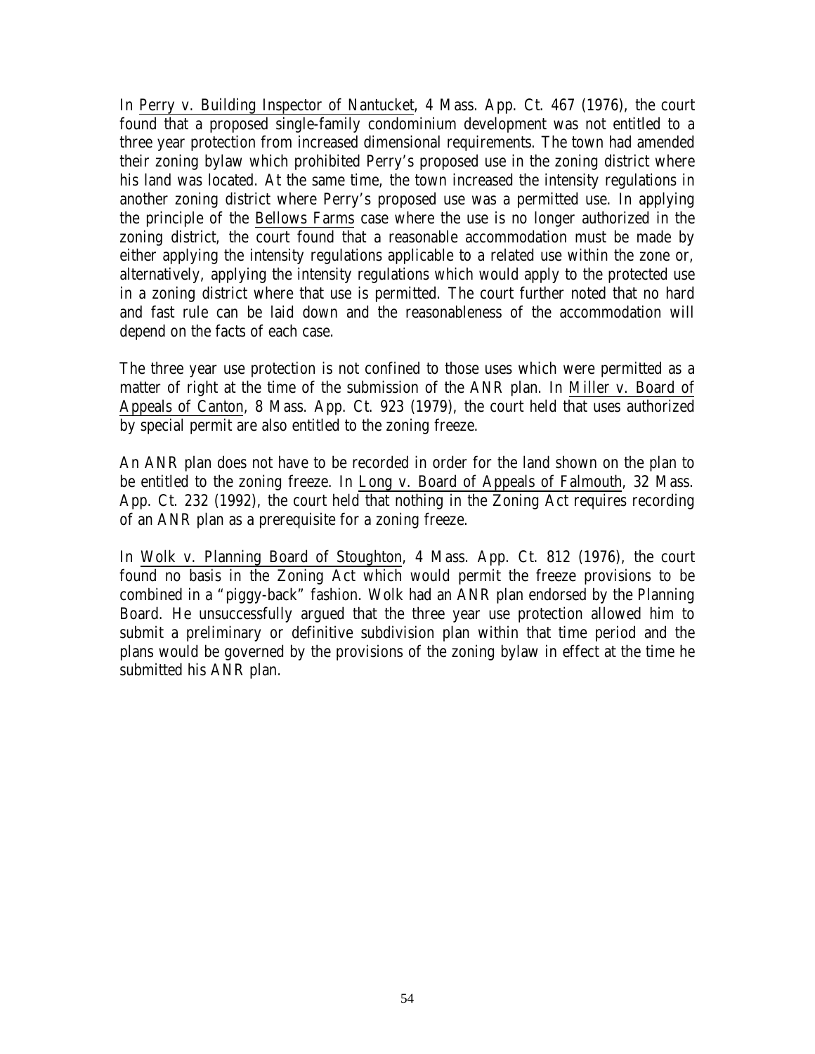In Perry v. Building Inspector of Nantucket, 4 Mass. App. Ct. 467 (1976), the court found that a proposed single-family condominium development was not entitled to a three year protection from increased dimensional requirements. The town had amended their zoning bylaw which prohibited Perry's proposed use in the zoning district where his land was located. At the same time, the town increased the intensity regulations in another zoning district where Perry's proposed use was a permitted use. In applying the principle of the Bellows Farms case where the use is no longer authorized in the zoning district, the court found that a reasonable accommodation must be made by either applying the intensity regulations applicable to a related use within the zone or, alternatively, applying the intensity regulations which would apply to the protected use in a zoning district where that use is permitted. The court further noted that no hard and fast rule can be laid down and the reasonableness of the accommodation will depend on the facts of each case.

The three year use protection is not confined to those uses which were permitted as a matter of right at the time of the submission of the ANR plan. In Miller v. Board of Appeals of Canton, 8 Mass. App. Ct. 923 (1979), the court held that uses authorized by special permit are also entitled to the zoning freeze.

An ANR plan does not have to be recorded in order for the land shown on the plan to be entitled to the zoning freeze. In Long v. Board of Appeals of Falmouth, 32 Mass. App. Ct. 232 (1992), the court held that nothing in the Zoning Act requires recording of an ANR plan as a prerequisite for a zoning freeze.

In Wolk v. Planning Board of Stoughton, 4 Mass. App. Ct. 812 (1976), the court found no basis in the Zoning Act which would permit the freeze provisions to be combined in a "piggy-back" fashion. Wolk had an ANR plan endorsed by the Planning Board. He unsuccessfully argued that the three year use protection allowed him to submit a preliminary or definitive subdivision plan within that time period and the plans would be governed by the provisions of the zoning bylaw in effect at the time he submitted his ANR plan.